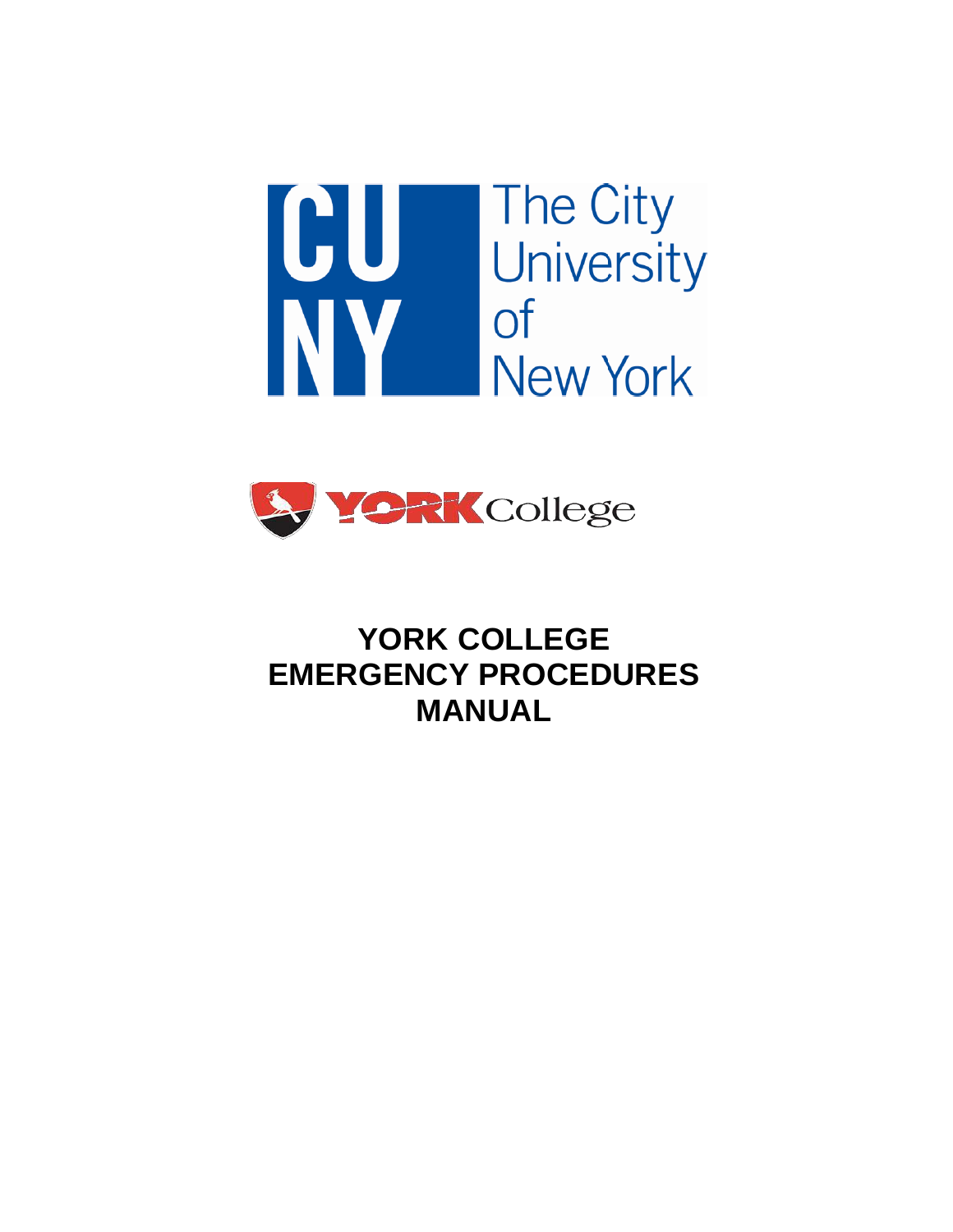# YORK COLLEGE EMERGENCY PROCEDURES MANUAL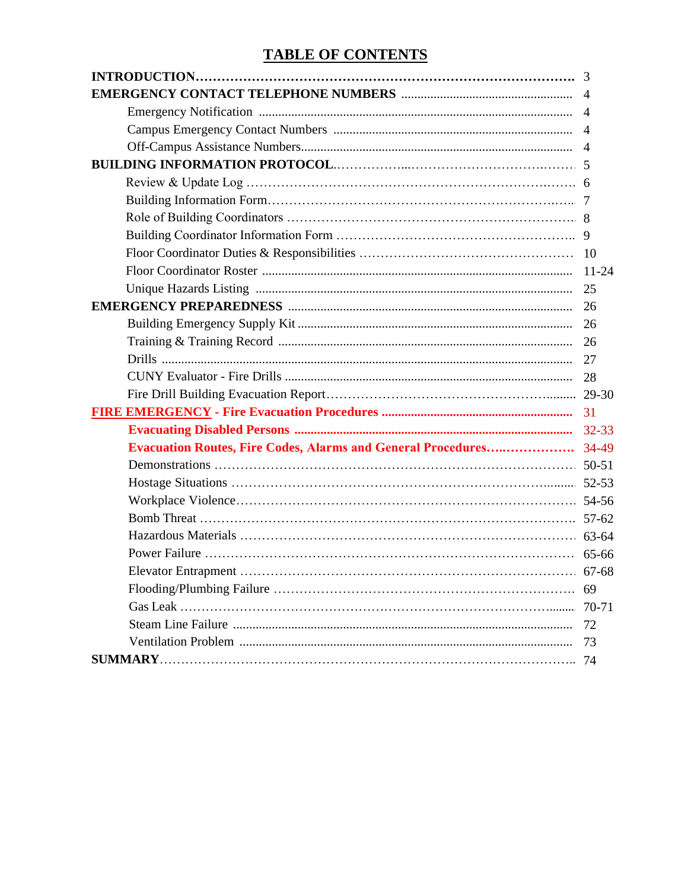# TABLE OF CONTENTS

| | |
|---|---|
| **INTRODUCTION** | 3 |
| **EMERGENCY CONTACT TELEPHONE NUMBERS** | 4 |
| Emergency Notification | 4 |
| Campus Emergency Contact Numbers | 4 |
| Off-Campus Assistance Numbers | 4 |
| **BUILDING INFORMATION PROTOCOL** | 5 |
| Review & Update Log | 6 |
| Building Information Form | 7 |
| Role of Building Coordinators | 8 |
| Building Coordinator Information Form | 9 |
| Floor Coordinator Duties & Responsibilities | 10 |
| Floor Coordinator Roster | 11-24 |
| Unique Hazards Listing | 25 |
| **EMERGENCY PREPAREDNESS** | 26 |
| Building Emergency Supply Kit | 26 |
| Training & Training Record | 26 |
| Drills | 27 |
| CUNY Evaluator - Fire Drills | 28 |
| Fire Drill Building Evacuation Report | 29-30 |
| **FIRE EMERGENCY - Fire Evacuation Procedures** | 31 |
| **Evacuating Disabled Persons** | 32-33 |
| **Evacuation Routes, Fire Codes, Alarms and General Procedures** | 34-49 |
| Demonstrations | 50-51 |
| Hostage Situations | 52-53 |
| Workplace Violence | 54-56 |
| Bomb Threat | 57-62 |
| Hazardous Materials | 63-64 |
| Power Failure | 65-66 |
| Elevator Entrapment | 67-68 |
| Flooding/Plumbing Failure | 69 |
| Gas Leak | 70-71 |
| Steam Line Failure | 72 |
| Ventilation Problem | 73 |
| **SUMMARY** | 74 |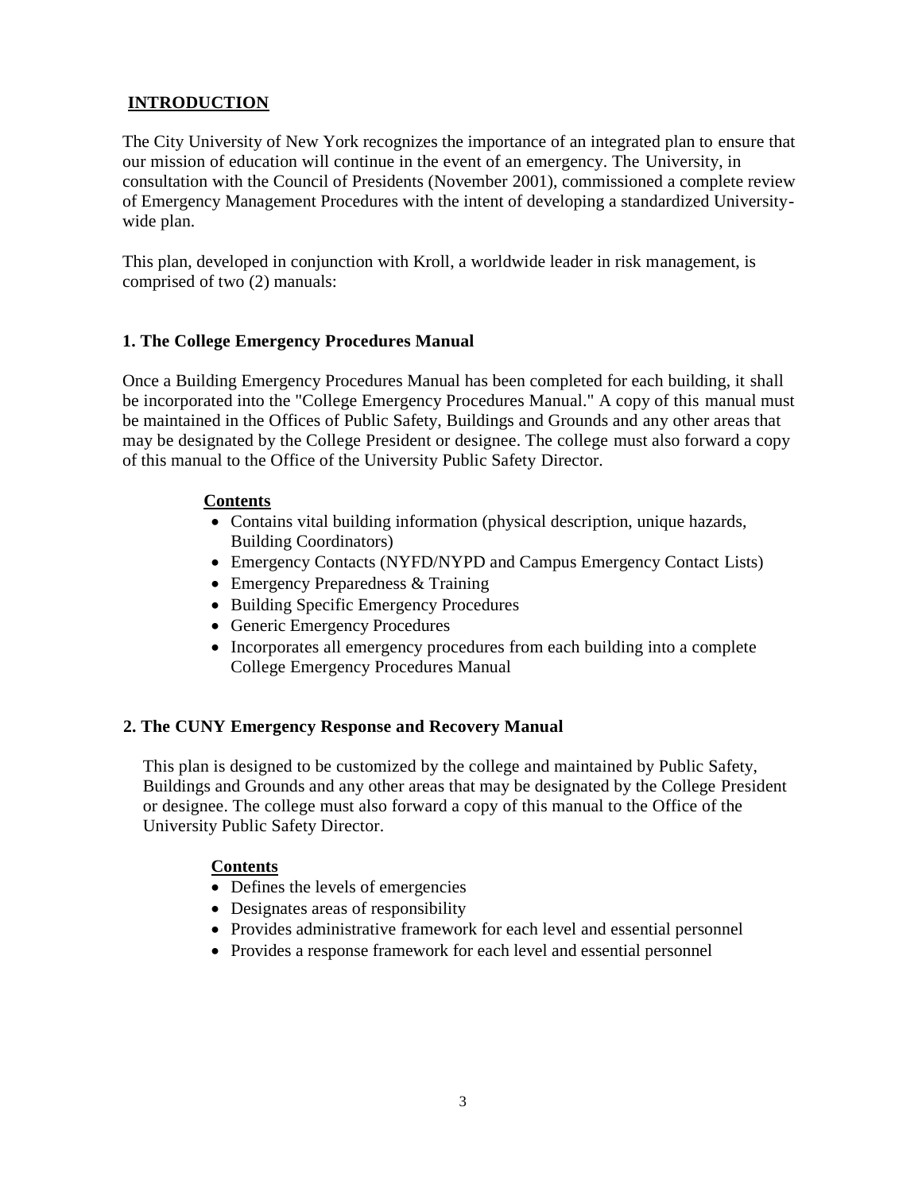## INTRODUCTION

The City University of New York recognizes the importance of an integrated plan to ensure that our mission of education will continue in the event of an emergency. The University, in consultation with the Council of Presidents (November 2001), commissioned a complete review of Emergency Management Procedures with the intent of developing a standardized University-wide plan.

This plan, developed in conjunction with Kroll, a worldwide leader in risk management, is comprised of two (2) manuals:

### 1. The College Emergency Procedures Manual

Once a Building Emergency Procedures Manual has been completed for each building, it shall be incorporated into the "College Emergency Procedures Manual." A copy of this manual must be maintained in the Offices of Public Safety, Buildings and Grounds and any other areas that may be designated by the College President or designee. The college must also forward a copy of this manual to the Office of the University Public Safety Director.

**Contents**

- Contains vital building information (physical description, unique hazards, Building Coordinators)
- Emergency Contacts (NYFD/NYPD and Campus Emergency Contact Lists)
- Emergency Preparedness & Training
- Building Specific Emergency Procedures
- Generic Emergency Procedures
- Incorporates all emergency procedures from each building into a complete College Emergency Procedures Manual

### 2. The CUNY Emergency Response and Recovery Manual

This plan is designed to be customized by the college and maintained by Public Safety, Buildings and Grounds and any other areas that may be designated by the College President or designee. The college must also forward a copy of this manual to the Office of the University Public Safety Director.

**Contents**

- Defines the levels of emergencies
- Designates areas of responsibility
- Provides administrative framework for each level and essential personnel
- Provides a response framework for each level and essential personnel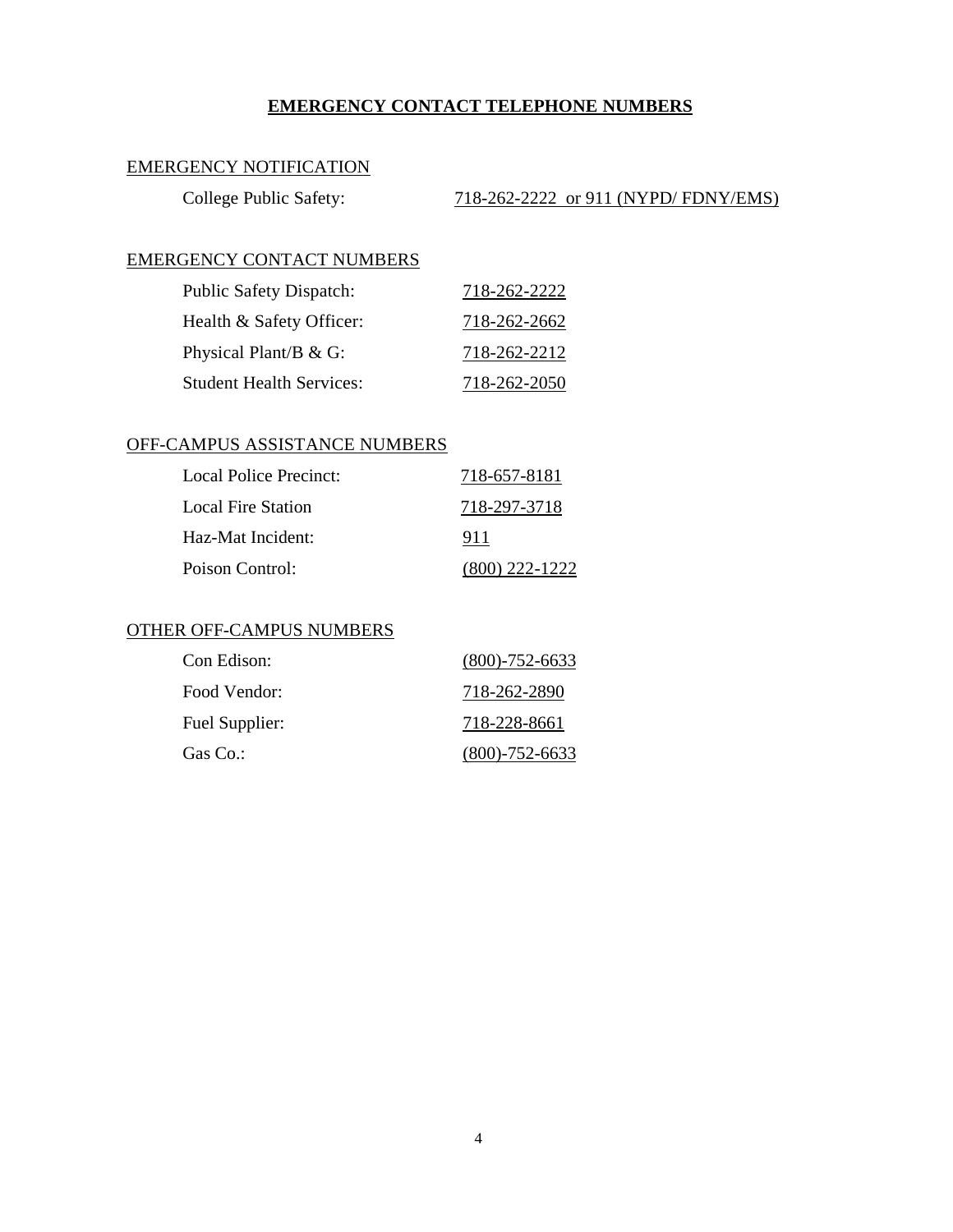# EMERGENCY CONTACT TELEPHONE NUMBERS

## EMERGENCY NOTIFICATION

| | |
|---|---|
| College Public Safety: | 718-262-2222 or 911 (NYPD/ FDNY/EMS) |

## EMERGENCY CONTACT NUMBERS

| | |
|---|---|
| Public Safety Dispatch: | 718-262-2222 |
| Health & Safety Officer: | 718-262-2662 |
| Physical Plant/B & G: | 718-262-2212 |
| Student Health Services: | 718-262-2050 |

## OFF-CAMPUS ASSISTANCE NUMBERS

| | |
|---|---|
| Local Police Precinct: | 718-657-8181 |
| Local Fire Station | 718-297-3718 |
| Haz-Mat Incident: | 911 |
| Poison Control: | (800) 222-1222 |

## OTHER OFF-CAMPUS NUMBERS

| | |
|---|---|
| Con Edison: | (800)-752-6633 |
| Food Vendor: | 718-262-2890 |
| Fuel Supplier: | 718-228-8661 |
| Gas Co.: | (800)-752-6633 |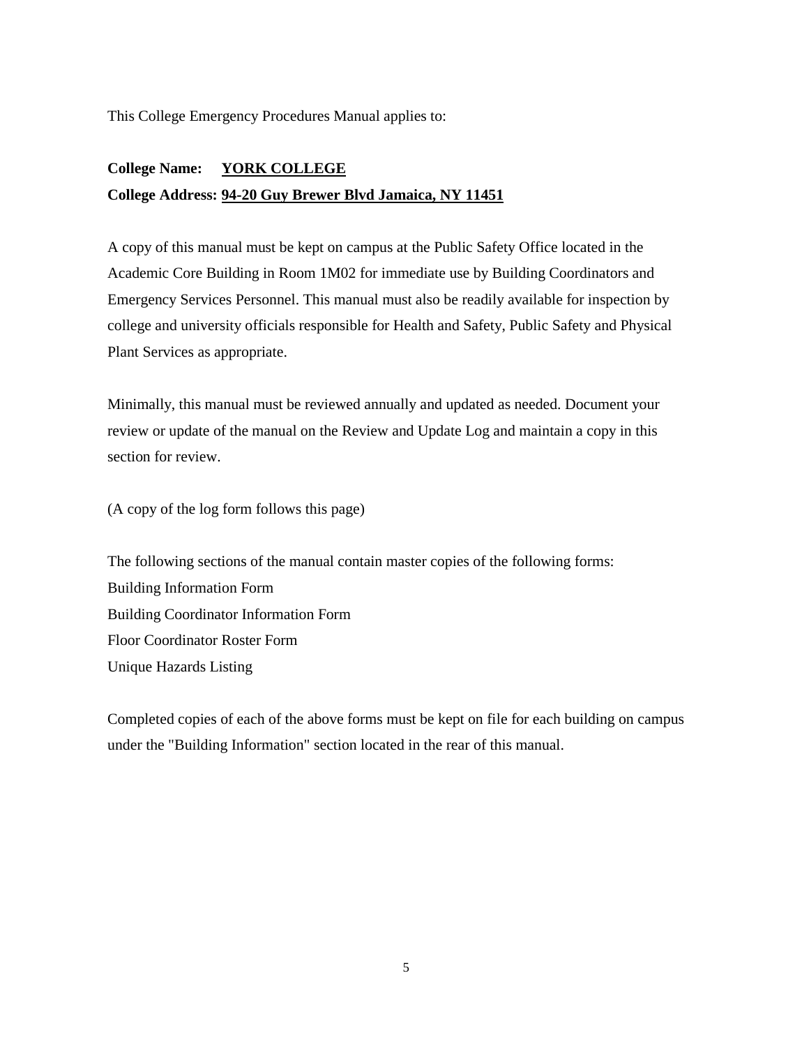This College Emergency Procedures Manual applies to:

**College Name:** **YORK COLLEGE**

**College Address:** **94-20 Guy Brewer Blvd Jamaica, NY 11451**

A copy of this manual must be kept on campus at the Public Safety Office located in the Academic Core Building in Room 1M02 for immediate use by Building Coordinators and Emergency Services Personnel. This manual must also be readily available for inspection by college and university officials responsible for Health and Safety, Public Safety and Physical Plant Services as appropriate.

Minimally, this manual must be reviewed annually and updated as needed. Document your review or update of the manual on the Review and Update Log and maintain a copy in this section for review.

(A copy of the log form follows this page)

The following sections of the manual contain master copies of the following forms:

Building Information Form

Building Coordinator Information Form

Floor Coordinator Roster Form

Unique Hazards Listing

Completed copies of each of the above forms must be kept on file for each building on campus under the "Building Information" section located in the rear of this manual.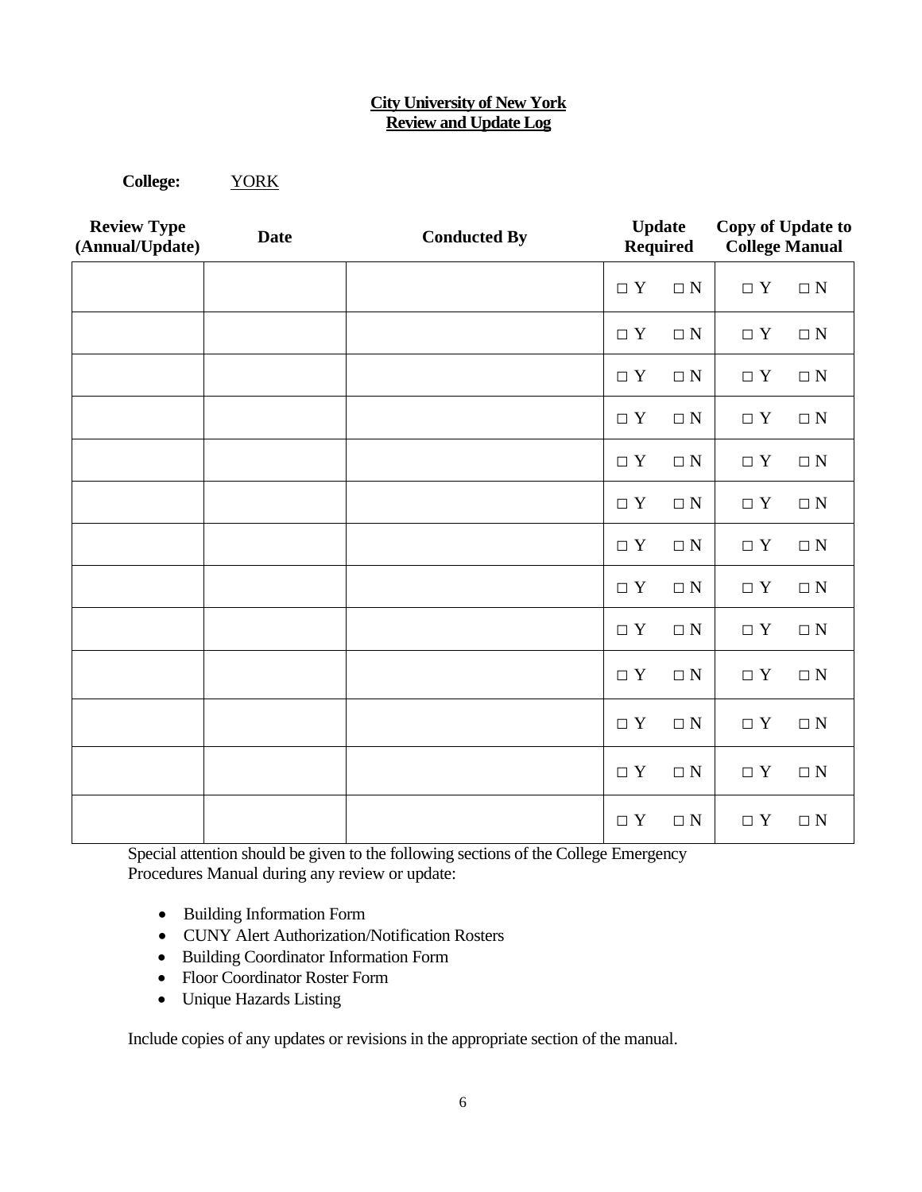**City University of New York**
**Review and Update Log**

**College:** YORK

| Review Type (Annual/Update) | Date | Conducted By | Update Required | Copy of Update to College Manual |
|---|---|---|---|---|
| | | | □ Y □ N | □ Y □ N |
| | | | □ Y □ N | □ Y □ N |
| | | | □ Y □ N | □ Y □ N |
| | | | □ Y □ N | □ Y □ N |
| | | | □ Y □ N | □ Y □ N |
| | | | □ Y □ N | □ Y □ N |
| | | | □ Y □ N | □ Y □ N |
| | | | □ Y □ N | □ Y □ N |
| | | | □ Y □ N | □ Y □ N |
| | | | □ Y □ N | □ Y □ N |
| | | | □ Y □ N | □ Y □ N |
| | | | □ Y □ N | □ Y □ N |
| | | | □ Y □ N | □ Y □ N |

Special attention should be given to the following sections of the College Emergency Procedures Manual during any review or update:

- Building Information Form
- CUNY Alert Authorization/Notification Rosters
- Building Coordinator Information Form
- Floor Coordinator Roster Form
- Unique Hazards Listing

Include copies of any updates or revisions in the appropriate section of the manual.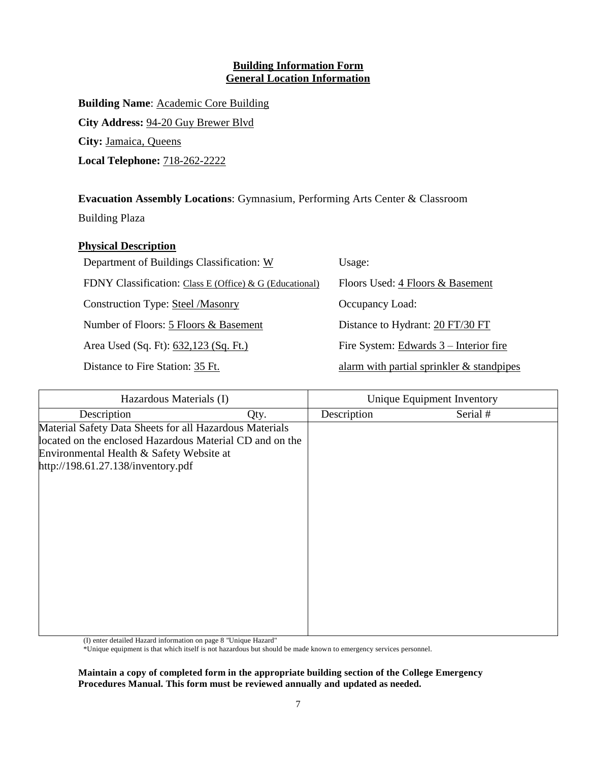**Building Information Form**
**General Location Information**

**Building Name**: Academic Core Building

**City Address:** 94-20 Guy Brewer Blvd

**City:** Jamaica, Queens

**Local Telephone:** 718-262-2222

**Evacuation Assembly Locations**: Gymnasium, Performing Arts Center & Classroom Building Plaza

**Physical Description**

Department of Buildings Classification: W

FDNY Classification: Class E (Office) & G (Educational)

Construction Type: Steel /Masonry

Number of Floors: 5 Floors & Basement

Area Used (Sq. Ft): 632,123 (Sq. Ft.)

Distance to Fire Station: 35 Ft.

Usage:

Floors Used: 4 Floors & Basement

Occupancy Load:

Distance to Hydrant: 20 FT/30 FT

Fire System: Edwards 3 – Interior fire alarm with partial sprinkler & standpipes

| Hazardous Materials (I) | | Unique Equipment Inventory | |
|---|---|---|---|
| Description | Qty. | Description | Serial # |
| Material Safety Data Sheets for all Hazardous Materials located on the enclosed Hazardous Material CD and on the Environmental Health & Safety Website at http://198.61.27.138/inventory.pdf | | | |

(I) enter detailed Hazard information on page 8 "Unique Hazard"

*Unique equipment is that which itself is not hazardous but should be made known to emergency services personnel.

**Maintain a copy of completed form in the appropriate building section of the College Emergency Procedures Manual. This form must be reviewed annually and updated as needed.**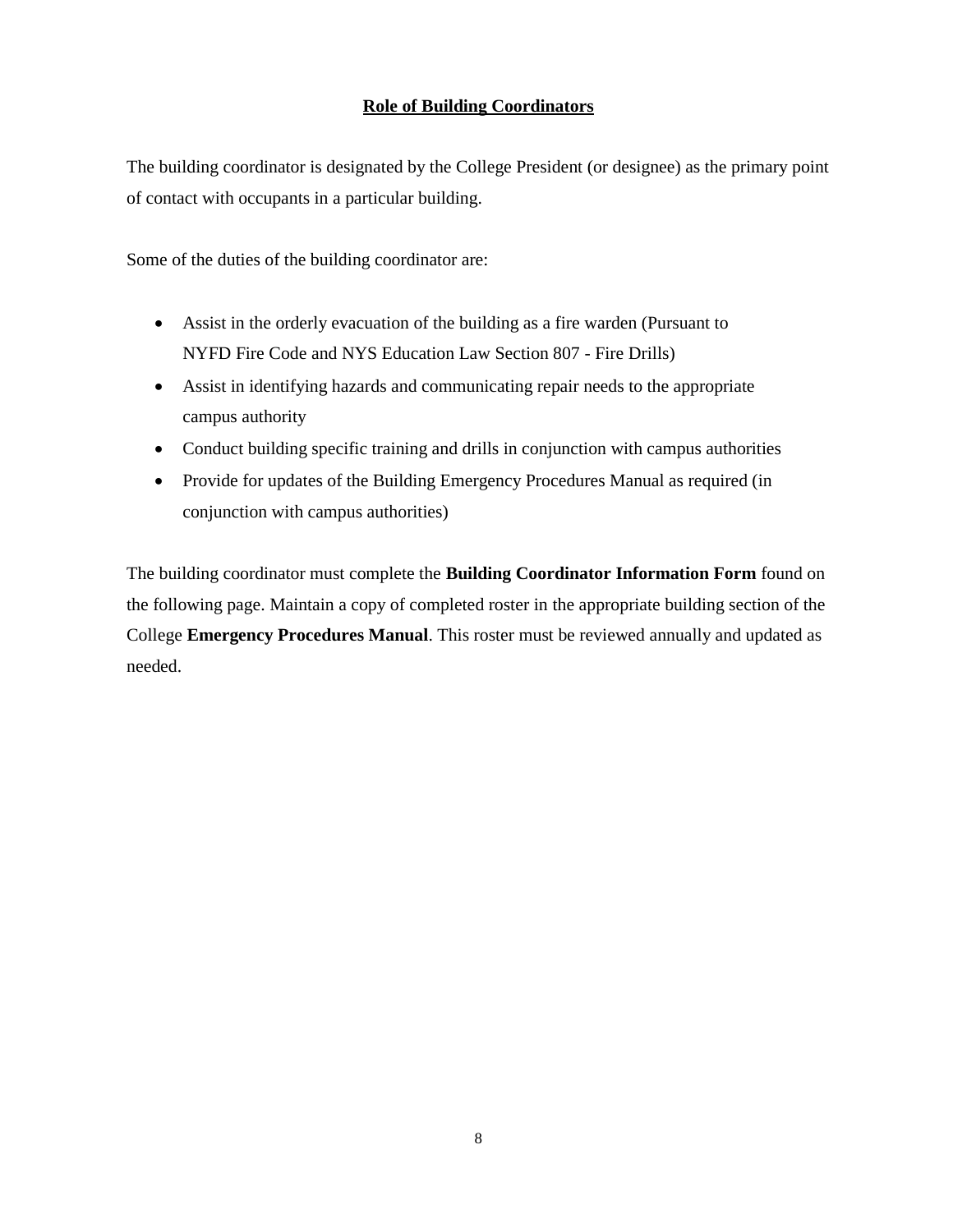## Role of Building Coordinators

The building coordinator is designated by the College President (or designee) as the primary point of contact with occupants in a particular building.

Some of the duties of the building coordinator are:

- Assist in the orderly evacuation of the building as a fire warden (Pursuant to NYFD Fire Code and NYS Education Law Section 807 - Fire Drills)
- Assist in identifying hazards and communicating repair needs to the appropriate campus authority
- Conduct building specific training and drills in conjunction with campus authorities
- Provide for updates of the Building Emergency Procedures Manual as required (in conjunction with campus authorities)

The building coordinator must complete the **Building Coordinator Information Form** found on the following page. Maintain a copy of completed roster in the appropriate building section of the College **Emergency Procedures Manual**. This roster must be reviewed annually and updated as needed.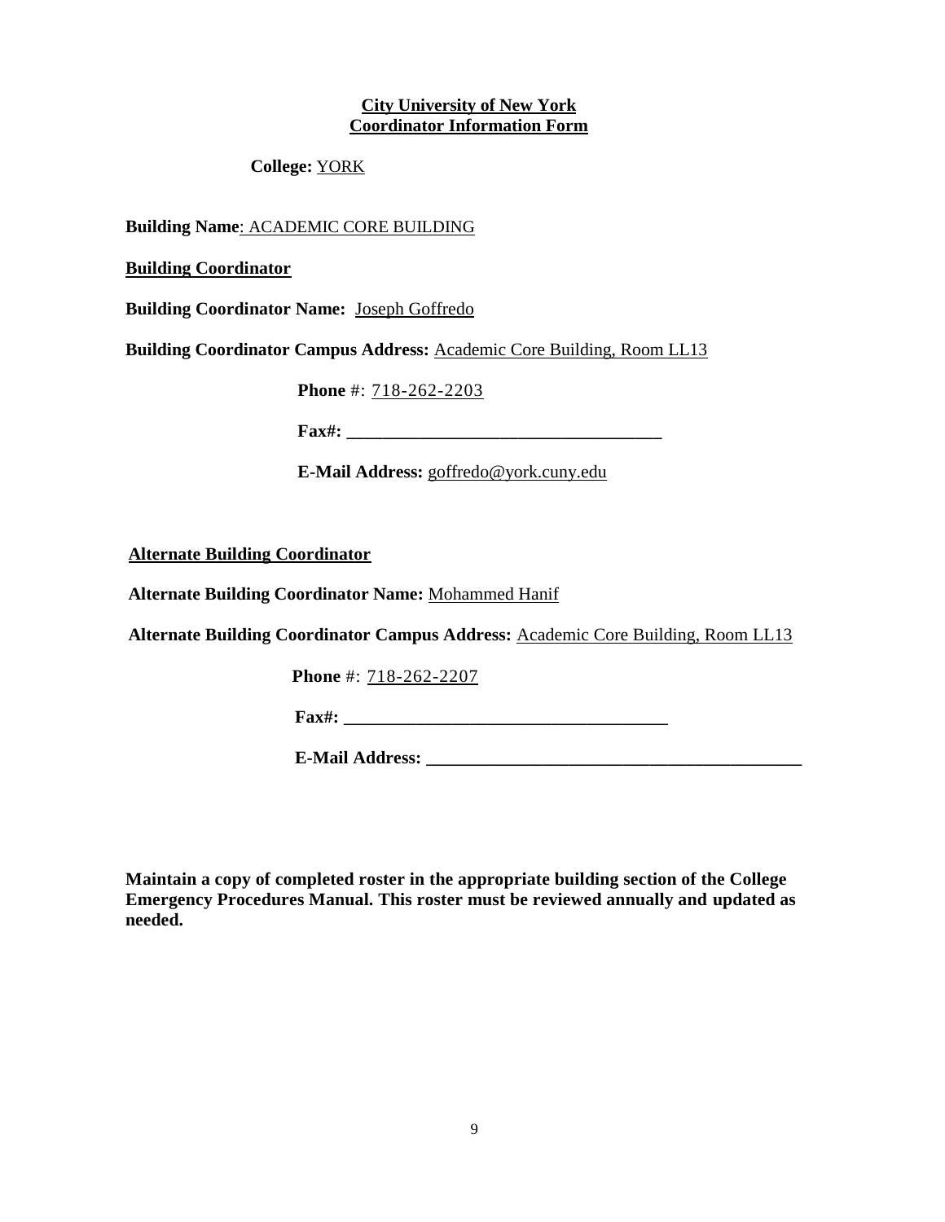**City University of New York**
**Coordinator Information Form**

**College:** YORK

**Building Name**: ACADEMIC CORE BUILDING

**Building Coordinator**

**Building Coordinator Name:** Joseph Goffredo

**Building Coordinator Campus Address:** Academic Core Building, Room LL13

**Phone** #: 718-262-2203

**Fax#:** ___________________________________

**E-Mail Address:** goffredo@york.cuny.edu

**Alternate Building Coordinator**

**Alternate Building Coordinator Name:** Mohammed Hanif

**Alternate Building Coordinator Campus Address:** Academic Core Building, Room LL13

**Phone** #: 718-262-2207

**Fax#:** ___________________________________

**E-Mail Address:** __________________________________________

**Maintain a copy of completed roster in the appropriate building section of the College Emergency Procedures Manual. This roster must be reviewed annually and updated as needed.**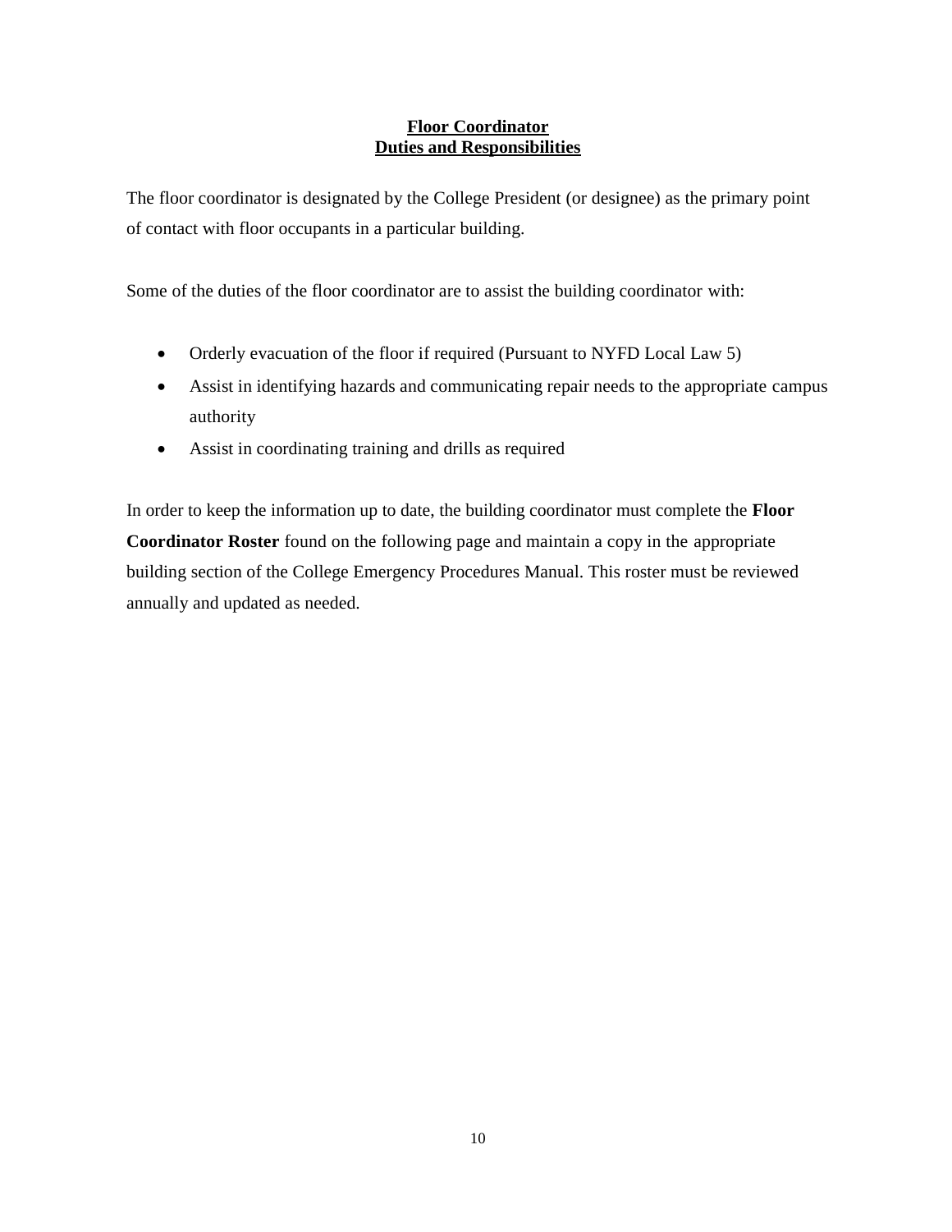## Floor Coordinator
## Duties and Responsibilities

The floor coordinator is designated by the College President (or designee) as the primary point of contact with floor occupants in a particular building.

Some of the duties of the floor coordinator are to assist the building coordinator with:

- Orderly evacuation of the floor if required (Pursuant to NYFD Local Law 5)
- Assist in identifying hazards and communicating repair needs to the appropriate campus authority
- Assist in coordinating training and drills as required

In order to keep the information up to date, the building coordinator must complete the **Floor Coordinator Roster** found on the following page and maintain a copy in the appropriate building section of the College Emergency Procedures Manual. This roster must be reviewed annually and updated as needed.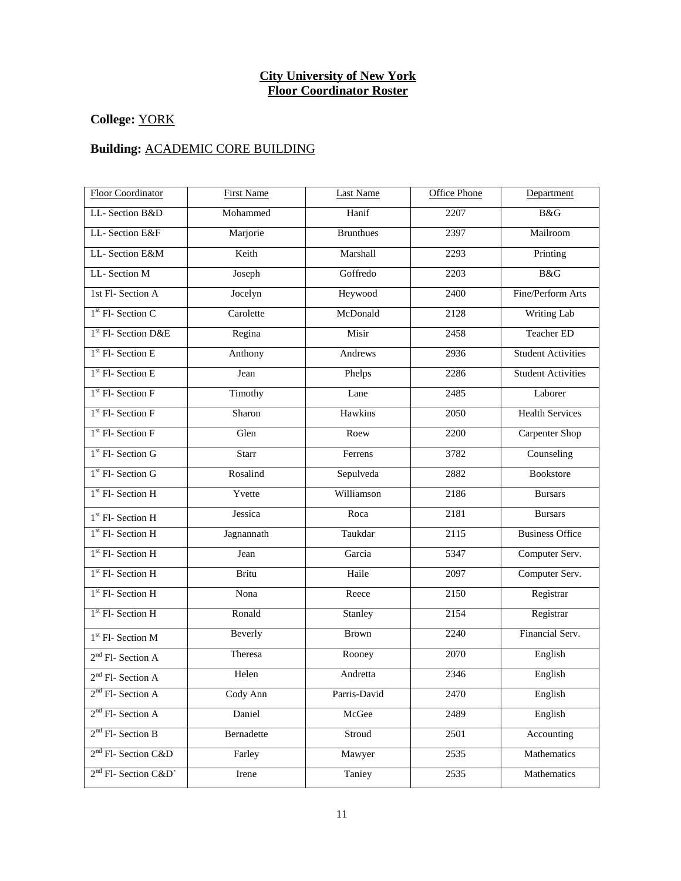# City University of New York
## Floor Coordinator Roster

**College:** YORK

**Building:** ACADEMIC CORE BUILDING

| Floor Coordinator | First Name | Last Name | Office Phone | Department |
|---|---|---|---|---|
| LL- Section B&D | Mohammed | Hanif | 2207 | B&G |
| LL- Section E&F | Marjorie | Brunthues | 2397 | Mailroom |
| LL- Section E&M | Keith | Marshall | 2293 | Printing |
| LL- Section M | Joseph | Goffredo | 2203 | B&G |
| 1st Fl- Section A | Jocelyn | Heywood | 2400 | Fine/Perform Arts |
| 1st Fl- Section C | Carolette | McDonald | 2128 | Writing Lab |
| 1st Fl- Section D&E | Regina | Misir | 2458 | Teacher ED |
| 1st Fl- Section E | Anthony | Andrews | 2936 | Student Activities |
| 1st Fl- Section E | Jean | Phelps | 2286 | Student Activities |
| 1st Fl- Section F | Timothy | Lane | 2485 | Laborer |
| 1st Fl- Section F | Sharon | Hawkins | 2050 | Health Services |
| 1st Fl- Section F | Glen | Roew | 2200 | Carpenter Shop |
| 1st Fl- Section G | Starr | Ferrens | 3782 | Counseling |
| 1st Fl- Section G | Rosalind | Sepulveda | 2882 | Bookstore |
| 1st Fl- Section H | Yvette | Williamson | 2186 | Bursars |
| 1st Fl- Section H | Jessica | Roca | 2181 | Bursars |
| 1st Fl- Section H | Jagnannath | Taukdar | 2115 | Business Office |
| 1st Fl- Section H | Jean | Garcia | 5347 | Computer Serv. |
| 1st Fl- Section H | Britu | Haile | 2097 | Computer Serv. |
| 1st Fl- Section H | Nona | Reece | 2150 | Registrar |
| 1st Fl- Section H | Ronald | Stanley | 2154 | Registrar |
| 1st Fl- Section M | Beverly | Brown | 2240 | Financial Serv. |
| 2nd Fl- Section A | Theresa | Rooney | 2070 | English |
| 2nd Fl- Section A | Helen | Andretta | 2346 | English |
| 2nd Fl- Section A | Cody Ann | Parris-David | 2470 | English |
| 2nd Fl- Section A | Daniel | McGee | 2489 | English |
| 2nd Fl- Section B | Bernadette | Stroud | 2501 | Accounting |
| 2nd Fl- Section C&D | Farley | Mawyer | 2535 | Mathematics |
| 2nd Fl- Section C&D` | Irene | Taniey | 2535 | Mathematics |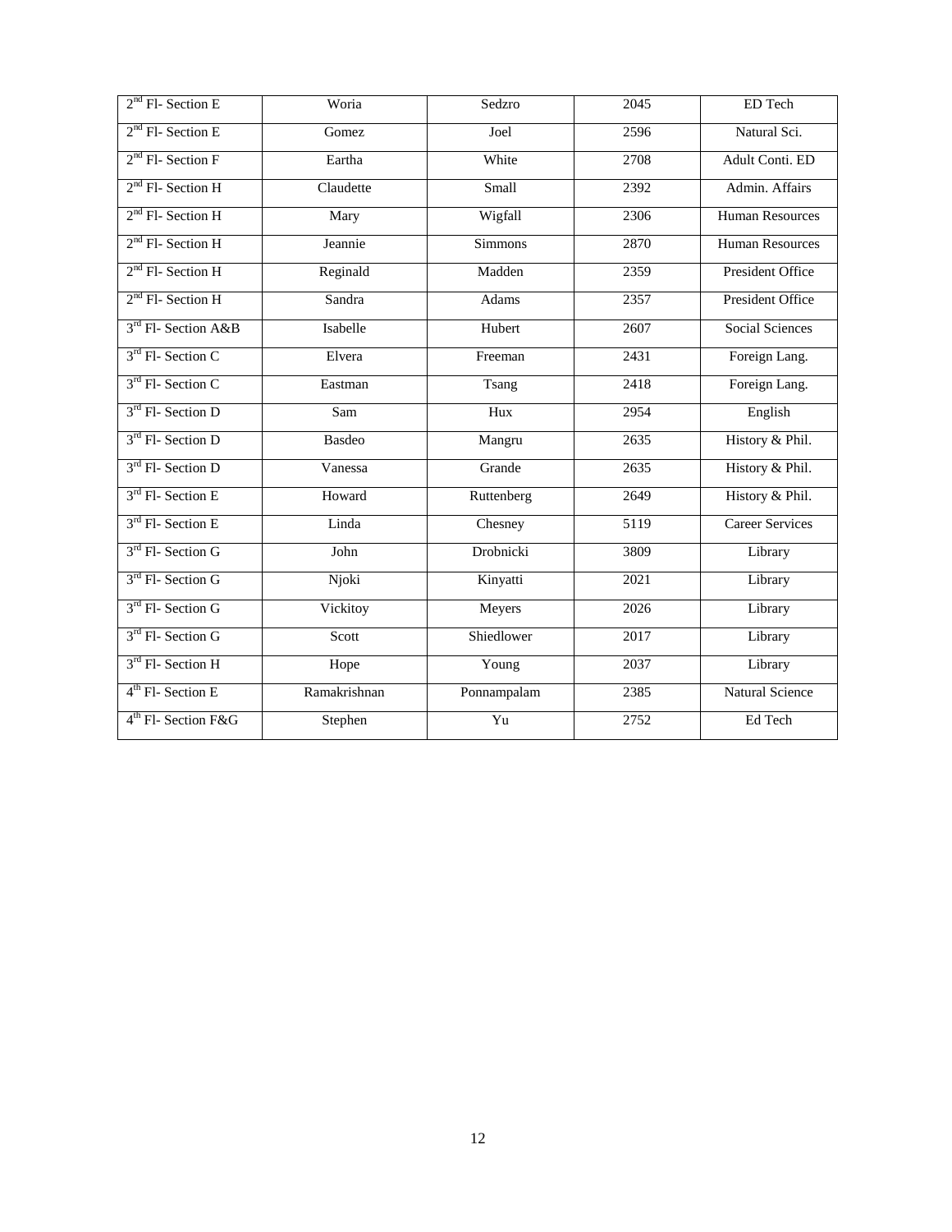| 2nd Fl- Section E | Woria | Sedzro | 2045 | ED Tech |
|---|---|---|---|---|
| 2nd Fl- Section E | Gomez | Joel | 2596 | Natural Sci. |
| 2nd Fl- Section F | Eartha | White | 2708 | Adult Conti. ED |
| 2nd Fl- Section H | Claudette | Small | 2392 | Admin. Affairs |
| 2nd Fl- Section H | Mary | Wigfall | 2306 | Human Resources |
| 2nd Fl- Section H | Jeannie | Simmons | 2870 | Human Resources |
| 2nd Fl- Section H | Reginald | Madden | 2359 | President Office |
| 2nd Fl- Section H | Sandra | Adams | 2357 | President Office |
| 3rd Fl- Section A&B | Isabelle | Hubert | 2607 | Social Sciences |
| 3rd Fl- Section C | Elvera | Freeman | 2431 | Foreign Lang. |
| 3rd Fl- Section C | Eastman | Tsang | 2418 | Foreign Lang. |
| 3rd Fl- Section D | Sam | Hux | 2954 | English |
| 3rd Fl- Section D | Basdeo | Mangru | 2635 | History & Phil. |
| 3rd Fl- Section D | Vanessa | Grande | 2635 | History & Phil. |
| 3rd Fl- Section E | Howard | Ruttenberg | 2649 | History & Phil. |
| 3rd Fl- Section E | Linda | Chesney | 5119 | Career Services |
| 3rd Fl- Section G | John | Drobnicki | 3809 | Library |
| 3rd Fl- Section G | Njoki | Kinyatti | 2021 | Library |
| 3rd Fl- Section G | Vickitoy | Meyers | 2026 | Library |
| 3rd Fl- Section G | Scott | Shiedlower | 2017 | Library |
| 3rd Fl- Section H | Hope | Young | 2037 | Library |
| 4th Fl- Section E | Ramakrishnan | Ponnampalam | 2385 | Natural Science |
| 4th Fl- Section F&G | Stephen | Yu | 2752 | Ed Tech |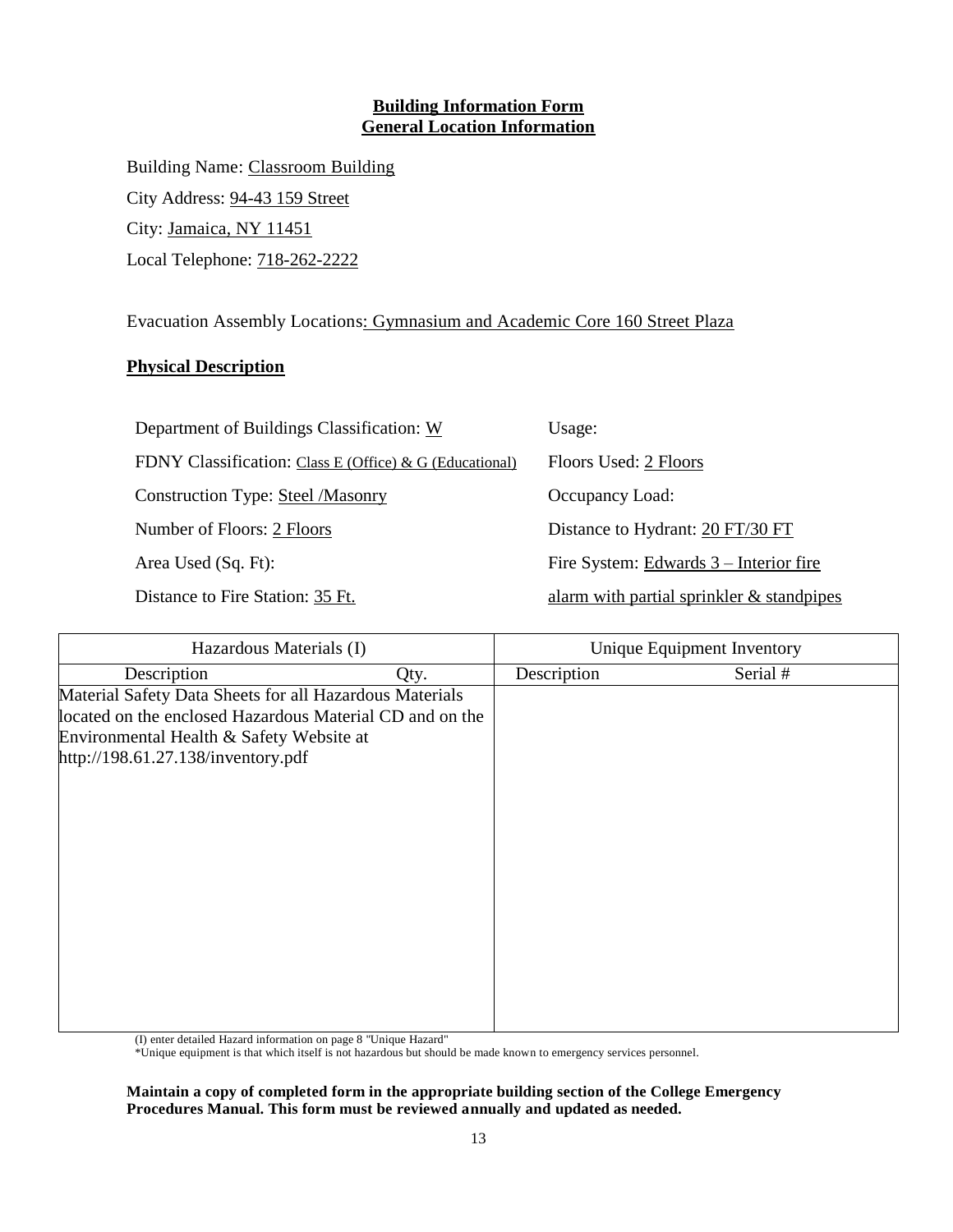**Building Information Form**
**General Location Information**

Building Name: Classroom Building

City Address: 94-43 159 Street

City: Jamaica, NY 11451

Local Telephone: 718-262-2222

Evacuation Assembly Locations: Gymnasium and Academic Core 160 Street Plaza

**Physical Description**

Department of Buildings Classification: W

FDNY Classification: Class E (Office) & G (Educational)

Construction Type: Steel /Masonry

Number of Floors: 2 Floors

Area Used (Sq. Ft):

Distance to Fire Station: 35 Ft.

Usage:

Floors Used: 2 Floors

Occupancy Load:

Distance to Hydrant: 20 FT/30 FT

Fire System: Edwards 3 – Interior fire alarm with partial sprinkler & standpipes

| Hazardous Materials (I) | | Unique Equipment Inventory | |
|---|---|---|---|
| Description | Qty. | Description | Serial # |
| Material Safety Data Sheets for all Hazardous Materials located on the enclosed Hazardous Material CD and on the Environmental Health & Safety Website at http://198.61.27.138/inventory.pdf | | | |

(I) enter detailed Hazard information on page 8 "Unique Hazard"

*Unique equipment is that which itself is not hazardous but should be made known to emergency services personnel.

**Maintain a copy of completed form in the appropriate building section of the College Emergency Procedures Manual. This form must be reviewed annually and updated as needed.**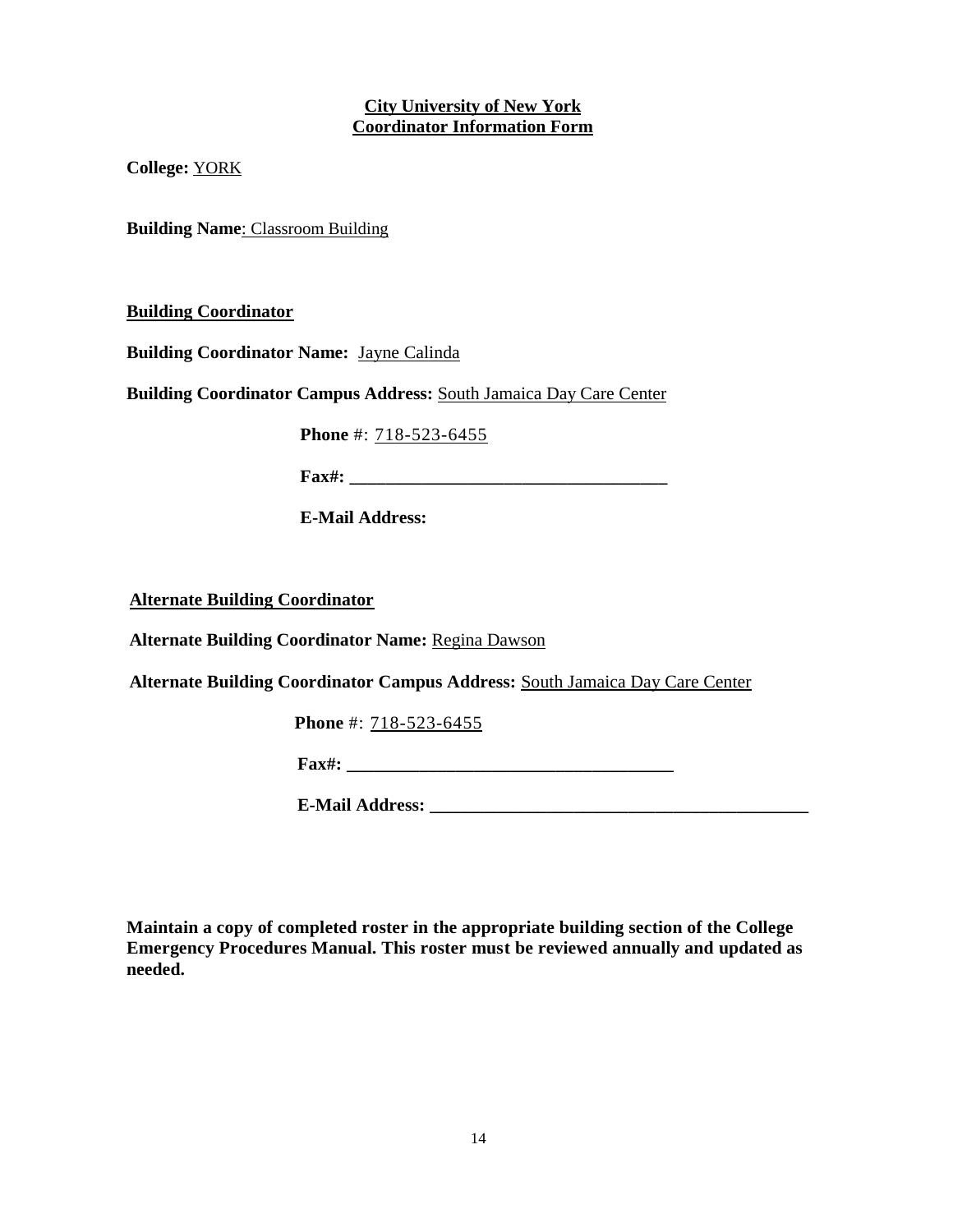**City University of New York**
**Coordinator Information Form**

**College:** YORK

**Building Name**: Classroom Building

**Building Coordinator**

**Building Coordinator Name:** Jayne Calinda

**Building Coordinator Campus Address:** South Jamaica Day Care Center

**Phone** #: 718-523-6455

**Fax#:** ___________________________________

**E-Mail Address:**

**Alternate Building Coordinator**

**Alternate Building Coordinator Name:** Regina Dawson

**Alternate Building Coordinator Campus Address:** South Jamaica Day Care Center

**Phone** #: 718-523-6455

**Fax#:** ___________________________________

**E-Mail Address:** __________________________________________

**Maintain a copy of completed roster in the appropriate building section of the College Emergency Procedures Manual. This roster must be reviewed annually and updated as needed.**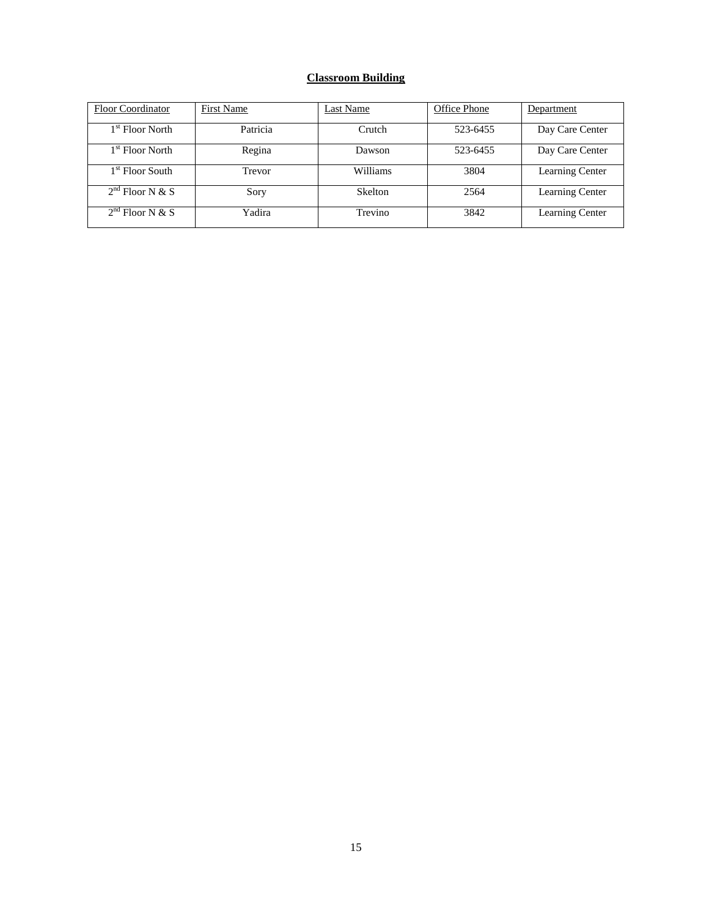**Classroom Building**

| Floor Coordinator | First Name | Last Name | Office Phone | Department |
| --- | --- | --- | --- | --- |
| 1st Floor North | Patricia | Crutch | 523-6455 | Day Care Center |
| 1st Floor North | Regina | Dawson | 523-6455 | Day Care Center |
| 1st Floor South | Trevor | Williams | 3804 | Learning Center |
| 2nd Floor N & S | Sory | Skelton | 2564 | Learning Center |
| 2nd Floor N & S | Yadira | Trevino | 3842 | Learning Center |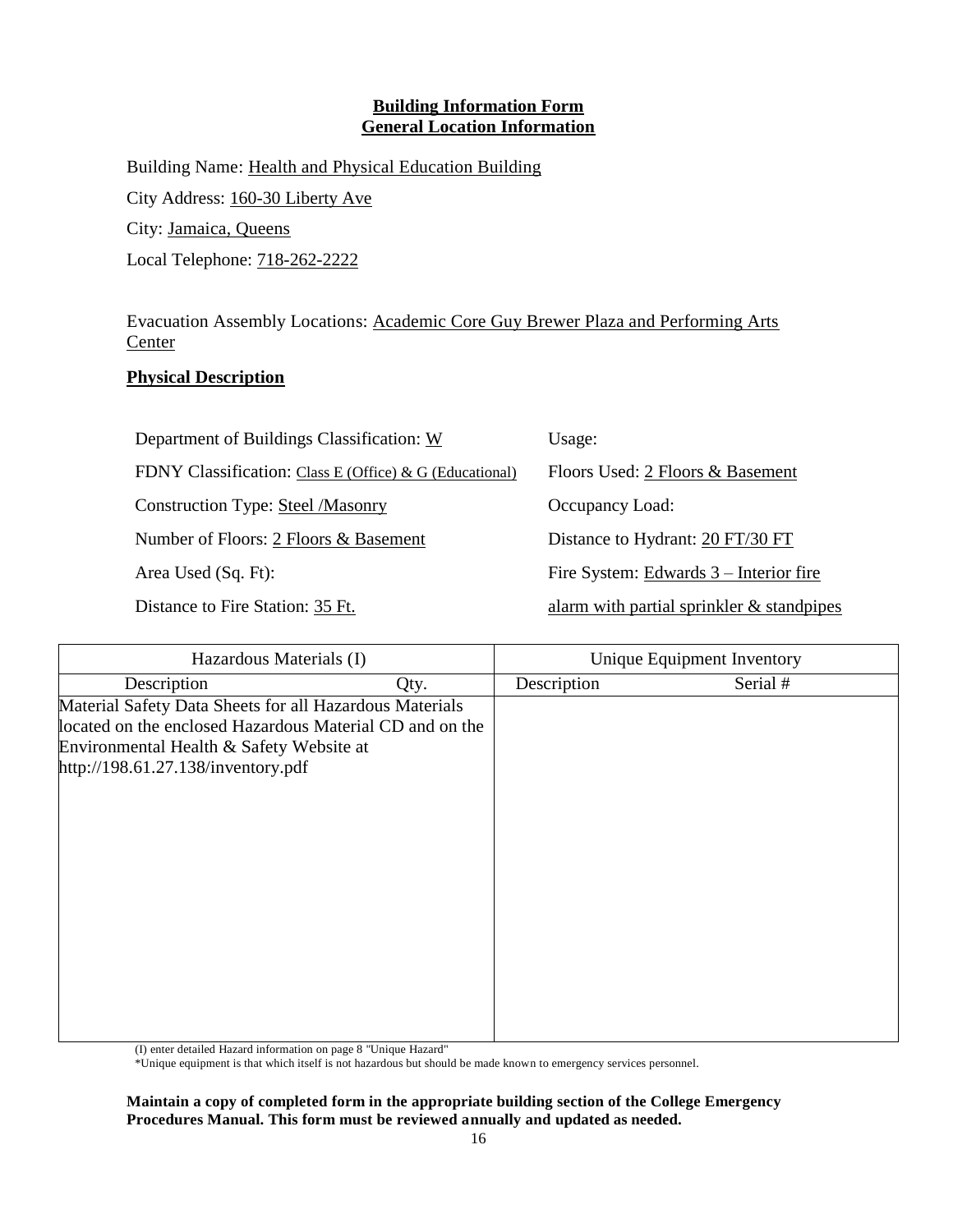**Building Information Form**
**General Location Information**

Building Name: Health and Physical Education Building

City Address: 160-30 Liberty Ave

City: Jamaica, Queens

Local Telephone: 718-262-2222

Evacuation Assembly Locations: Academic Core Guy Brewer Plaza and Performing Arts Center

**Physical Description**

Department of Buildings Classification: W

FDNY Classification: Class E (Office) & G (Educational)

Construction Type: Steel /Masonry

Number of Floors: 2 Floors & Basement

Area Used (Sq. Ft):

Distance to Fire Station: 35 Ft.

Usage:

Floors Used: 2 Floors & Basement

Occupancy Load:

Distance to Hydrant: 20 FT/30 FT

Fire System: Edwards 3 – Interior fire alarm with partial sprinkler & standpipes

| Hazardous Materials (I) | | Unique Equipment Inventory | |
|---|---|---|---|
| Description | Qty. | Description | Serial # |
| Material Safety Data Sheets for all Hazardous Materials located on the enclosed Hazardous Material CD and on the Environmental Health & Safety Website at http://198.61.27.138/inventory.pdf | | | |

(I) enter detailed Hazard information on page 8 "Unique Hazard"
*Unique equipment is that which itself is not hazardous but should be made known to emergency services personnel.

**Maintain a copy of completed form in the appropriate building section of the College Emergency Procedures Manual. This form must be reviewed annually and updated as needed.**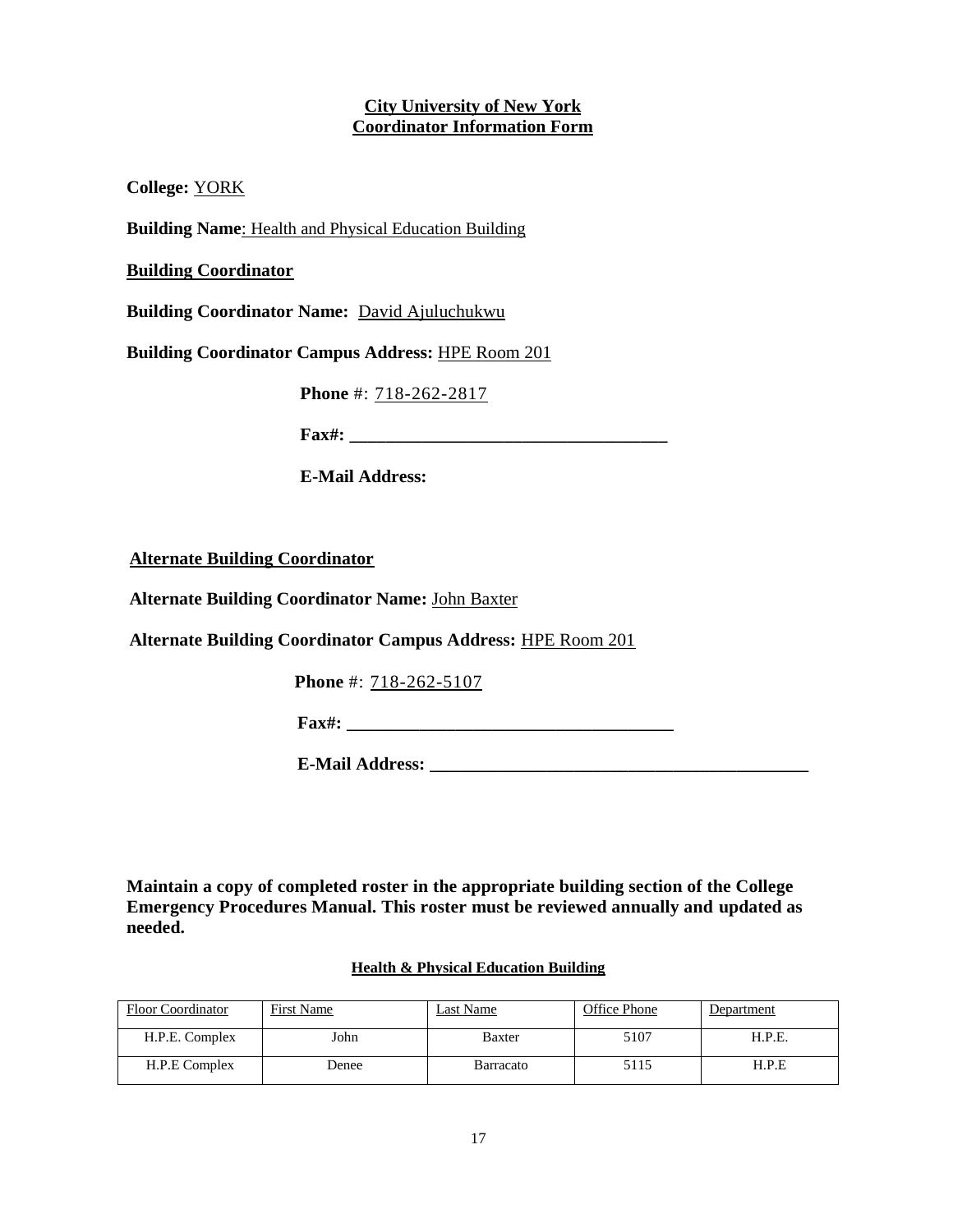**City University of New York**
**Coordinator Information Form**

**College:** YORK

**Building Name**: Health and Physical Education Building

**Building Coordinator**

**Building Coordinator Name:** David Ajuluchukwu

**Building Coordinator Campus Address:** HPE Room 201

**Phone** #: 718-262-2817

**Fax#:** ___________________________________

**E-Mail Address:**

**Alternate Building Coordinator**

**Alternate Building Coordinator Name:** John Baxter

**Alternate Building Coordinator Campus Address:** HPE Room 201

**Phone** #: 718-262-5107

**Fax#:** ___________________________________

**E-Mail Address:** ___________________________________________

**Maintain a copy of completed roster in the appropriate building section of the College Emergency Procedures Manual. This roster must be reviewed annually and updated as needed.**

**Health & Physical Education Building**

| Floor Coordinator | First Name | Last Name | Office Phone | Department |
|---|---|---|---|---|
| H.P.E. Complex | John | Baxter | 5107 | H.P.E. |
| H.P.E Complex | Denee | Barracato | 5115 | H.P.E |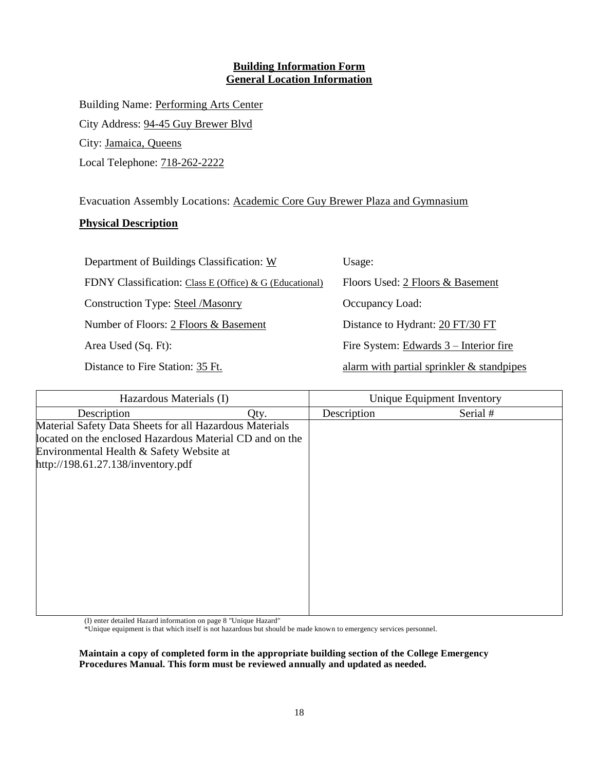**Building Information Form**
**General Location Information**

Building Name: Performing Arts Center

City Address: 94-45 Guy Brewer Blvd

City: Jamaica, Queens

Local Telephone: 718-262-2222

Evacuation Assembly Locations: Academic Core Guy Brewer Plaza and Gymnasium

**Physical Description**

Department of Buildings Classification: W

FDNY Classification: Class E (Office) & G (Educational)

Construction Type: Steel /Masonry

Number of Floors: 2 Floors & Basement

Area Used (Sq. Ft):

Distance to Fire Station: 35 Ft.

Usage:

Floors Used: 2 Floors & Basement

Occupancy Load:

Distance to Hydrant: 20 FT/30 FT

Fire System: Edwards 3 – Interior fire alarm with partial sprinkler & standpipes

| Hazardous Materials (I) | | Unique Equipment Inventory | |
|---|---|---|---|
| Description | Qty. | Description | Serial # |
| Material Safety Data Sheets for all Hazardous Materials located on the enclosed Hazardous Material CD and on the Environmental Health & Safety Website at http://198.61.27.138/inventory.pdf | | | |

(I) enter detailed Hazard information on page 8 "Unique Hazard"
*Unique equipment is that which itself is not hazardous but should be made known to emergency services personnel.

**Maintain a copy of completed form in the appropriate building section of the College Emergency Procedures Manual. This form must be reviewed annually and updated as needed.**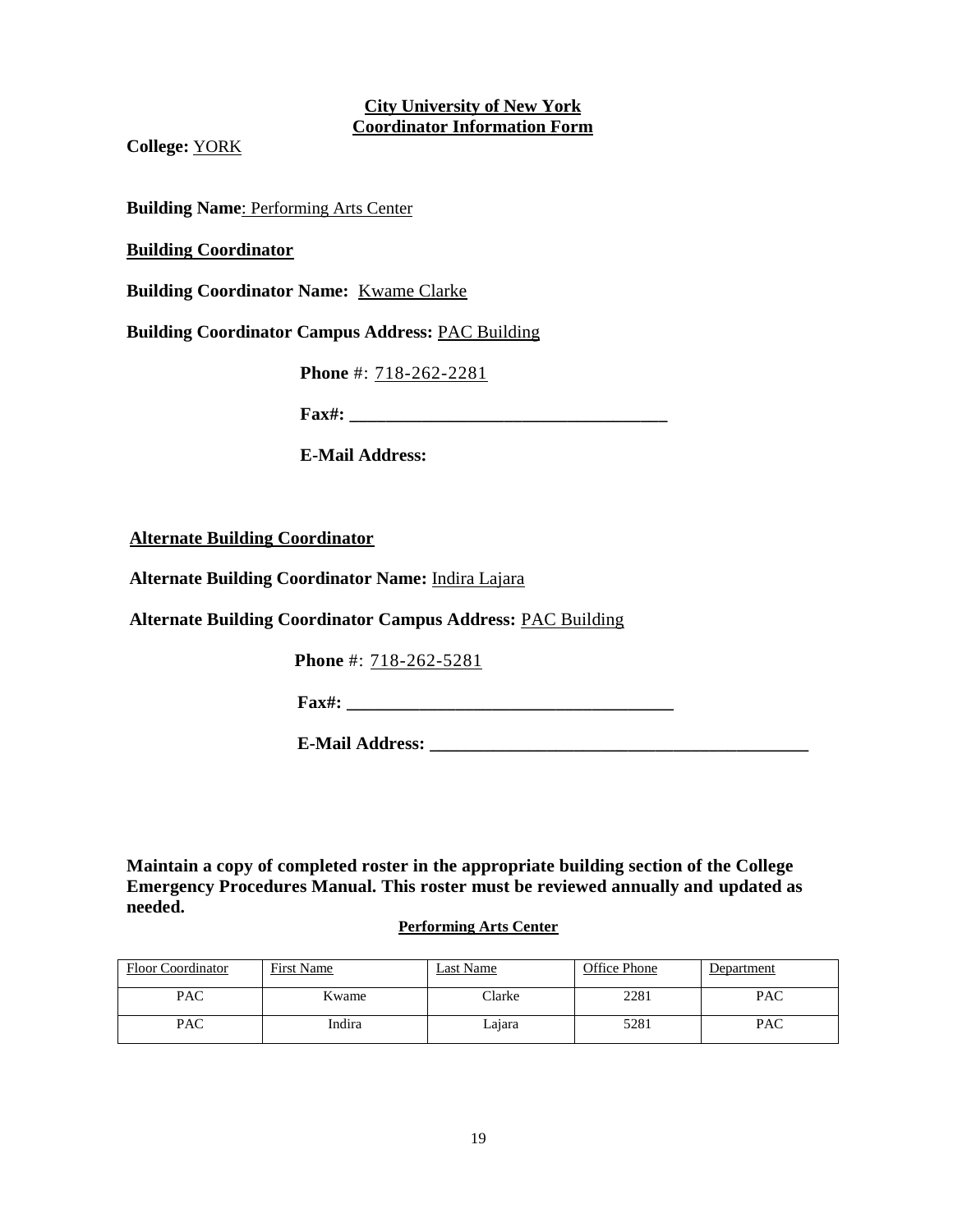**City University of New York**
**Coordinator Information Form**

**College:** YORK

**Building Name**: Performing Arts Center

**Building Coordinator**

**Building Coordinator Name:** Kwame Clarke

**Building Coordinator Campus Address:** PAC Building

**Phone** #: 718-262-2281

**Fax#:** ___________________________________

**E-Mail Address:**

**Alternate Building Coordinator**

**Alternate Building Coordinator Name:** Indira Lajara

**Alternate Building Coordinator Campus Address:** PAC Building

**Phone** #: 718-262-5281

**Fax#:** ___________________________________

**E-Mail Address:** ___________________________________________

**Maintain a copy of completed roster in the appropriate building section of the College Emergency Procedures Manual. This roster must be reviewed annually and updated as needed.**

**Performing Arts Center**

| Floor Coordinator | First Name | Last Name | Office Phone | Department |
|---|---|---|---|---|
| PAC | Kwame | Clarke | 2281 | PAC |
| PAC | Indira | Lajara | 5281 | PAC |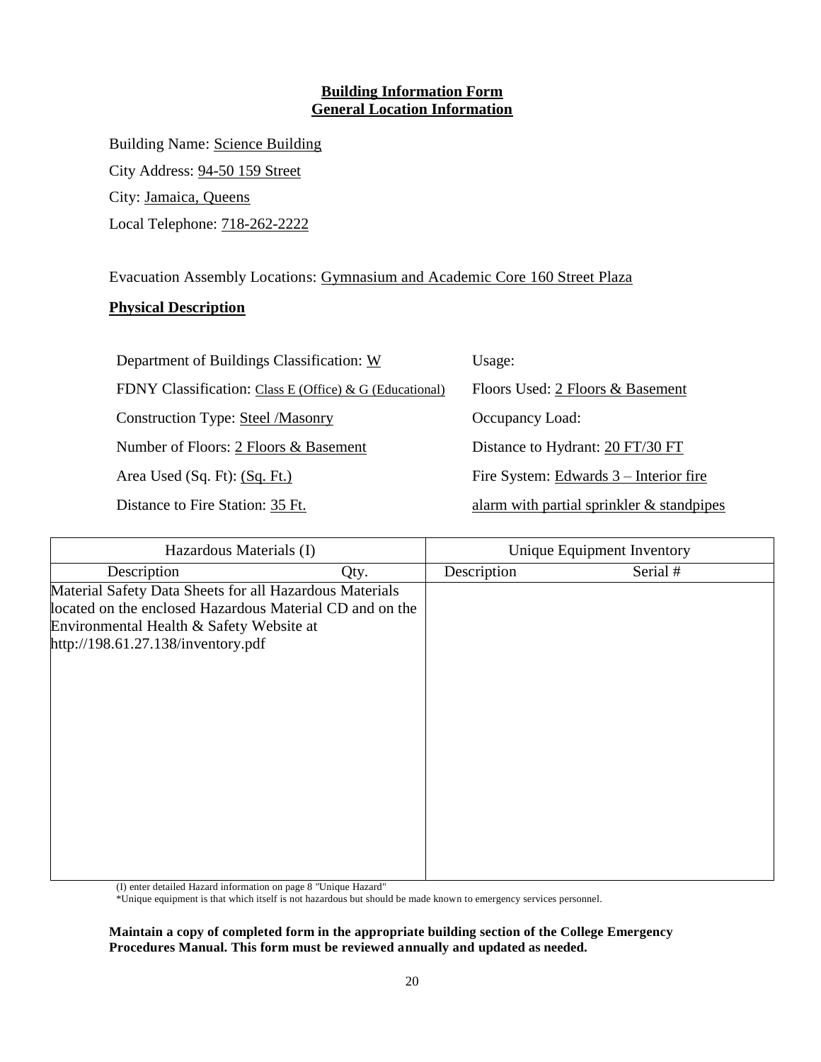**Building Information Form**
**General Location Information**

Building Name: Science Building

City Address: 94-50 159 Street

City: Jamaica, Queens

Local Telephone: 718-262-2222

Evacuation Assembly Locations: Gymnasium and Academic Core 160 Street Plaza

**Physical Description**

Department of Buildings Classification: W

FDNY Classification: Class E (Office) & G (Educational)

Construction Type: Steel /Masonry

Number of Floors: 2 Floors & Basement

Area Used (Sq. Ft): (Sq. Ft.)

Distance to Fire Station: 35 Ft.

Usage:

Floors Used: 2 Floors & Basement

Occupancy Load:

Distance to Hydrant: 20 FT/30 FT

Fire System: Edwards 3 – Interior fire alarm with partial sprinkler & standpipes

| Hazardous Materials (I) | | Unique Equipment Inventory | |
|---|---|---|---|
| Description | Qty. | Description | Serial # |
| Material Safety Data Sheets for all Hazardous Materials located on the enclosed Hazardous Material CD and on the Environmental Health & Safety Website at http://198.61.27.138/inventory.pdf | | | |

(I) enter detailed Hazard information on page 8 "Unique Hazard"

*Unique equipment is that which itself is not hazardous but should be made known to emergency services personnel.

**Maintain a copy of completed form in the appropriate building section of the College Emergency Procedures Manual. This form must be reviewed annually and updated as needed.**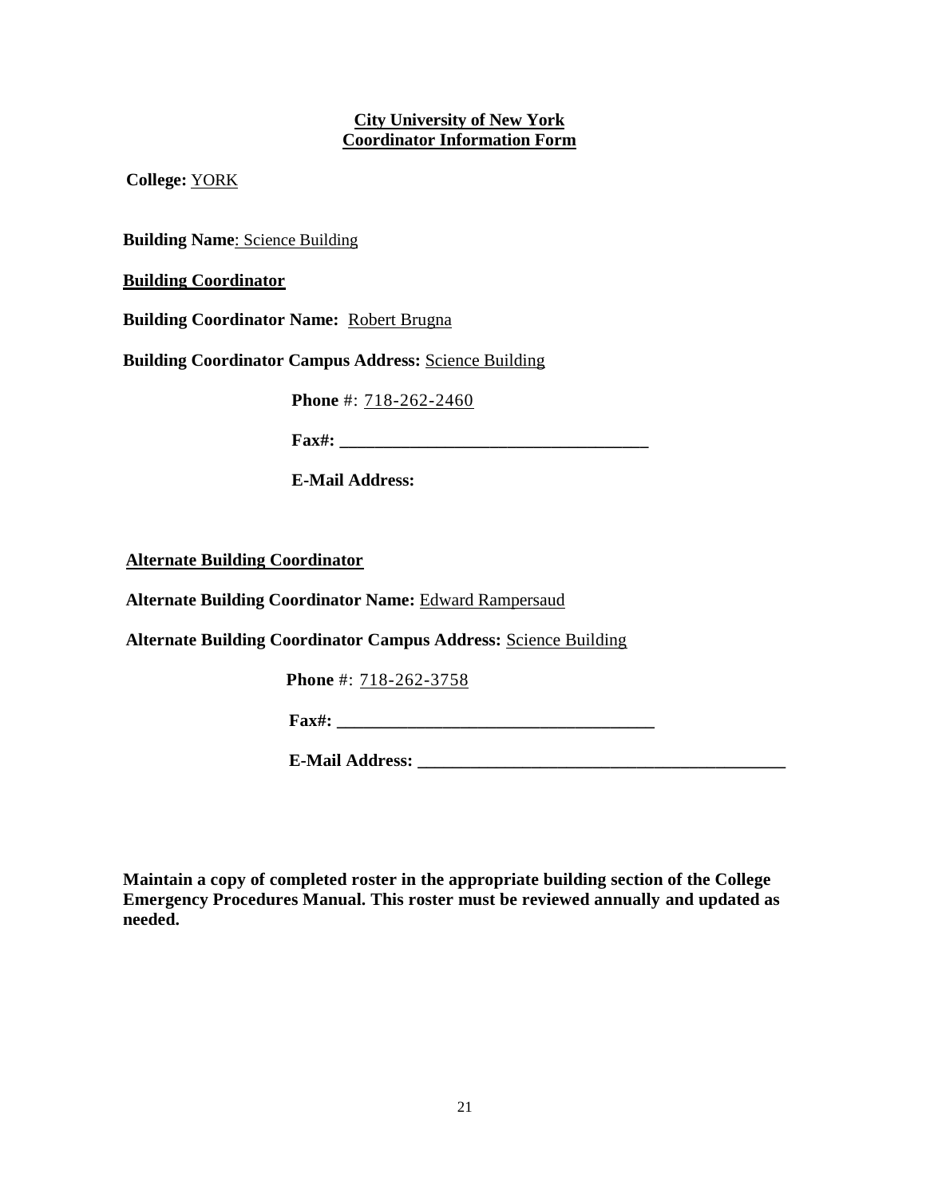**City University of New York**
**Coordinator Information Form**

**College:** YORK

**Building Name**: Science Building

**Building Coordinator**

**Building Coordinator Name:** Robert Brugna

**Building Coordinator Campus Address:** Science Building

**Phone** #: 718-262-2460

**Fax#: ___________________________________**

**E-Mail Address:**

**Alternate Building Coordinator**

**Alternate Building Coordinator Name:** Edward Rampersaud

**Alternate Building Coordinator Campus Address:** Science Building

**Phone** #: 718-262-3758

**Fax#: ___________________________________**

**E-Mail Address: ________________________________________**

**Maintain a copy of completed roster in the appropriate building section of the College Emergency Procedures Manual. This roster must be reviewed annually and updated as needed.**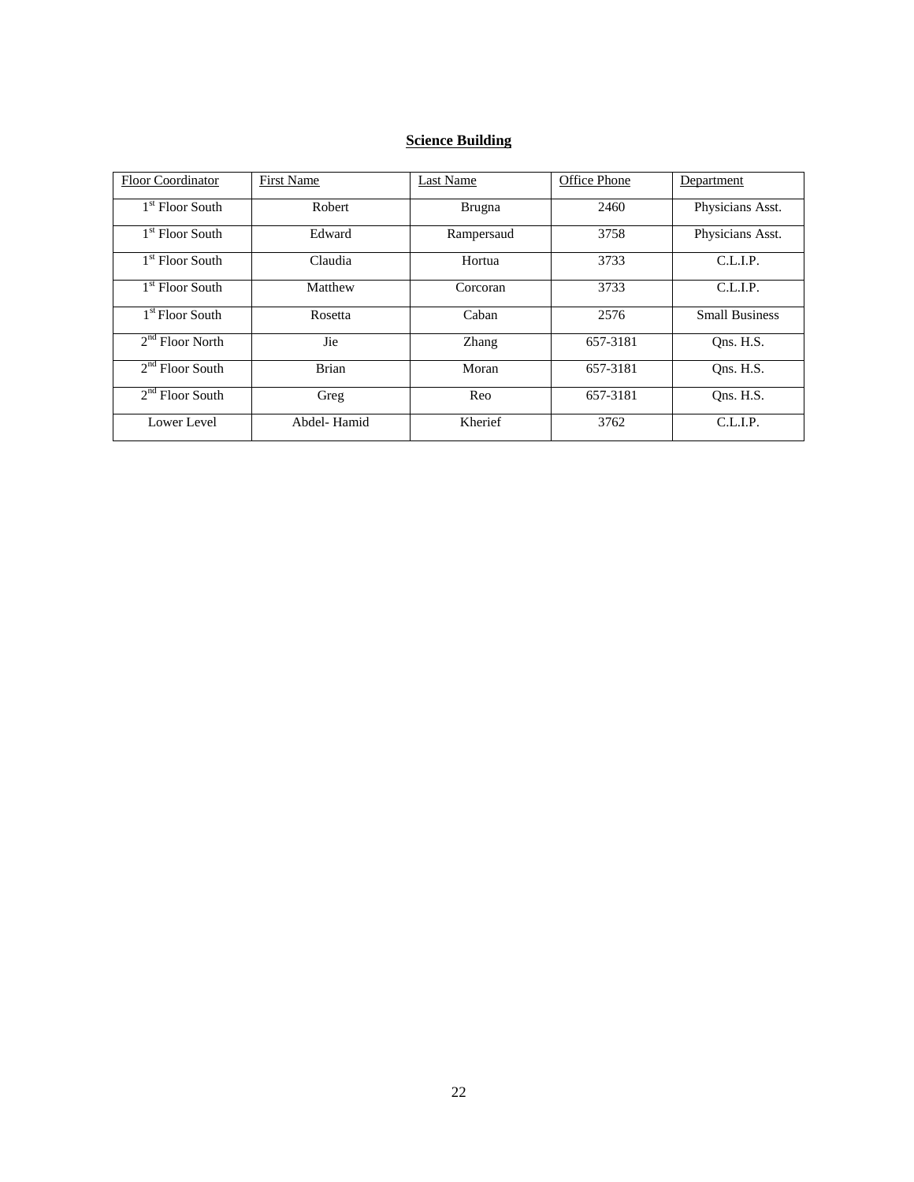**Science Building**

| Floor Coordinator | First Name | Last Name | Office Phone | Department |
|---|---|---|---|---|
| 1st Floor South | Robert | Brugna | 2460 | Physicians Asst. |
| 1st Floor South | Edward | Rampersaud | 3758 | Physicians Asst. |
| 1st Floor South | Claudia | Hortua | 3733 | C.L.I.P. |
| 1st Floor South | Matthew | Corcoran | 3733 | C.L.I.P. |
| 1st Floor South | Rosetta | Caban | 2576 | Small Business |
| 2nd Floor North | Jie | Zhang | 657-3181 | Qns. H.S. |
| 2nd Floor South | Brian | Moran | 657-3181 | Qns. H.S. |
| 2nd Floor South | Greg | Reo | 657-3181 | Qns. H.S. |
| Lower Level | Abdel- Hamid | Kherief | 3762 | C.L.I.P. |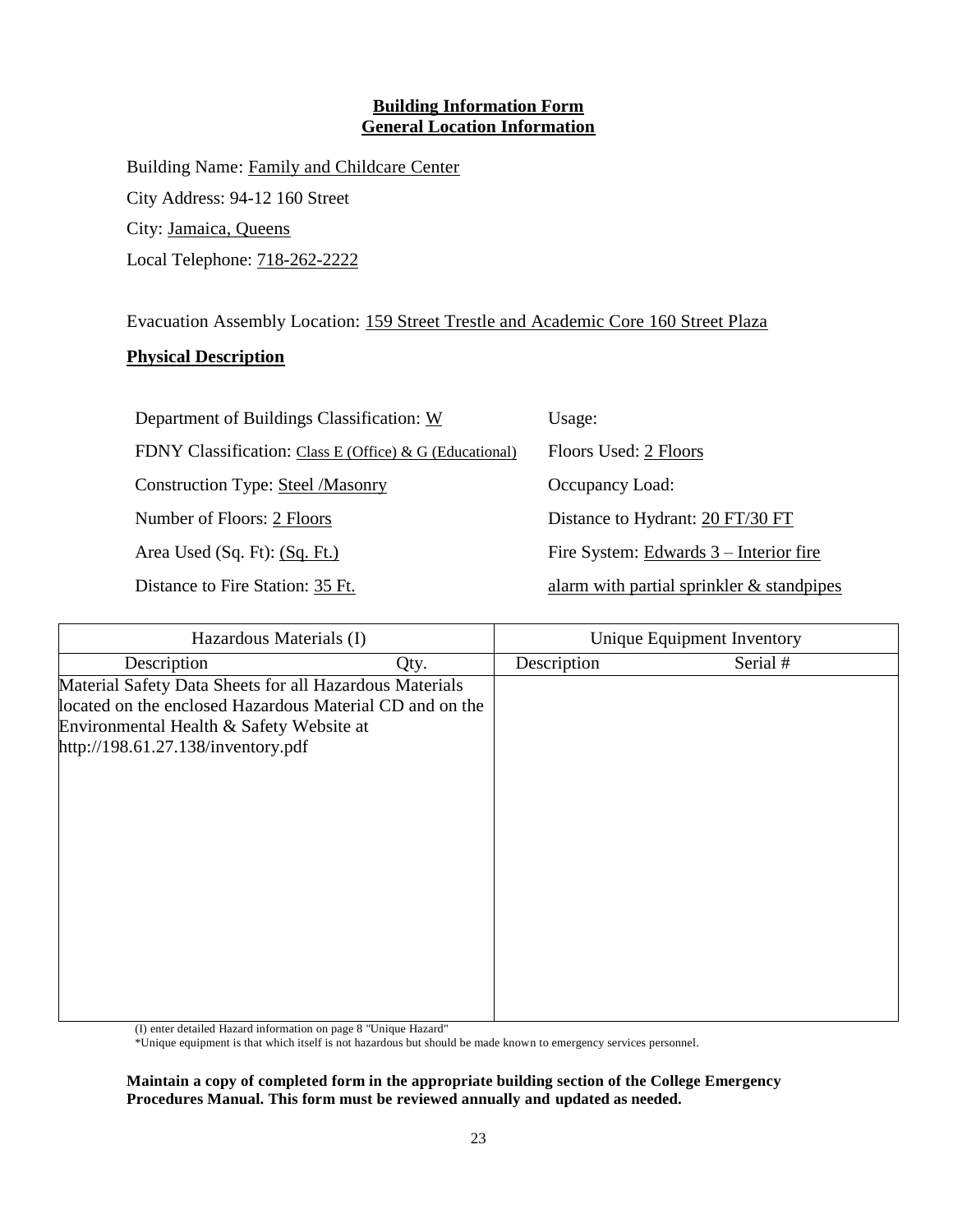**Building Information Form**
**General Location Information**

Building Name: Family and Childcare Center

City Address: 94-12 160 Street

City: Jamaica, Queens

Local Telephone: 718-262-2222

Evacuation Assembly Location: 159 Street Trestle and Academic Core 160 Street Plaza

**Physical Description**

Department of Buildings Classification: W

FDNY Classification: Class E (Office) & G (Educational)

Construction Type: Steel /Masonry

Number of Floors: 2 Floors

Area Used (Sq. Ft): (Sq. Ft.)

Distance to Fire Station: 35 Ft.

Usage:

Floors Used: 2 Floors

Occupancy Load:

Distance to Hydrant: 20 FT/30 FT

Fire System: Edwards 3 – Interior fire alarm with partial sprinkler & standpipes

| Hazardous Materials (I) | | Unique Equipment Inventory | |
|---|---|---|---|
| Description | Qty. | Description | Serial # |
| Material Safety Data Sheets for all Hazardous Materials located on the enclosed Hazardous Material CD and on the Environmental Health & Safety Website at http://198.61.27.138/inventory.pdf | | | |

(I) enter detailed Hazard information on page 8 "Unique Hazard"
*Unique equipment is that which itself is not hazardous but should be made known to emergency services personnel.

**Maintain a copy of completed form in the appropriate building section of the College Emergency Procedures Manual. This form must be reviewed annually and updated as needed.**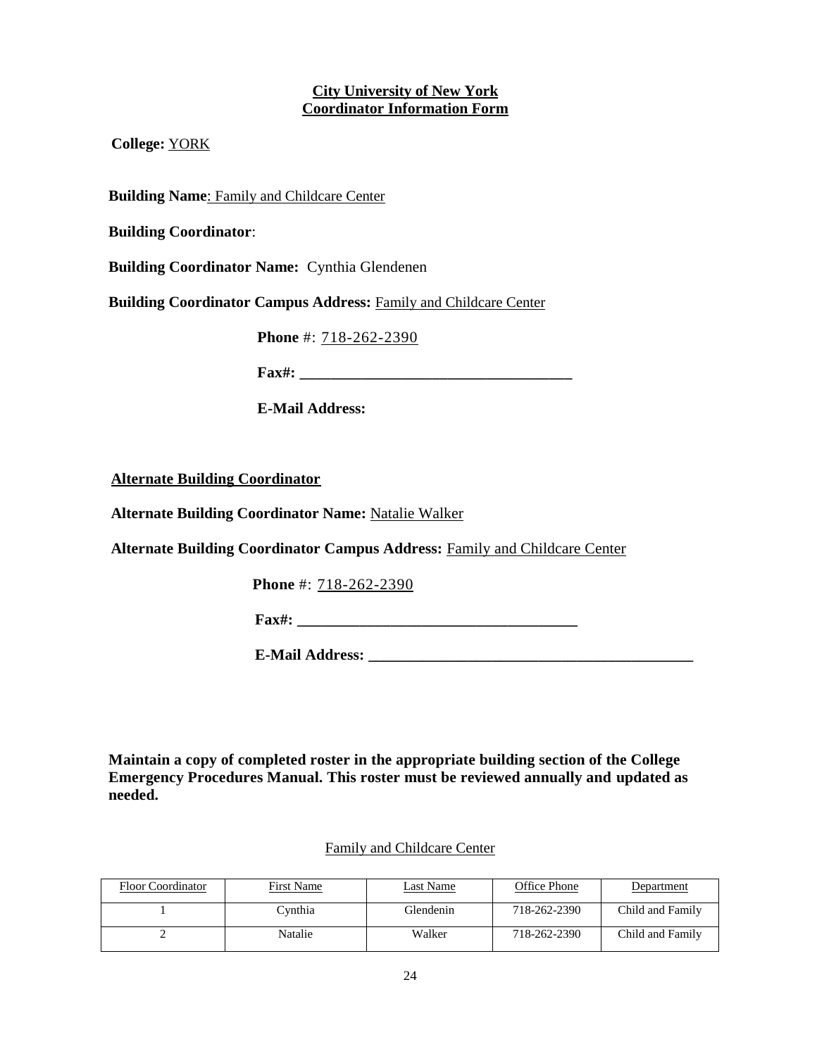**City University of New York**
**Coordinator Information Form**

**College:** YORK

**Building Name**: Family and Childcare Center

**Building Coordinator**:

**Building Coordinator Name:** Cynthia Glendenen

**Building Coordinator Campus Address:** Family and Childcare Center

**Phone** #: 718-262-2390

**Fax#:** ___________________________________

**E-Mail Address:**

**Alternate Building Coordinator**

**Alternate Building Coordinator Name:** Natalie Walker

**Alternate Building Coordinator Campus Address:** Family and Childcare Center

**Phone** #: 718-262-2390

**Fax#:** ___________________________________

**E-Mail Address:** __________________________________________

**Maintain a copy of completed roster in the appropriate building section of the College Emergency Procedures Manual. This roster must be reviewed annually and updated as needed.**

Family and Childcare Center

| Floor Coordinator | First Name | Last Name | Office Phone | Department |
|---|---|---|---|---|
| 1 | Cynthia | Glendenin | 718-262-2390 | Child and Family |
| 2 | Natalie | Walker | 718-262-2390 | Child and Family |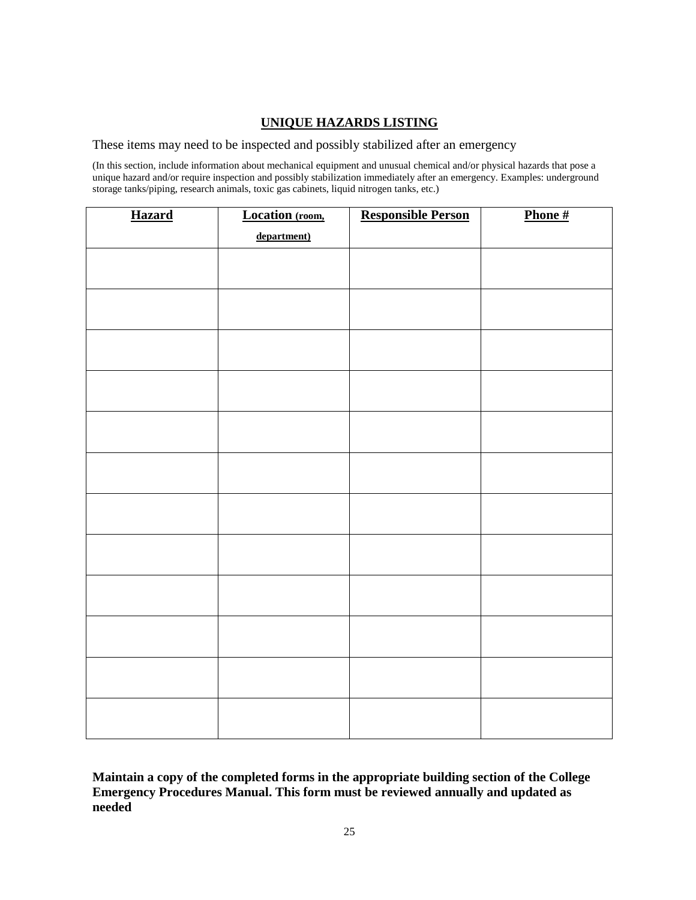## UNIQUE HAZARDS LISTING

These items may need to be inspected and possibly stabilized after an emergency

(In this section, include information about mechanical equipment and unusual chemical and/or physical hazards that pose a unique hazard and/or require inspection and possibly stabilization immediately after an emergency. Examples: underground storage tanks/piping, research animals, toxic gas cabinets, liquid nitrogen tanks, etc.)

| Hazard | Location (room, department) | Responsible Person | Phone # |
|---|---|---|---|
| | | | |
| | | | |
| | | | |
| | | | |
| | | | |
| | | | |
| | | | |
| | | | |
| | | | |
| | | | |
| | | | |
| | | | |

**Maintain a copy of the completed forms in the appropriate building section of the College Emergency Procedures Manual. This form must be reviewed annually and updated as needed**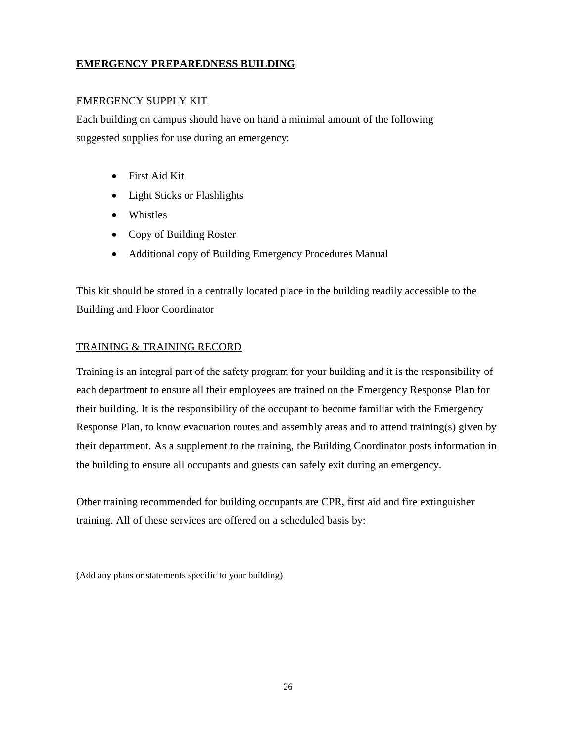## EMERGENCY PREPAREDNESS BUILDING

### EMERGENCY SUPPLY KIT

Each building on campus should have on hand a minimal amount of the following suggested supplies for use during an emergency:

- First Aid Kit
- Light Sticks or Flashlights
- Whistles
- Copy of Building Roster
- Additional copy of Building Emergency Procedures Manual

This kit should be stored in a centrally located place in the building readily accessible to the Building and Floor Coordinator

### TRAINING & TRAINING RECORD

Training is an integral part of the safety program for your building and it is the responsibility of each department to ensure all their employees are trained on the Emergency Response Plan for their building. It is the responsibility of the occupant to become familiar with the Emergency Response Plan, to know evacuation routes and assembly areas and to attend training(s) given by their department. As a supplement to the training, the Building Coordinator posts information in the building to ensure all occupants and guests can safely exit during an emergency.

Other training recommended for building occupants are CPR, first aid and fire extinguisher training. All of these services are offered on a scheduled basis by:

(Add any plans or statements specific to your building)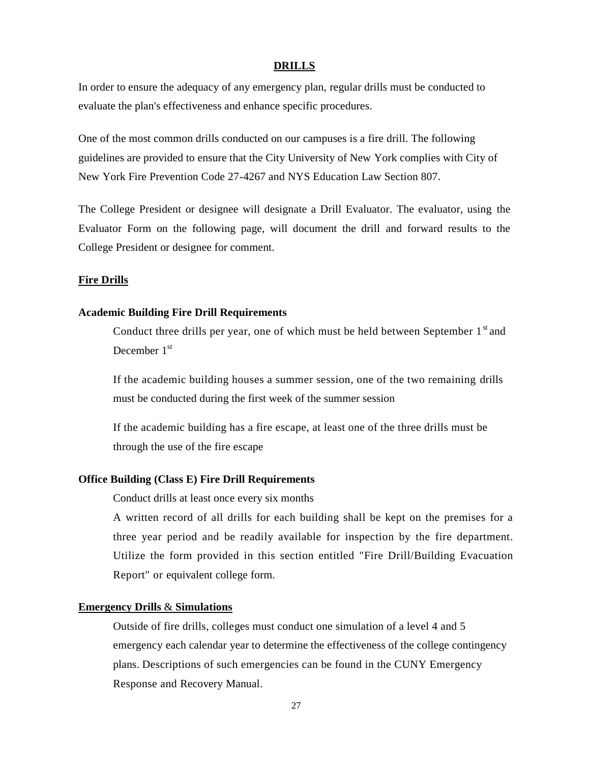## DRILLS

In order to ensure the adequacy of any emergency plan, regular drills must be conducted to evaluate the plan's effectiveness and enhance specific procedures.

One of the most common drills conducted on our campuses is a fire drill. The following guidelines are provided to ensure that the City University of New York complies with City of New York Fire Prevention Code 27-4267 and NYS Education Law Section 807.

The College President or designee will designate a Drill Evaluator. The evaluator, using the Evaluator Form on the following page, will document the drill and forward results to the College President or designee for comment.

### Fire Drills

#### Academic Building Fire Drill Requirements

Conduct three drills per year, one of which must be held between September 1st and December 1st

If the academic building houses a summer session, one of the two remaining drills must be conducted during the first week of the summer session

If the academic building has a fire escape, at least one of the three drills must be through the use of the fire escape

#### Office Building (Class E) Fire Drill Requirements

Conduct drills at least once every six months

A written record of all drills for each building shall be kept on the premises for a three year period and be readily available for inspection by the fire department. Utilize the form provided in this section entitled "Fire Drill/Building Evacuation Report" or equivalent college form.

### Emergency Drills & Simulations

Outside of fire drills, colleges must conduct one simulation of a level 4 and 5 emergency each calendar year to determine the effectiveness of the college contingency plans. Descriptions of such emergencies can be found in the CUNY Emergency Response and Recovery Manual.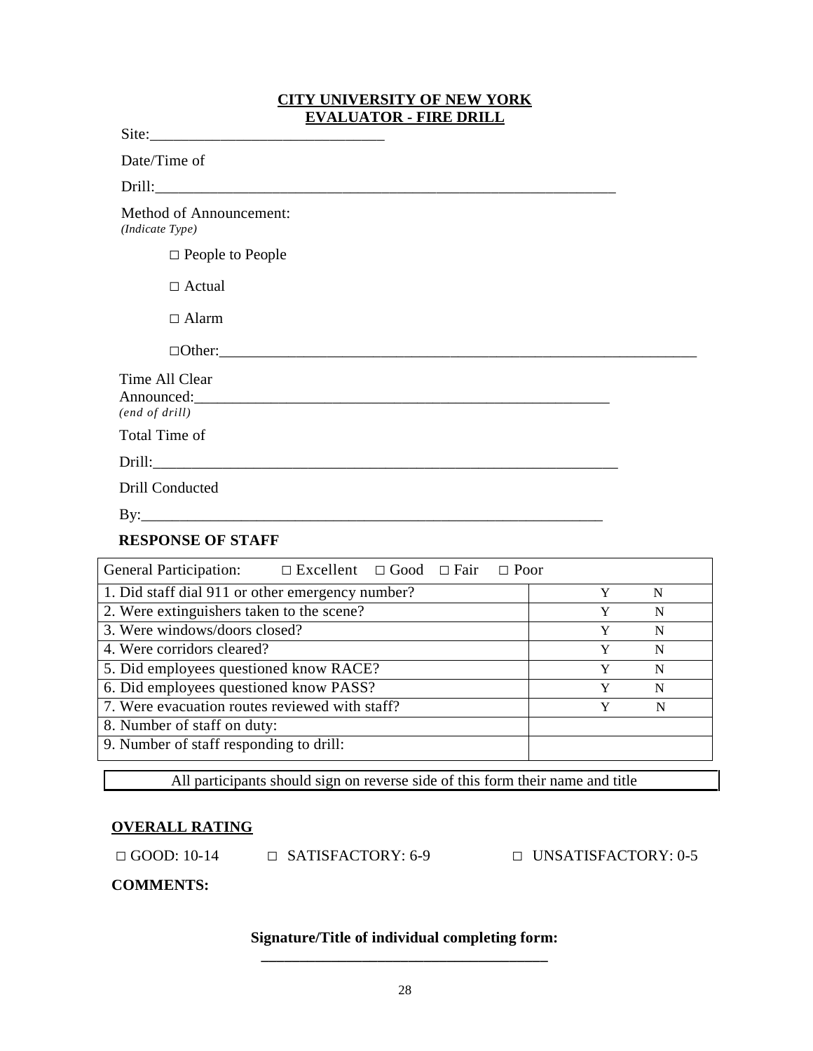**CITY UNIVERSITY OF NEW YORK**
**EVALUATOR - FIRE DRILL**

Site:______________________________

Date/Time of Drill:______________________________________________________________

Method of Announcement:
*(Indicate Type)*

□ People to People

□ Actual

□ Alarm

□Other:_______________________________________________________________

Time All Clear Announced:________________________________________________________
*(end of drill)*

Total Time of Drill:______________________________________________________________

Drill Conducted By:______________________________________________________________

**RESPONSE OF STAFF**

| General Participation: □ Excellent □ Good □ Fair □ Poor | |
|---|---|
| 1. Did staff dial 911 or other emergency number? | Y N |
| 2. Were extinguishers taken to the scene? | Y N |
| 3. Were windows/doors closed? | Y N |
| 4. Were corridors cleared? | Y N |
| 5. Did employees questioned know RACE? | Y N |
| 6. Did employees questioned know PASS? | Y N |
| 7. Were evacuation routes reviewed with staff? | Y N |
| 8. Number of staff on duty: | |
| 9. Number of staff responding to drill: | |

All participants should sign on reverse side of this form their name and title

**OVERALL RATING**

□ GOOD: 10-14 □ SATISFACTORY: 6-9 □ UNSATISFACTORY: 0-5

**COMMENTS:**

**Signature/Title of individual completing form:**
______________________________________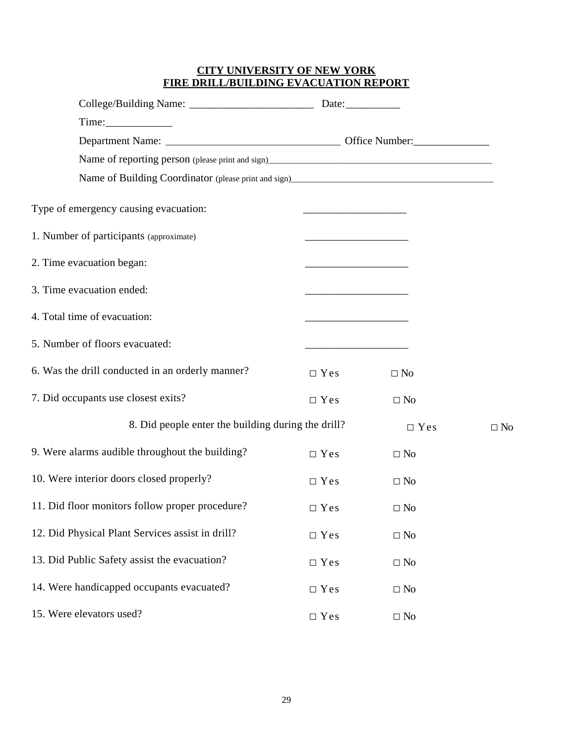**CITY UNIVERSITY OF NEW YORK**
**FIRE DRILL/BUILDING EVACUATION REPORT**

College/Building Name: _______________________ Date:__________

Time:____________

Department Name: ________________________________ Office Number:______________

Name of reporting person (please print and sign)____________________________________________

Name of Building Coordinator (please print and sign)_________________________________________

Type of emergency causing evacuation: ___________________

1. Number of participants (approximate) ___________________

2. Time evacuation began: ___________________

3. Time evacuation ended: ___________________

4. Total time of evacuation: ___________________

5. Number of floors evacuated: ___________________

6. Was the drill conducted in an orderly manner? □ Yes □ No

7. Did occupants use closest exits? □ Yes □ No

8. Did people enter the building during the drill? □ Yes □ No

9. Were alarms audible throughout the building? □ Yes □ No

10. Were interior doors closed properly? □ Yes □ No

11. Did floor monitors follow proper procedure? □ Yes □ No

12. Did Physical Plant Services assist in drill? □ Yes □ No

13. Did Public Safety assist the evacuation? □ Yes □ No

14. Were handicapped occupants evacuated? □ Yes □ No

15. Were elevators used? □ Yes □ No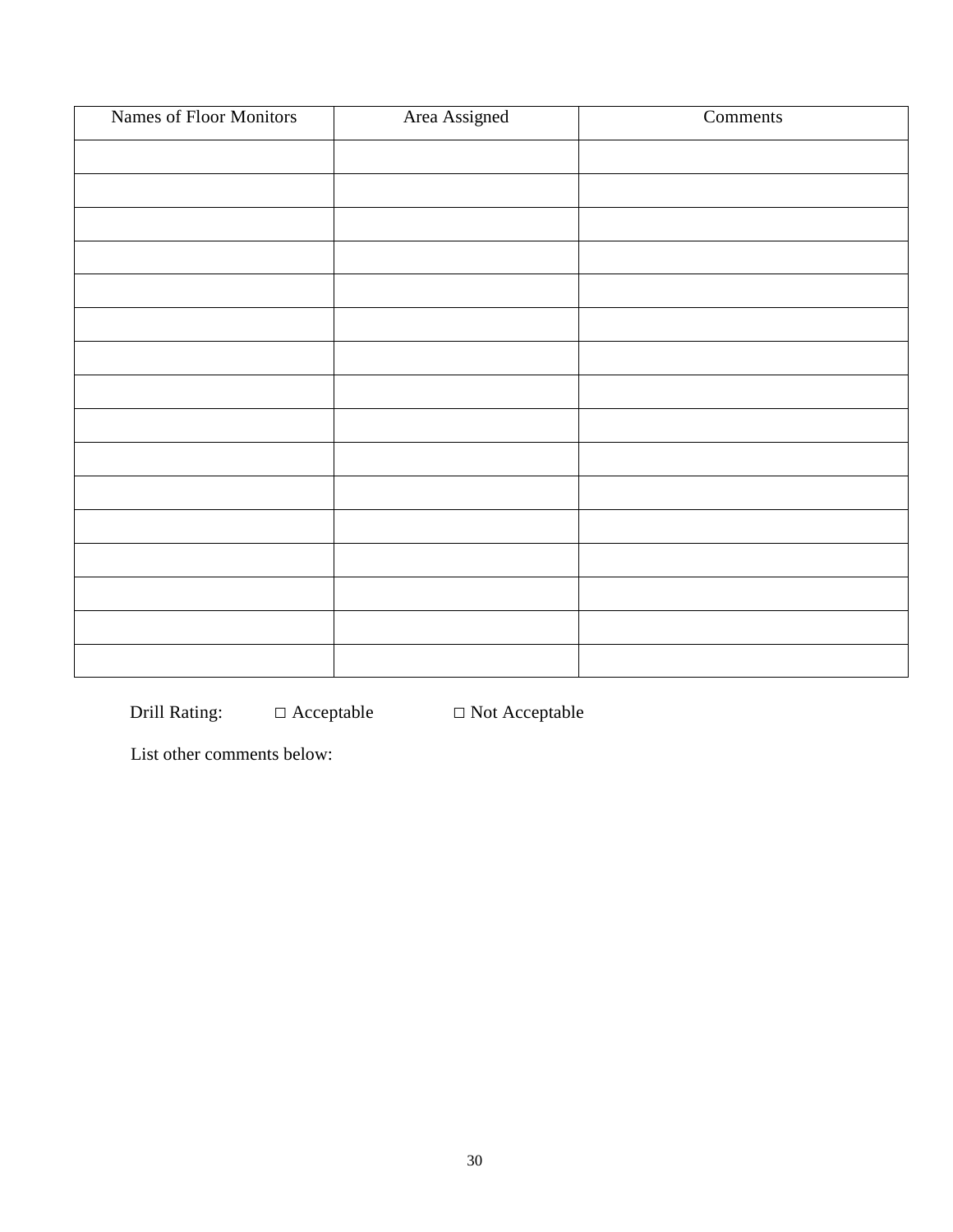| Names of Floor Monitors | Area Assigned | Comments |
|---|---|---|
| | | |
| | | |
| | | |
| | | |
| | | |
| | | |
| | | |
| | | |
| | | |
| | | |
| | | |
| | | |
| | | |
| | | |
| | | |
| | | |

Drill Rating: □ Acceptable □ Not Acceptable

List other comments below: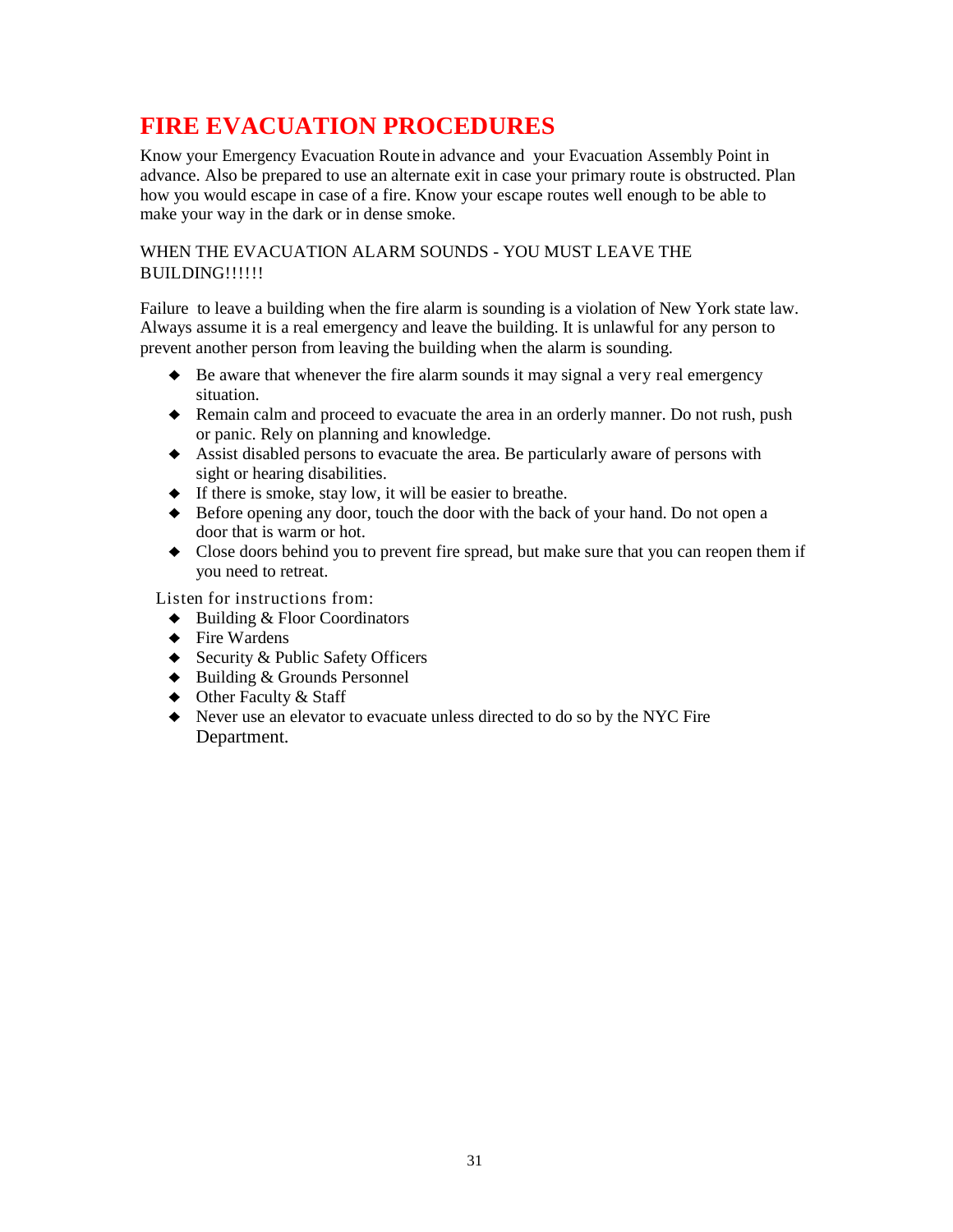# FIRE EVACUATION PROCEDURES

Know your Emergency Evacuation Route in advance and your Evacuation Assembly Point in advance. Also be prepared to use an alternate exit in case your primary route is obstructed. Plan how you would escape in case of a fire. Know your escape routes well enough to be able to make your way in the dark or in dense smoke.

WHEN THE EVACUATION ALARM SOUNDS - YOU MUST LEAVE THE BUILDING!!!!!!

Failure to leave a building when the fire alarm is sounding is a violation of New York state law. Always assume it is a real emergency and leave the building. It is unlawful for any person to prevent another person from leaving the building when the alarm is sounding.

- Be aware that whenever the fire alarm sounds it may signal a very real emergency situation.
- Remain calm and proceed to evacuate the area in an orderly manner. Do not rush, push or panic. Rely on planning and knowledge.
- Assist disabled persons to evacuate the area. Be particularly aware of persons with sight or hearing disabilities.
- If there is smoke, stay low, it will be easier to breathe.
- Before opening any door, touch the door with the back of your hand. Do not open a door that is warm or hot.
- Close doors behind you to prevent fire spread, but make sure that you can reopen them if you need to retreat.

Listen for instructions from:

- Building & Floor Coordinators
- Fire Wardens
- Security & Public Safety Officers
- Building & Grounds Personnel
- Other Faculty & Staff
- Never use an elevator to evacuate unless directed to do so by the NYC Fire Department.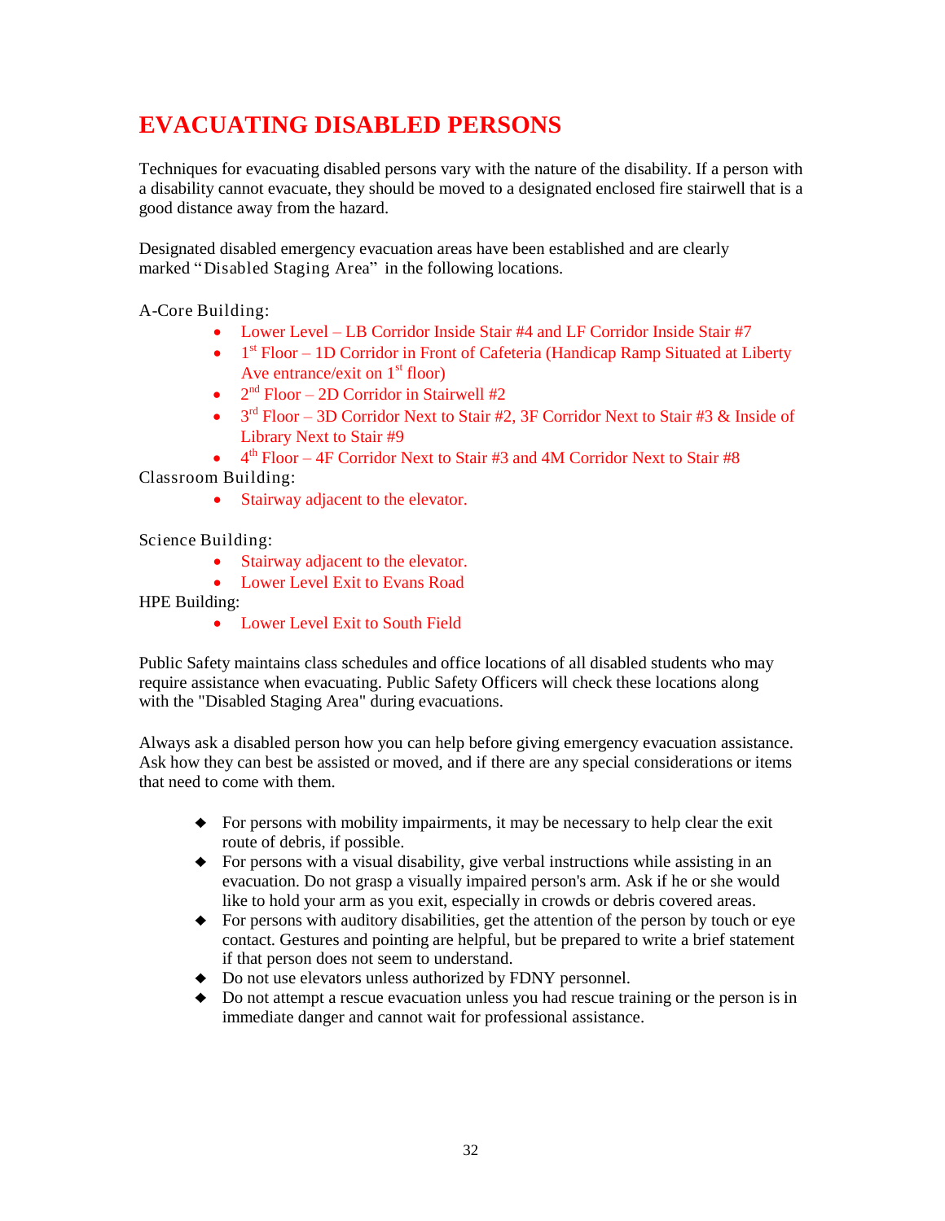# EVACUATING DISABLED PERSONS

Techniques for evacuating disabled persons vary with the nature of the disability. If a person with a disability cannot evacuate, they should be moved to a designated enclosed fire stairwell that is a good distance away from the hazard.

Designated disabled emergency evacuation areas have been established and are clearly marked "Disabled Staging Area" in the following locations.

A-Core Building:

- Lower Level – LB Corridor Inside Stair #4 and LF Corridor Inside Stair #7
- 1st Floor – 1D Corridor in Front of Cafeteria (Handicap Ramp Situated at Liberty Ave entrance/exit on 1st floor)
- 2nd Floor – 2D Corridor in Stairwell #2
- 3rd Floor – 3D Corridor Next to Stair #2, 3F Corridor Next to Stair #3 & Inside of Library Next to Stair #9
- 4th Floor – 4F Corridor Next to Stair #3 and 4M Corridor Next to Stair #8

Classroom Building:

- Stairway adjacent to the elevator.

Science Building:

- Stairway adjacent to the elevator.
- Lower Level Exit to Evans Road

HPE Building:

- Lower Level Exit to South Field

Public Safety maintains class schedules and office locations of all disabled students who may require assistance when evacuating. Public Safety Officers will check these locations along with the "Disabled Staging Area" during evacuations.

Always ask a disabled person how you can help before giving emergency evacuation assistance. Ask how they can best be assisted or moved, and if there are any special considerations or items that need to come with them.

- For persons with mobility impairments, it may be necessary to help clear the exit route of debris, if possible.
- For persons with a visual disability, give verbal instructions while assisting in an evacuation. Do not grasp a visually impaired person's arm. Ask if he or she would like to hold your arm as you exit, especially in crowds or debris covered areas.
- For persons with auditory disabilities, get the attention of the person by touch or eye contact. Gestures and pointing are helpful, but be prepared to write a brief statement if that person does not seem to understand.
- Do not use elevators unless authorized by FDNY personnel.
- Do not attempt a rescue evacuation unless you had rescue training or the person is in immediate danger and cannot wait for professional assistance.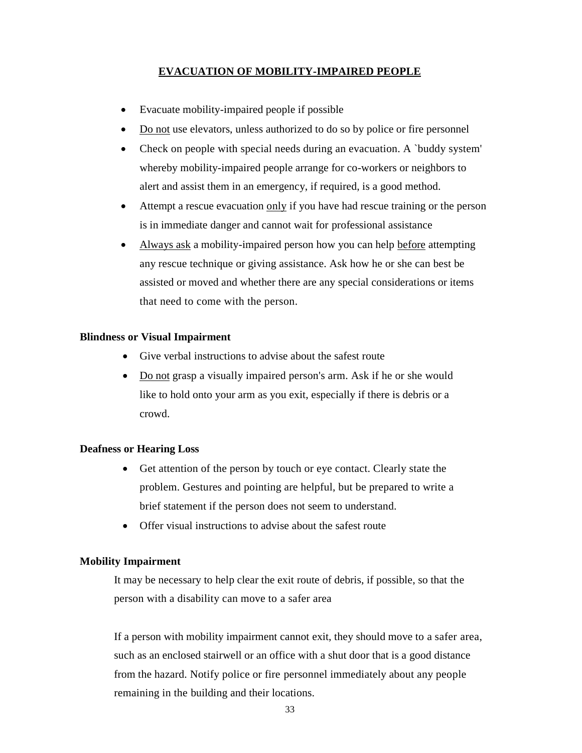# EVACUATION OF MOBILITY-IMPAIRED PEOPLE

- Evacuate mobility-impaired people if possible
- Do not use elevators, unless authorized to do so by police or fire personnel
- Check on people with special needs during an evacuation. A `buddy system' whereby mobility-impaired people arrange for co-workers or neighbors to alert and assist them in an emergency, if required, is a good method.
- Attempt a rescue evacuation only if you have had rescue training or the person is in immediate danger and cannot wait for professional assistance
- Always ask a mobility-impaired person how you can help before attempting any rescue technique or giving assistance. Ask how he or she can best be assisted or moved and whether there are any special considerations or items that need to come with the person.

**Blindness or Visual Impairment**

- Give verbal instructions to advise about the safest route
- Do not grasp a visually impaired person's arm. Ask if he or she would like to hold onto your arm as you exit, especially if there is debris or a crowd.

**Deafness or Hearing Loss**

- Get attention of the person by touch or eye contact. Clearly state the problem. Gestures and pointing are helpful, but be prepared to write a brief statement if the person does not seem to understand.
- Offer visual instructions to advise about the safest route

**Mobility Impairment**

It may be necessary to help clear the exit route of debris, if possible, so that the person with a disability can move to a safer area

If a person with mobility impairment cannot exit, they should move to a safer area, such as an enclosed stairwell or an office with a shut door that is a good distance from the hazard. Notify police or fire personnel immediately about any people remaining in the building and their locations.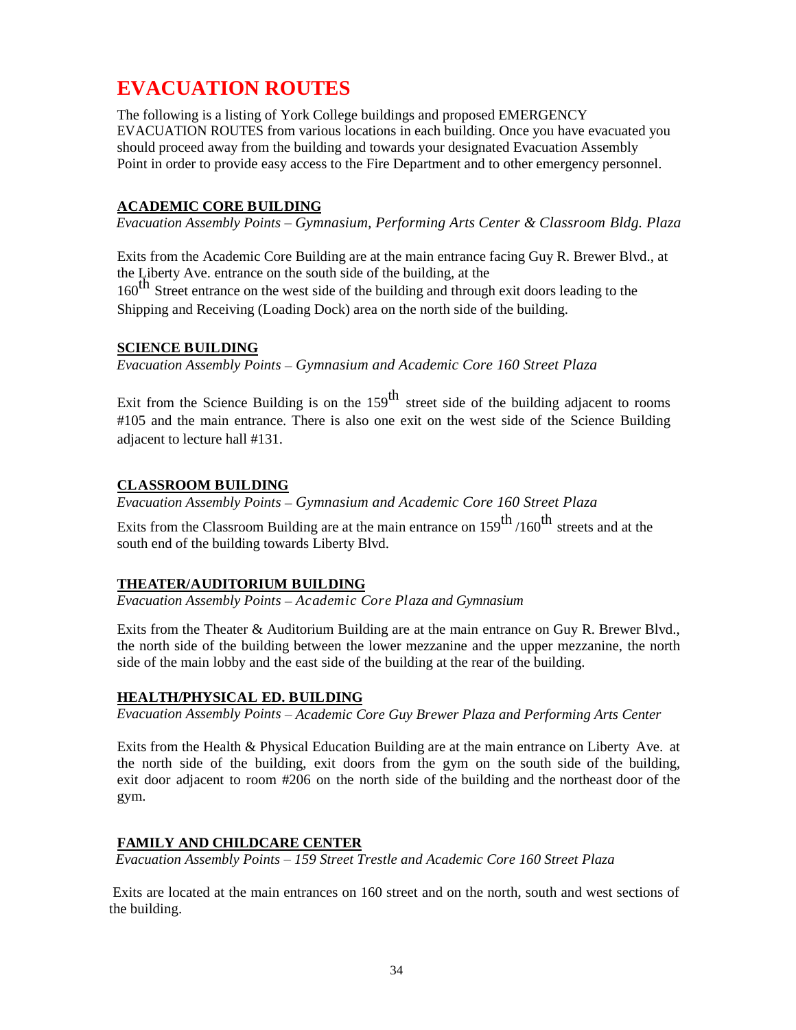# EVACUATION ROUTES

The following is a listing of York College buildings and proposed EMERGENCY EVACUATION ROUTES from various locations in each building. Once you have evacuated you should proceed away from the building and towards your designated Evacuation Assembly Point in order to provide easy access to the Fire Department and to other emergency personnel.

## ACADEMIC CORE BUILDING

*Evacuation Assembly Points – Gymnasium, Performing Arts Center & Classroom Bldg. Plaza*

Exits from the Academic Core Building are at the main entrance facing Guy R. Brewer Blvd., at the Liberty Ave. entrance on the south side of the building, at the 160th Street entrance on the west side of the building and through exit doors leading to the Shipping and Receiving (Loading Dock) area on the north side of the building.

## SCIENCE BUILDING

*Evacuation Assembly Points – Gymnasium and Academic Core 160 Street Plaza*

Exit from the Science Building is on the 159th street side of the building adjacent to rooms #105 and the main entrance. There is also one exit on the west side of the Science Building adjacent to lecture hall #131.

## CLASSROOM BUILDING

*Evacuation Assembly Points – Gymnasium and Academic Core 160 Street Plaza*

Exits from the Classroom Building are at the main entrance on 159th /160th streets and at the south end of the building towards Liberty Blvd.

## THEATER/AUDITORIUM BUILDING

*Evacuation Assembly Points – Academic Core Plaza and Gymnasium*

Exits from the Theater & Auditorium Building are at the main entrance on Guy R. Brewer Blvd., the north side of the building between the lower mezzanine and the upper mezzanine, the north side of the main lobby and the east side of the building at the rear of the building.

## HEALTH/PHYSICAL ED. BUILDING

*Evacuation Assembly Points – Academic Core Guy Brewer Plaza and Performing Arts Center*

Exits from the Health & Physical Education Building are at the main entrance on Liberty Ave. at the north side of the building, exit doors from the gym on the south side of the building, exit door adjacent to room #206 on the north side of the building and the northeast door of the gym.

## FAMILY AND CHILDCARE CENTER

*Evacuation Assembly Points – 159 Street Trestle and Academic Core 160 Street Plaza*

Exits are located at the main entrances on 160 street and on the north, south and west sections of the building.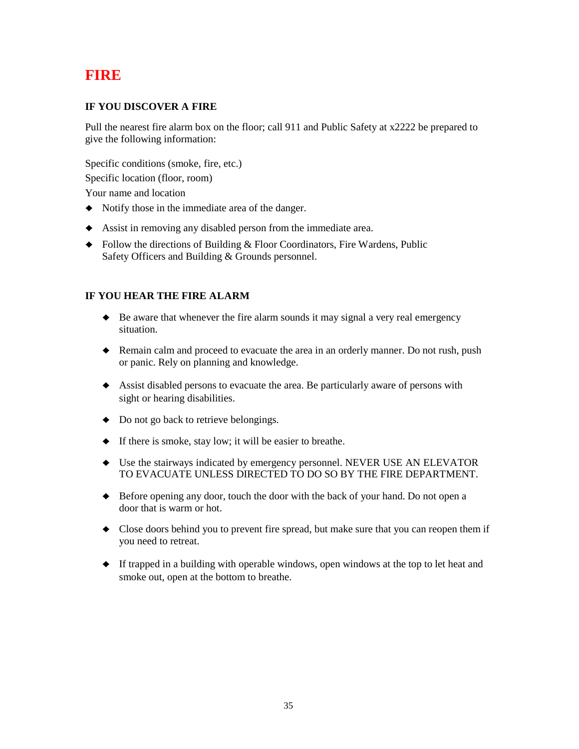# FIRE

### IF YOU DISCOVER A FIRE

Pull the nearest fire alarm box on the floor; call 911 and Public Safety at x2222 be prepared to give the following information:

Specific conditions (smoke, fire, etc.)

Specific location (floor, room)

Your name and location

- Notify those in the immediate area of the danger.
- Assist in removing any disabled person from the immediate area.
- Follow the directions of Building & Floor Coordinators, Fire Wardens, Public Safety Officers and Building & Grounds personnel.

### IF YOU HEAR THE FIRE ALARM

- Be aware that whenever the fire alarm sounds it may signal a very real emergency situation.
- Remain calm and proceed to evacuate the area in an orderly manner. Do not rush, push or panic. Rely on planning and knowledge.
- Assist disabled persons to evacuate the area. Be particularly aware of persons with sight or hearing disabilities.
- Do not go back to retrieve belongings.
- If there is smoke, stay low; it will be easier to breathe.
- Use the stairways indicated by emergency personnel. NEVER USE AN ELEVATOR TO EVACUATE UNLESS DIRECTED TO DO SO BY THE FIRE DEPARTMENT.
- Before opening any door, touch the door with the back of your hand. Do not open a door that is warm or hot.
- Close doors behind you to prevent fire spread, but make sure that you can reopen them if you need to retreat.
- If trapped in a building with operable windows, open windows at the top to let heat and smoke out, open at the bottom to breathe.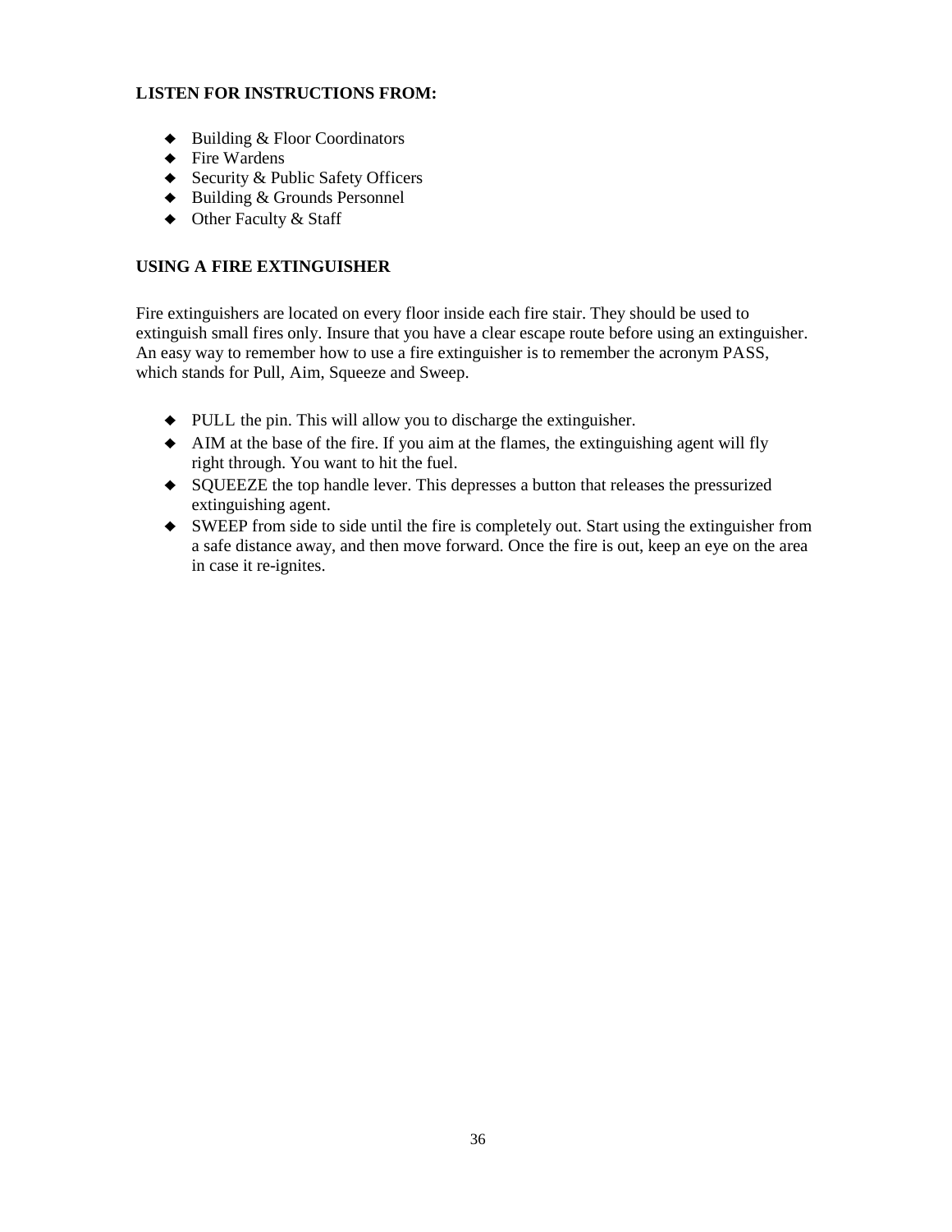**LISTEN FOR INSTRUCTIONS FROM:**

- Building & Floor Coordinators
- Fire Wardens
- Security & Public Safety Officers
- Building & Grounds Personnel
- Other Faculty & Staff

**USING A FIRE EXTINGUISHER**

Fire extinguishers are located on every floor inside each fire stair. They should be used to extinguish small fires only. Insure that you have a clear escape route before using an extinguisher. An easy way to remember how to use a fire extinguisher is to remember the acronym PASS, which stands for Pull, Aim, Squeeze and Sweep.

- PULL the pin. This will allow you to discharge the extinguisher.
- AIM at the base of the fire. If you aim at the flames, the extinguishing agent will fly right through. You want to hit the fuel.
- SQUEEZE the top handle lever. This depresses a button that releases the pressurized extinguishing agent.
- SWEEP from side to side until the fire is completely out. Start using the extinguisher from a safe distance away, and then move forward. Once the fire is out, keep an eye on the area in case it re-ignites.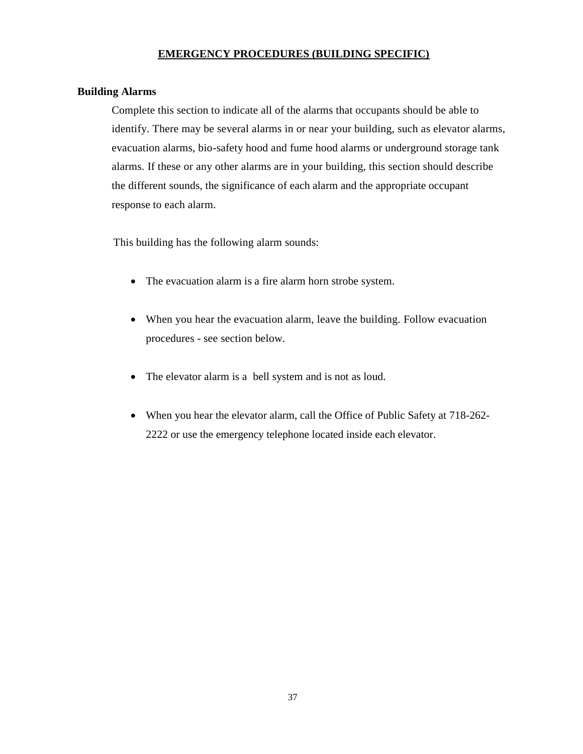## EMERGENCY PROCEDURES (BUILDING SPECIFIC)

### Building Alarms

Complete this section to indicate all of the alarms that occupants should be able to identify. There may be several alarms in or near your building, such as elevator alarms, evacuation alarms, bio-safety hood and fume hood alarms or underground storage tank alarms. If these or any other alarms are in your building, this section should describe the different sounds, the significance of each alarm and the appropriate occupant response to each alarm.

This building has the following alarm sounds:

- The evacuation alarm is a fire alarm horn strobe system.

- When you hear the evacuation alarm, leave the building. Follow evacuation procedures - see section below.

- The elevator alarm is a bell system and is not as loud.

- When you hear the elevator alarm, call the Office of Public Safety at 718-262-2222 or use the emergency telephone located inside each elevator.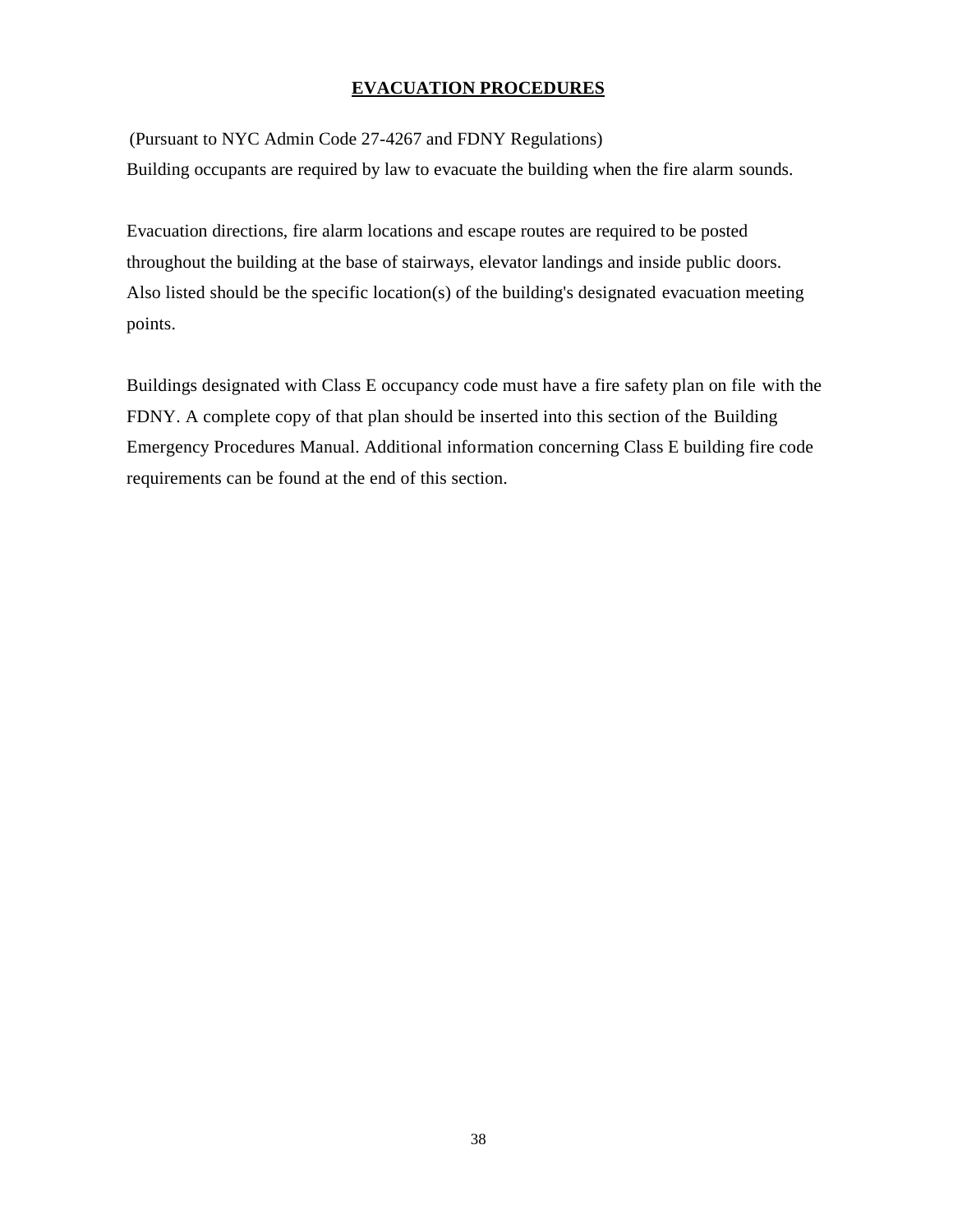# EVACUATION PROCEDURES

(Pursuant to NYC Admin Code 27-4267 and FDNY Regulations)
Building occupants are required by law to evacuate the building when the fire alarm sounds.

Evacuation directions, fire alarm locations and escape routes are required to be posted throughout the building at the base of stairways, elevator landings and inside public doors. Also listed should be the specific location(s) of the building's designated evacuation meeting points.

Buildings designated with Class E occupancy code must have a fire safety plan on file with the FDNY. A complete copy of that plan should be inserted into this section of the Building Emergency Procedures Manual. Additional information concerning Class E building fire code requirements can be found at the end of this section.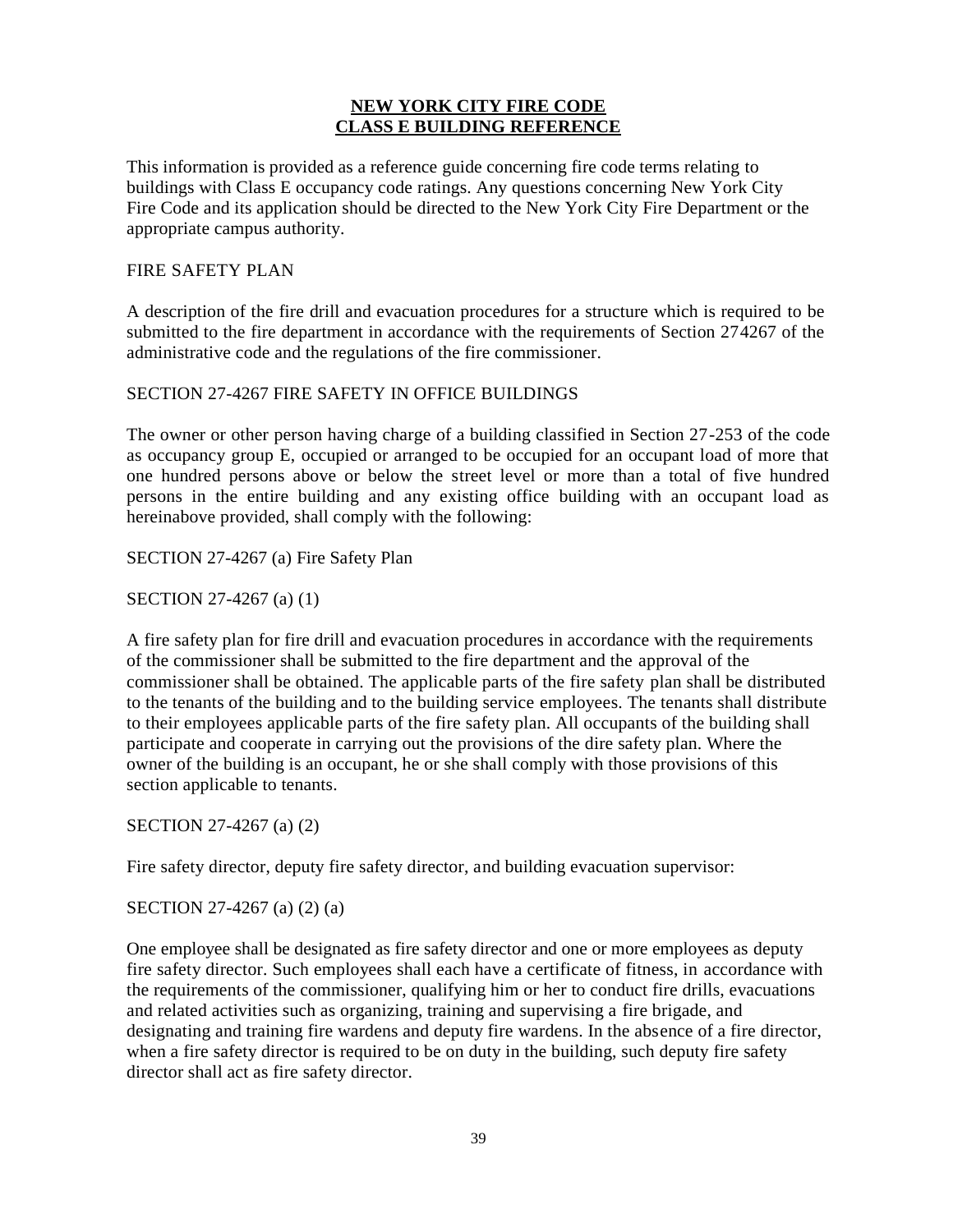**NEW YORK CITY FIRE CODE**
**CLASS E BUILDING REFERENCE**

This information is provided as a reference guide concerning fire code terms relating to buildings with Class E occupancy code ratings. Any questions concerning New York City Fire Code and its application should be directed to the New York City Fire Department or the appropriate campus authority.

FIRE SAFETY PLAN

A description of the fire drill and evacuation procedures for a structure which is required to be submitted to the fire department in accordance with the requirements of Section 274267 of the administrative code and the regulations of the fire commissioner.

SECTION 27-4267 FIRE SAFETY IN OFFICE BUILDINGS

The owner or other person having charge of a building classified in Section 27-253 of the code as occupancy group E, occupied or arranged to be occupied for an occupant load of more that one hundred persons above or below the street level or more than a total of five hundred persons in the entire building and any existing office building with an occupant load as hereinabove provided, shall comply with the following:

SECTION 27-4267 (a) Fire Safety Plan

SECTION 27-4267 (a) (1)

A fire safety plan for fire drill and evacuation procedures in accordance with the requirements of the commissioner shall be submitted to the fire department and the approval of the commissioner shall be obtained. The applicable parts of the fire safety plan shall be distributed to the tenants of the building and to the building service employees. The tenants shall distribute to their employees applicable parts of the fire safety plan. All occupants of the building shall participate and cooperate in carrying out the provisions of the dire safety plan. Where the owner of the building is an occupant, he or she shall comply with those provisions of this section applicable to tenants.

SECTION 27-4267 (a) (2)

Fire safety director, deputy fire safety director, and building evacuation supervisor:

SECTION 27-4267 (a) (2) (a)

One employee shall be designated as fire safety director and one or more employees as deputy fire safety director. Such employees shall each have a certificate of fitness, in accordance with the requirements of the commissioner, qualifying him or her to conduct fire drills, evacuations and related activities such as organizing, training and supervising a fire brigade, and designating and training fire wardens and deputy fire wardens. In the absence of a fire director, when a fire safety director is required to be on duty in the building, such deputy fire safety director shall act as fire safety director.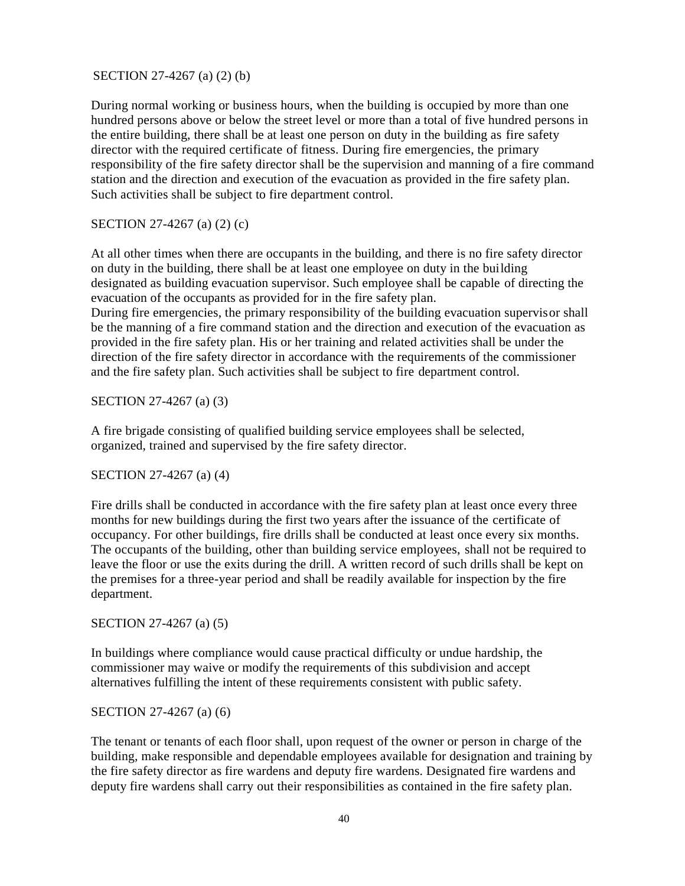SECTION 27-4267 (a) (2) (b)

During normal working or business hours, when the building is occupied by more than one hundred persons above or below the street level or more than a total of five hundred persons in the entire building, there shall be at least one person on duty in the building as fire safety director with the required certificate of fitness. During fire emergencies, the primary responsibility of the fire safety director shall be the supervision and manning of a fire command station and the direction and execution of the evacuation as provided in the fire safety plan. Such activities shall be subject to fire department control.

SECTION 27-4267 (a) (2) (c)

At all other times when there are occupants in the building, and there is no fire safety director on duty in the building, there shall be at least one employee on duty in the building designated as building evacuation supervisor. Such employee shall be capable of directing the evacuation of the occupants as provided for in the fire safety plan.
During fire emergencies, the primary responsibility of the building evacuation supervisor shall be the manning of a fire command station and the direction and execution of the evacuation as provided in the fire safety plan. His or her training and related activities shall be under the direction of the fire safety director in accordance with the requirements of the commissioner and the fire safety plan. Such activities shall be subject to fire department control.

SECTION 27-4267 (a) (3)

A fire brigade consisting of qualified building service employees shall be selected, organized, trained and supervised by the fire safety director.

SECTION 27-4267 (a) (4)

Fire drills shall be conducted in accordance with the fire safety plan at least once every three months for new buildings during the first two years after the issuance of the certificate of occupancy. For other buildings, fire drills shall be conducted at least once every six months. The occupants of the building, other than building service employees, shall not be required to leave the floor or use the exits during the drill. A written record of such drills shall be kept on the premises for a three-year period and shall be readily available for inspection by the fire department.

SECTION 27-4267 (a) (5)

In buildings where compliance would cause practical difficulty or undue hardship, the commissioner may waive or modify the requirements of this subdivision and accept alternatives fulfilling the intent of these requirements consistent with public safety.

SECTION 27-4267 (a) (6)

The tenant or tenants of each floor shall, upon request of the owner or person in charge of the building, make responsible and dependable employees available for designation and training by the fire safety director as fire wardens and deputy fire wardens. Designated fire wardens and deputy fire wardens shall carry out their responsibilities as contained in the fire safety plan.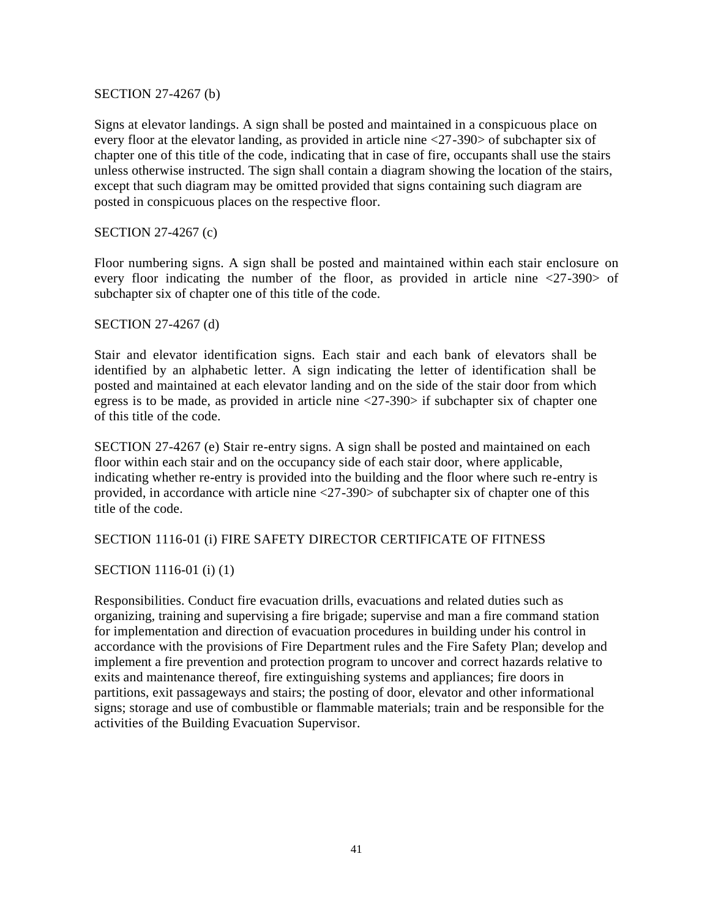SECTION 27-4267 (b)

Signs at elevator landings. A sign shall be posted and maintained in a conspicuous place on every floor at the elevator landing, as provided in article nine <27-390> of subchapter six of chapter one of this title of the code, indicating that in case of fire, occupants shall use the stairs unless otherwise instructed. The sign shall contain a diagram showing the location of the stairs, except that such diagram may be omitted provided that signs containing such diagram are posted in conspicuous places on the respective floor.

SECTION 27-4267 (c)

Floor numbering signs. A sign shall be posted and maintained within each stair enclosure on every floor indicating the number of the floor, as provided in article nine <27-390> of subchapter six of chapter one of this title of the code.

SECTION 27-4267 (d)

Stair and elevator identification signs. Each stair and each bank of elevators shall be identified by an alphabetic letter. A sign indicating the letter of identification shall be posted and maintained at each elevator landing and on the side of the stair door from which egress is to be made, as provided in article nine <27-390> if subchapter six of chapter one of this title of the code.

SECTION 27-4267 (e) Stair re-entry signs. A sign shall be posted and maintained on each floor within each stair and on the occupancy side of each stair door, where applicable, indicating whether re-entry is provided into the building and the floor where such re-entry is provided, in accordance with article nine <27-390> of subchapter six of chapter one of this title of the code.

SECTION 1116-01 (i) FIRE SAFETY DIRECTOR CERTIFICATE OF FITNESS

SECTION 1116-01 (i) (1)

Responsibilities. Conduct fire evacuation drills, evacuations and related duties such as organizing, training and supervising a fire brigade; supervise and man a fire command station for implementation and direction of evacuation procedures in building under his control in accordance with the provisions of Fire Department rules and the Fire Safety Plan; develop and implement a fire prevention and protection program to uncover and correct hazards relative to exits and maintenance thereof, fire extinguishing systems and appliances; fire doors in partitions, exit passageways and stairs; the posting of door, elevator and other informational signs; storage and use of combustible or flammable materials; train and be responsible for the activities of the Building Evacuation Supervisor.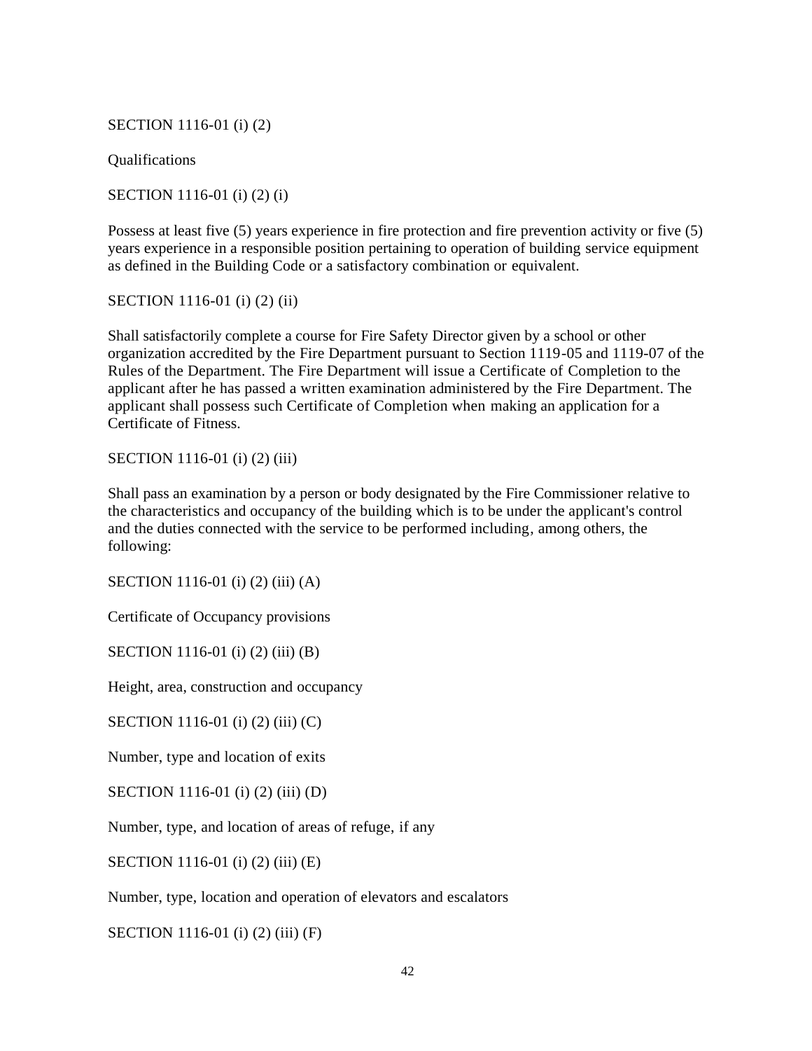SECTION 1116-01 (i) (2)

Qualifications

SECTION 1116-01 (i) (2) (i)

Possess at least five (5) years experience in fire protection and fire prevention activity or five (5) years experience in a responsible position pertaining to operation of building service equipment as defined in the Building Code or a satisfactory combination or equivalent.

SECTION 1116-01 (i) (2) (ii)

Shall satisfactorily complete a course for Fire Safety Director given by a school or other organization accredited by the Fire Department pursuant to Section 1119-05 and 1119-07 of the Rules of the Department. The Fire Department will issue a Certificate of Completion to the applicant after he has passed a written examination administered by the Fire Department. The applicant shall possess such Certificate of Completion when making an application for a Certificate of Fitness.

SECTION 1116-01 (i) (2) (iii)

Shall pass an examination by a person or body designated by the Fire Commissioner relative to the characteristics and occupancy of the building which is to be under the applicant's control and the duties connected with the service to be performed including, among others, the following:

SECTION 1116-01 (i) (2) (iii) (A)

Certificate of Occupancy provisions

SECTION 1116-01 (i) (2) (iii) (B)

Height, area, construction and occupancy

SECTION 1116-01 (i) (2) (iii) (C)

Number, type and location of exits

SECTION 1116-01 (i) (2) (iii) (D)

Number, type, and location of areas of refuge, if any

SECTION 1116-01 (i) (2) (iii) (E)

Number, type, location and operation of elevators and escalators

SECTION 1116-01 (i) (2) (iii) (F)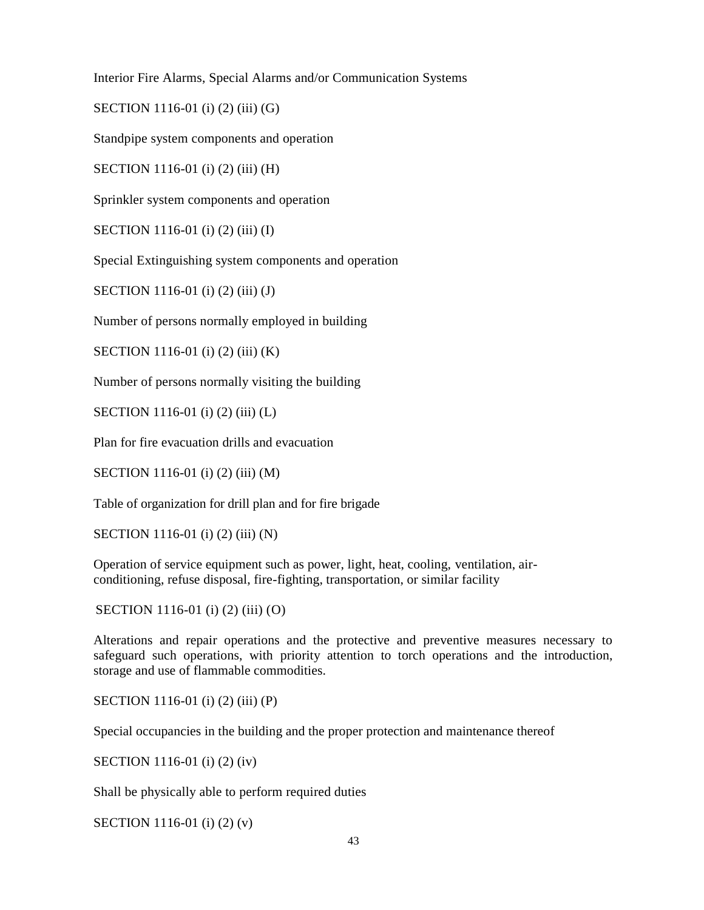Interior Fire Alarms, Special Alarms and/or Communication Systems

SECTION 1116-01 (i) (2) (iii) (G)

Standpipe system components and operation

SECTION 1116-01 (i) (2) (iii) (H)

Sprinkler system components and operation

SECTION 1116-01 (i) (2) (iii) (I)

Special Extinguishing system components and operation

SECTION 1116-01 (i) (2) (iii) (J)

Number of persons normally employed in building

SECTION 1116-01 (i) (2) (iii) (K)

Number of persons normally visiting the building

SECTION 1116-01 (i) (2) (iii) (L)

Plan for fire evacuation drills and evacuation

SECTION 1116-01 (i) (2) (iii) (M)

Table of organization for drill plan and for fire brigade

SECTION 1116-01 (i) (2) (iii) (N)

Operation of service equipment such as power, light, heat, cooling, ventilation, air-conditioning, refuse disposal, fire-fighting, transportation, or similar facility

SECTION 1116-01 (i) (2) (iii) (O)

Alterations and repair operations and the protective and preventive measures necessary to safeguard such operations, with priority attention to torch operations and the introduction, storage and use of flammable commodities.

SECTION 1116-01 (i) (2) (iii) (P)

Special occupancies in the building and the proper protection and maintenance thereof

SECTION 1116-01 (i) (2) (iv)

Shall be physically able to perform required duties

SECTION 1116-01 (i) (2) (v)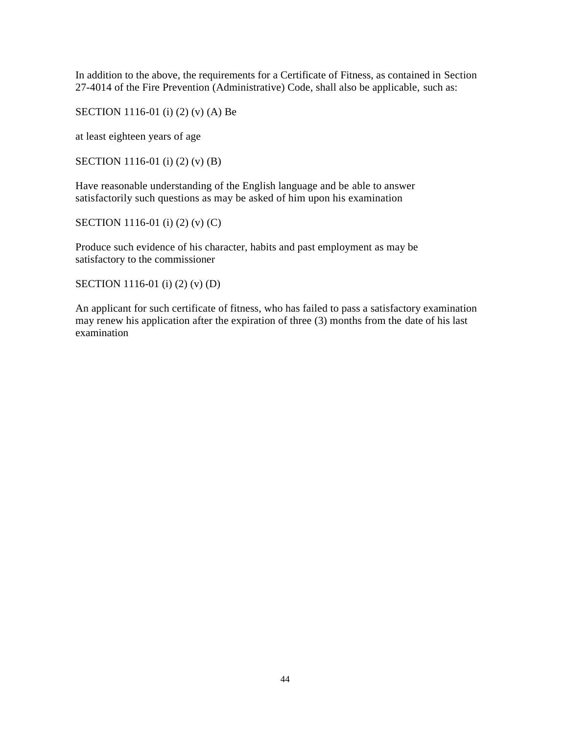In addition to the above, the requirements for a Certificate of Fitness, as contained in Section 27-4014 of the Fire Prevention (Administrative) Code, shall also be applicable, such as:

SECTION 1116-01 (i) (2) (v) (A) Be

at least eighteen years of age

SECTION 1116-01 (i) (2) (v) (B)

Have reasonable understanding of the English language and be able to answer satisfactorily such questions as may be asked of him upon his examination

SECTION 1116-01 (i) (2) (v) (C)

Produce such evidence of his character, habits and past employment as may be satisfactory to the commissioner

SECTION 1116-01 (i) (2) (v) (D)

An applicant for such certificate of fitness, who has failed to pass a satisfactory examination may renew his application after the expiration of three (3) months from the date of his last examination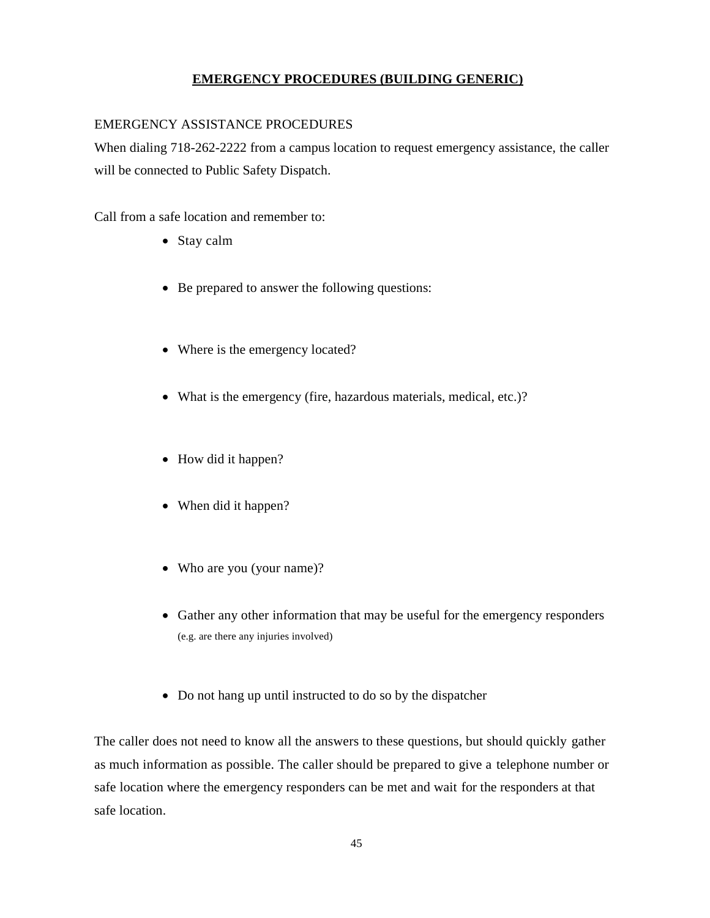## **EMERGENCY PROCEDURES (BUILDING GENERIC)**

EMERGENCY ASSISTANCE PROCEDURES

When dialing 718-262-2222 from a campus location to request emergency assistance, the caller will be connected to Public Safety Dispatch.

Call from a safe location and remember to:

- Stay calm
- Be prepared to answer the following questions:
- Where is the emergency located?
- What is the emergency (fire, hazardous materials, medical, etc.)?
- How did it happen?
- When did it happen?
- Who are you (your name)?
- Gather any other information that may be useful for the emergency responders (e.g. are there any injuries involved)
- Do not hang up until instructed to do so by the dispatcher

The caller does not need to know all the answers to these questions, but should quickly gather as much information as possible. The caller should be prepared to give a telephone number or safe location where the emergency responders can be met and wait for the responders at that safe location.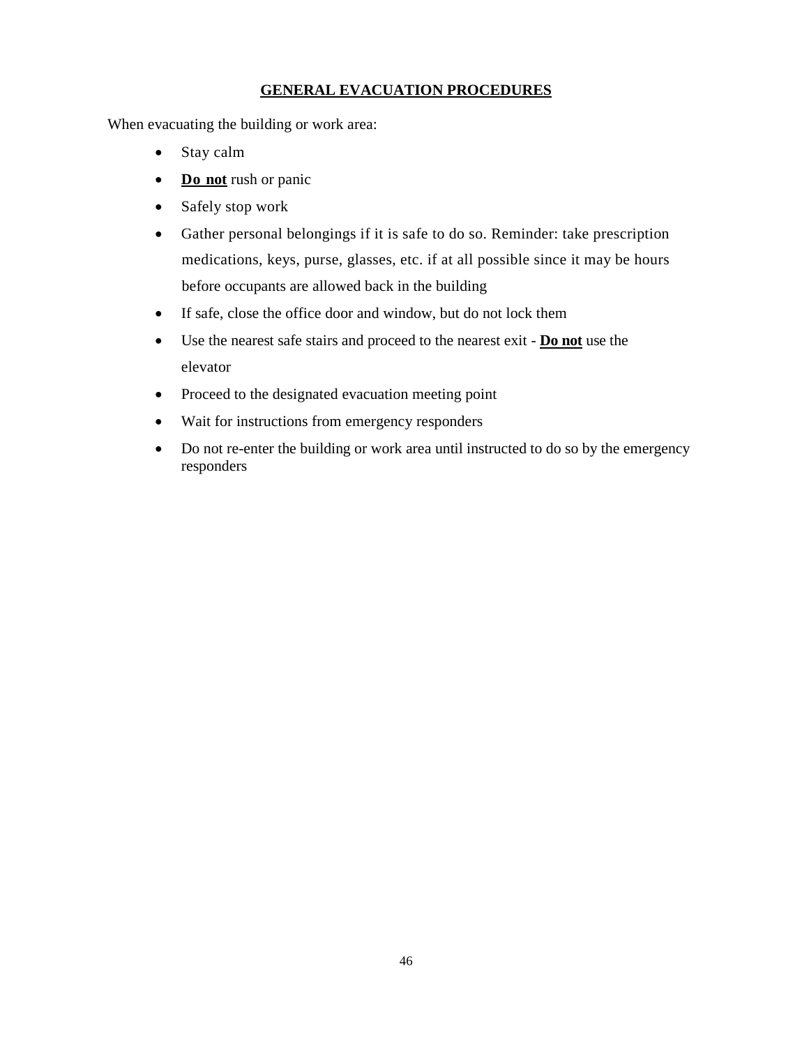## GENERAL EVACUATION PROCEDURES

When evacuating the building or work area:

- Stay calm
- **Do not** rush or panic
- Safely stop work
- Gather personal belongings if it is safe to do so. Reminder: take prescription medications, keys, purse, glasses, etc. if at all possible since it may be hours before occupants are allowed back in the building
- If safe, close the office door and window, but do not lock them
- Use the nearest safe stairs and proceed to the nearest exit - **Do not** use the elevator
- Proceed to the designated evacuation meeting point
- Wait for instructions from emergency responders
- Do not re-enter the building or work area until instructed to do so by the emergency responders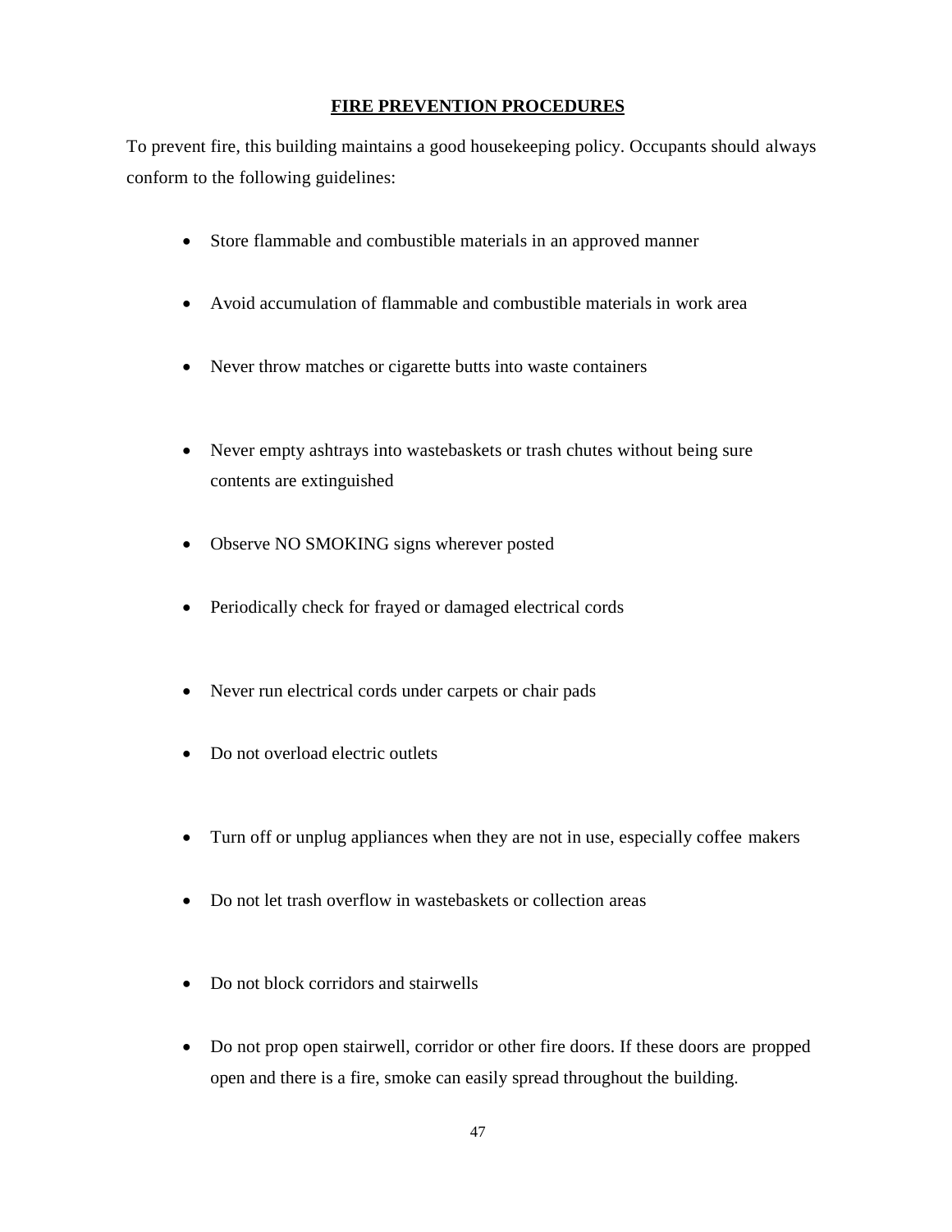## FIRE PREVENTION PROCEDURES

To prevent fire, this building maintains a good housekeeping policy. Occupants should always conform to the following guidelines:

- Store flammable and combustible materials in an approved manner
- Avoid accumulation of flammable and combustible materials in work area
- Never throw matches or cigarette butts into waste containers
- Never empty ashtrays into wastebaskets or trash chutes without being sure contents are extinguished
- Observe NO SMOKING signs wherever posted
- Periodically check for frayed or damaged electrical cords
- Never run electrical cords under carpets or chair pads
- Do not overload electric outlets
- Turn off or unplug appliances when they are not in use, especially coffee makers
- Do not let trash overflow in wastebaskets or collection areas
- Do not block corridors and stairwells
- Do not prop open stairwell, corridor or other fire doors. If these doors are propped open and there is a fire, smoke can easily spread throughout the building.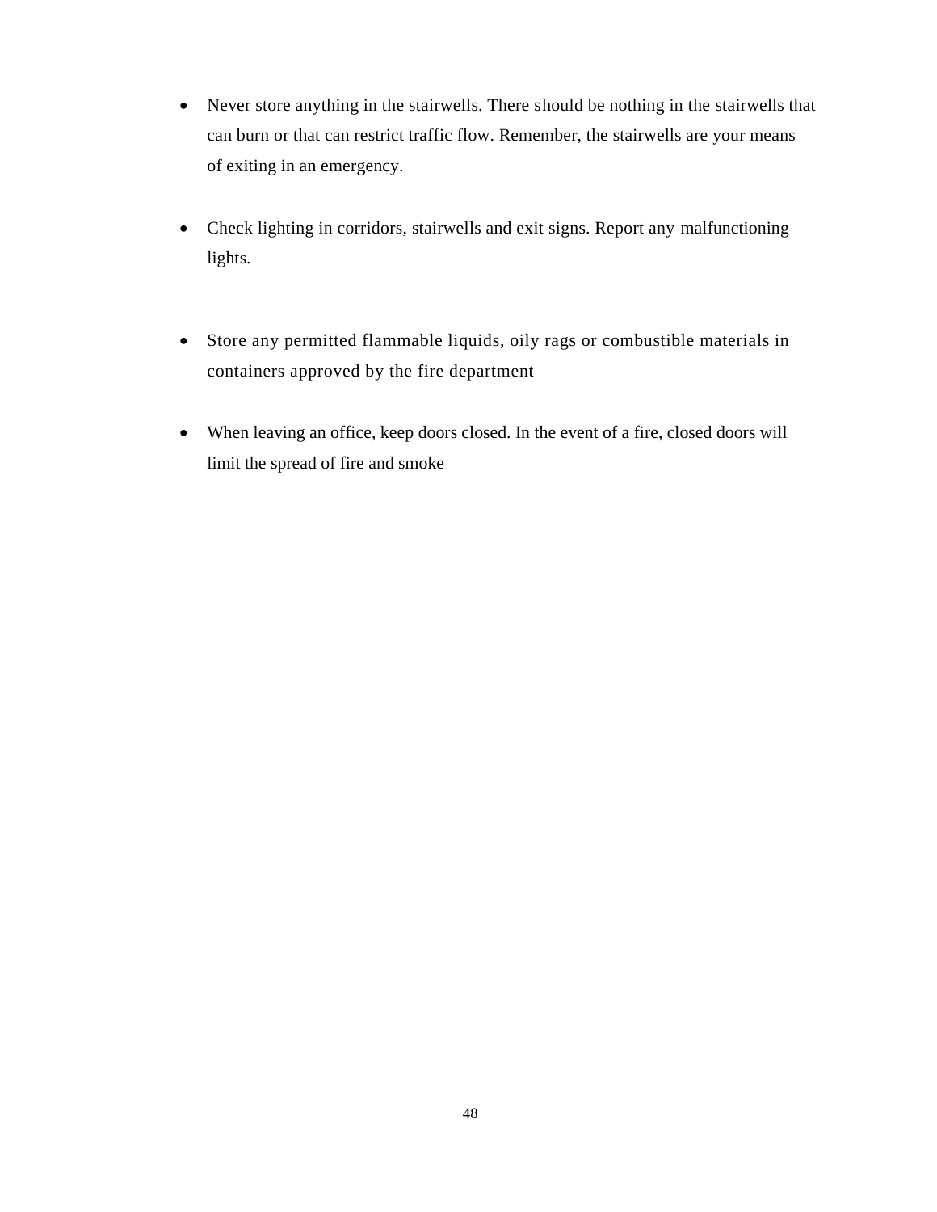- Never store anything in the stairwells. There should be nothing in the stairwells that can burn or that can restrict traffic flow. Remember, the stairwells are your means of exiting in an emergency.

- Check lighting in corridors, stairwells and exit signs. Report any malfunctioning lights.

- Store any permitted flammable liquids, oily rags or combustible materials in containers approved by the fire department

- When leaving an office, keep doors closed. In the event of a fire, closed doors will limit the spread of fire and smoke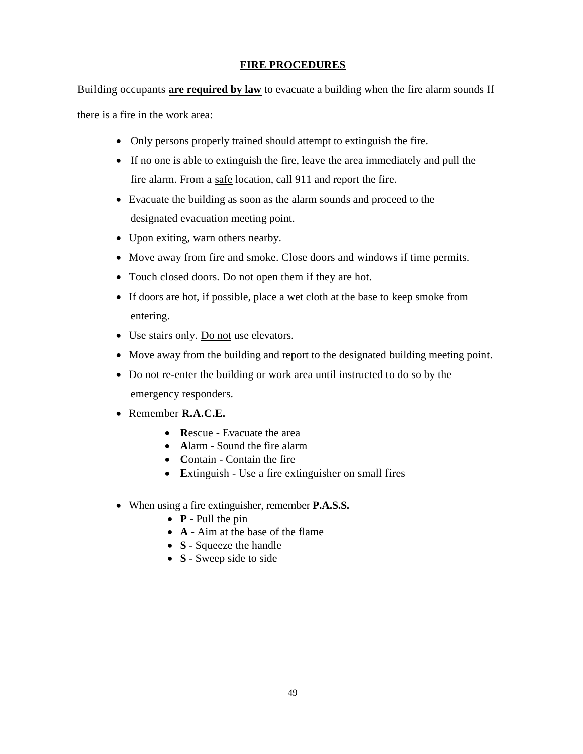## FIRE PROCEDURES

Building occupants **are required by law** to evacuate a building when the fire alarm sounds If there is a fire in the work area:

- Only persons properly trained should attempt to extinguish the fire.
- If no one is able to extinguish the fire, leave the area immediately and pull the fire alarm. From a safe location, call 911 and report the fire.
- Evacuate the building as soon as the alarm sounds and proceed to the designated evacuation meeting point.
- Upon exiting, warn others nearby.
- Move away from fire and smoke. Close doors and windows if time permits.
- Touch closed doors. Do not open them if they are hot.
- If doors are hot, if possible, place a wet cloth at the base to keep smoke from entering.
- Use stairs only. Do not use elevators.
- Move away from the building and report to the designated building meeting point.
- Do not re-enter the building or work area until instructed to do so by the emergency responders.
- Remember **R.A.C.E.**
    - **R**escue - Evacuate the area
    - **A**larm - Sound the fire alarm
    - **C**ontain - Contain the fire
    - **E**xtinguish - Use a fire extinguisher on small fires
- When using a fire extinguisher, remember **P.A.S.S.**
    - **P** - Pull the pin
    - **A** - Aim at the base of the flame
    - **S** - Squeeze the handle
    - **S** - Sweep side to side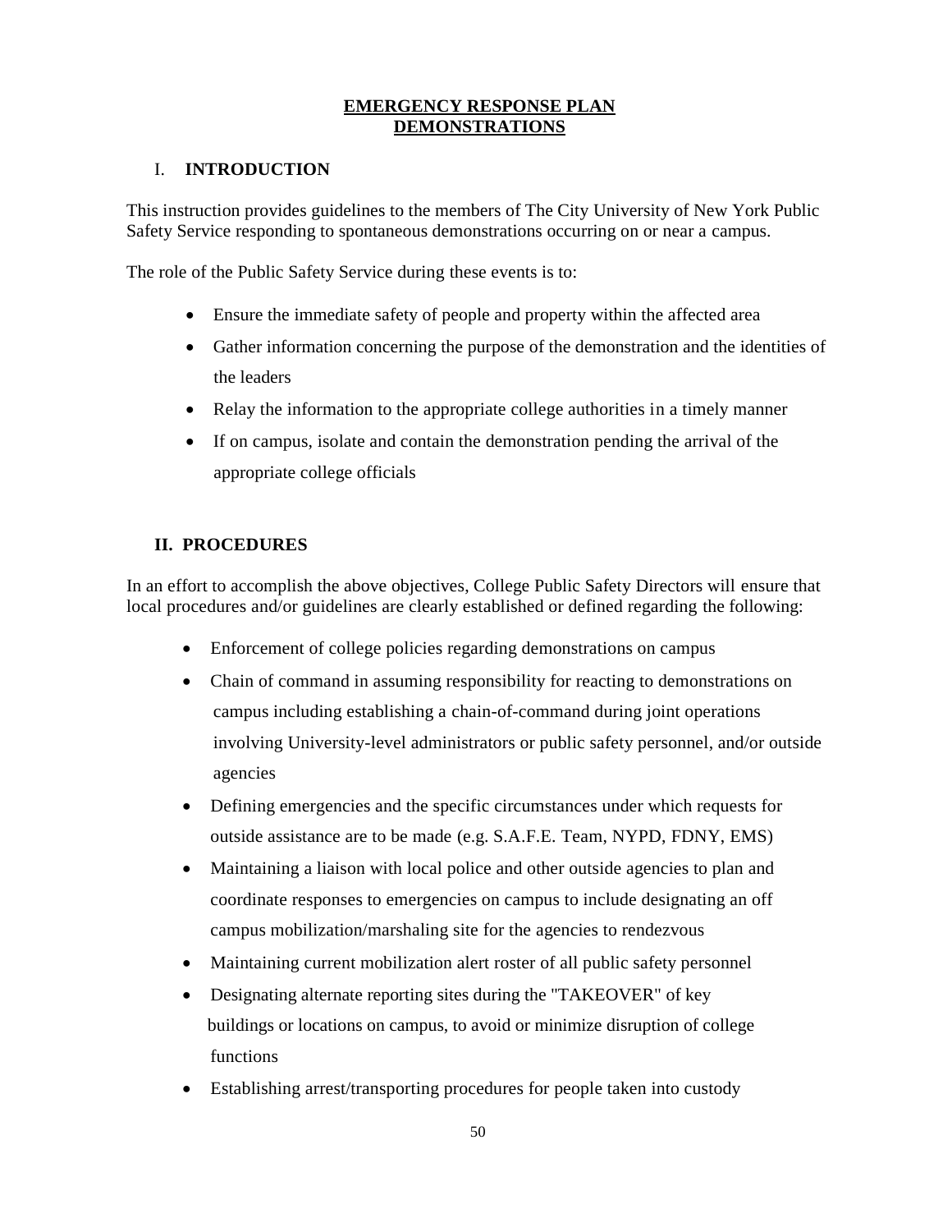# EMERGENCY RESPONSE PLAN
# DEMONSTRATIONS

## I. INTRODUCTION

This instruction provides guidelines to the members of The City University of New York Public Safety Service responding to spontaneous demonstrations occurring on or near a campus.

The role of the Public Safety Service during these events is to:

- Ensure the immediate safety of people and property within the affected area
- Gather information concerning the purpose of the demonstration and the identities of the leaders
- Relay the information to the appropriate college authorities in a timely manner
- If on campus, isolate and contain the demonstration pending the arrival of the appropriate college officials

## II. PROCEDURES

In an effort to accomplish the above objectives, College Public Safety Directors will ensure that local procedures and/or guidelines are clearly established or defined regarding the following:

- Enforcement of college policies regarding demonstrations on campus
- Chain of command in assuming responsibility for reacting to demonstrations on campus including establishing a chain-of-command during joint operations involving University-level administrators or public safety personnel, and/or outside agencies
- Defining emergencies and the specific circumstances under which requests for outside assistance are to be made (e.g. S.A.F.E. Team, NYPD, FDNY, EMS)
- Maintaining a liaison with local police and other outside agencies to plan and coordinate responses to emergencies on campus to include designating an off campus mobilization/marshaling site for the agencies to rendezvous
- Maintaining current mobilization alert roster of all public safety personnel
- Designating alternate reporting sites during the "TAKEOVER" of key buildings or locations on campus, to avoid or minimize disruption of college functions
- Establishing arrest/transporting procedures for people taken into custody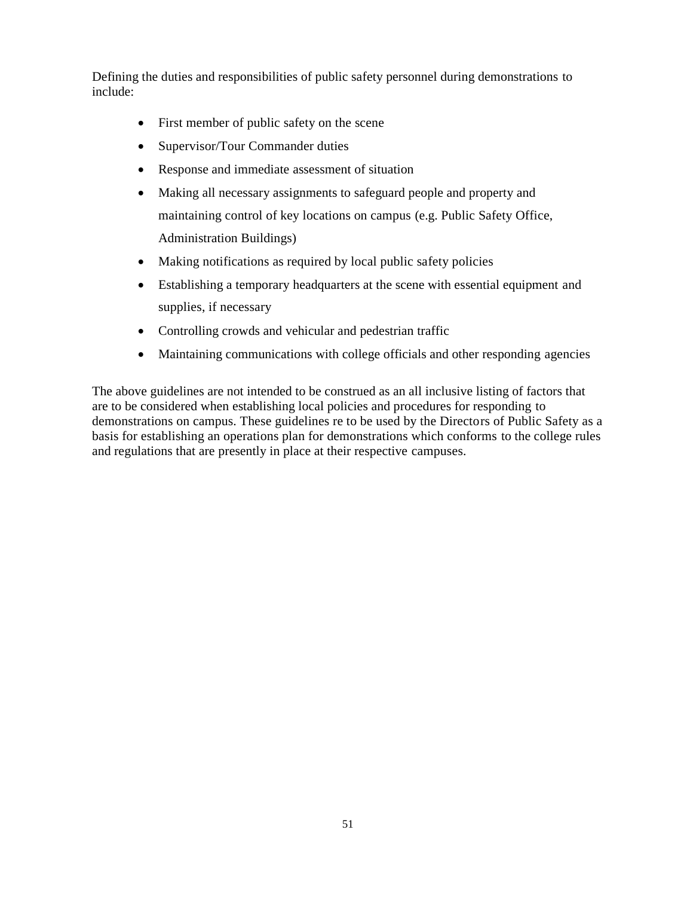Defining the duties and responsibilities of public safety personnel during demonstrations to include:

- First member of public safety on the scene
- Supervisor/Tour Commander duties
- Response and immediate assessment of situation
- Making all necessary assignments to safeguard people and property and maintaining control of key locations on campus (e.g. Public Safety Office, Administration Buildings)
- Making notifications as required by local public safety policies
- Establishing a temporary headquarters at the scene with essential equipment and supplies, if necessary
- Controlling crowds and vehicular and pedestrian traffic
- Maintaining communications with college officials and other responding agencies

The above guidelines are not intended to be construed as an all inclusive listing of factors that are to be considered when establishing local policies and procedures for responding to demonstrations on campus. These guidelines re to be used by the Directors of Public Safety as a basis for establishing an operations plan for demonstrations which conforms to the college rules and regulations that are presently in place at their respective campuses.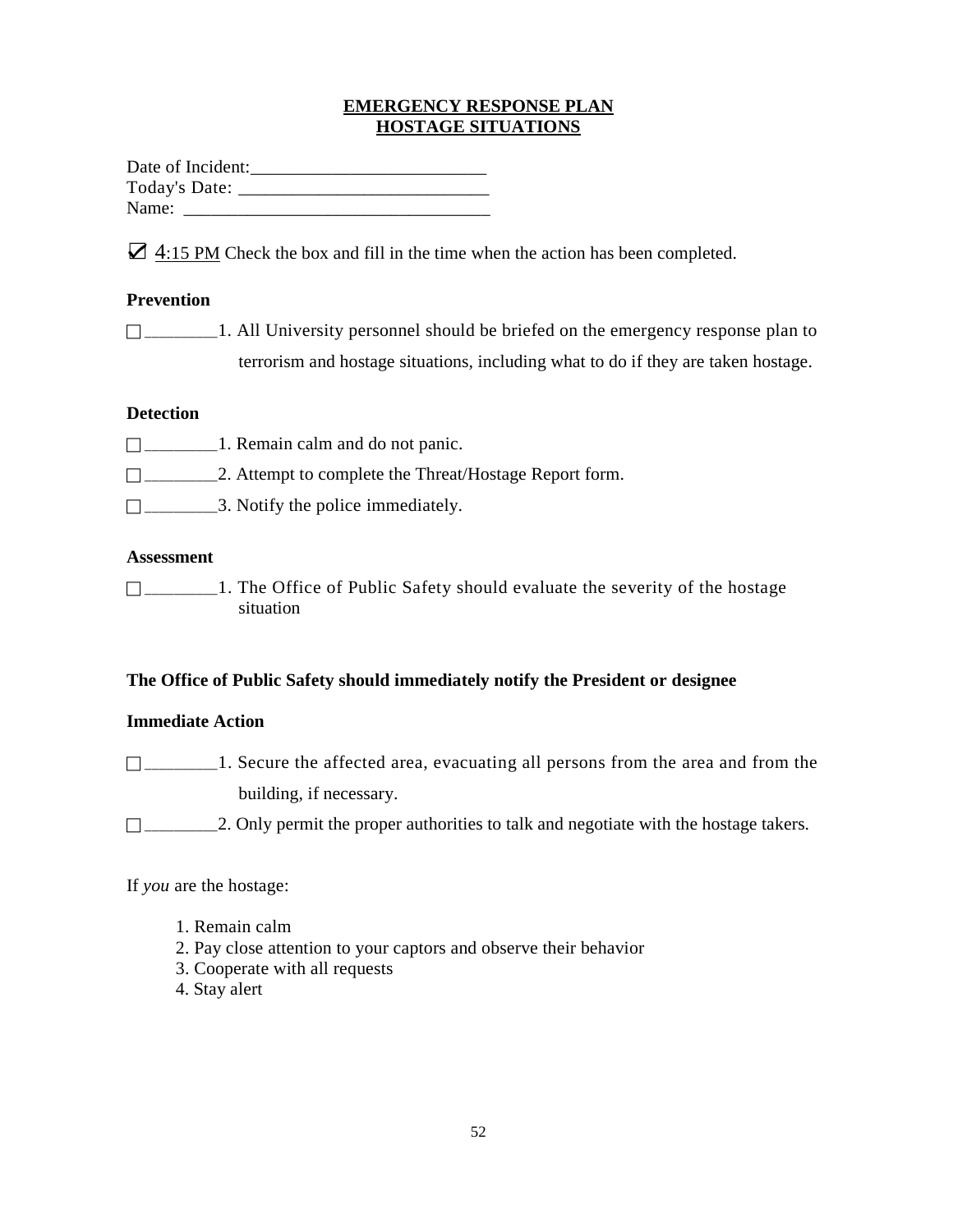**EMERGENCY RESPONSE PLAN**
**HOSTAGE SITUATIONS**

Date of Incident:__________________________
Today's Date: ___________________________
Name: _________________________________

☑ 4:15 PM Check the box and fill in the time when the action has been completed.

**Prevention**

☐ ________1. All University personnel should be briefed on the emergency response plan to terrorism and hostage situations, including what to do if they are taken hostage.

**Detection**

☐ ________1. Remain calm and do not panic.

☐ ________2. Attempt to complete the Threat/Hostage Report form.

☐ ________3. Notify the police immediately.

**Assessment**

☐ ________1. The Office of Public Safety should evaluate the severity of the hostage situation

**The Office of Public Safety should immediately notify the President or designee**

**Immediate Action**

☐ ________1. Secure the affected area, evacuating all persons from the area and from the building, if necessary.

☐ ________2. Only permit the proper authorities to talk and negotiate with the hostage takers.

If *you* are the hostage:

1. Remain calm
2. Pay close attention to your captors and observe their behavior
3. Cooperate with all requests
4. Stay alert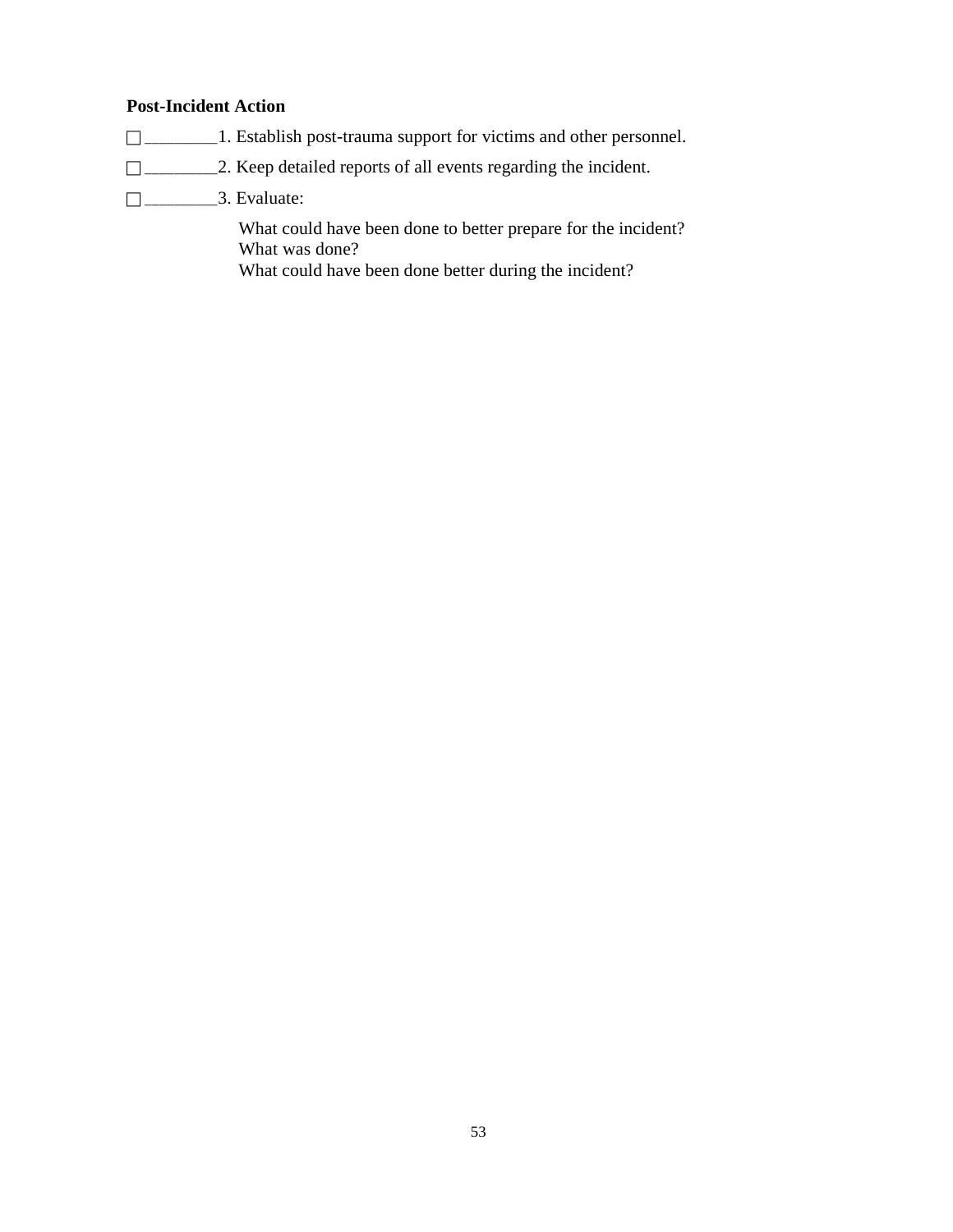**Post-Incident Action**

☐ ________1. Establish post-trauma support for victims and other personnel.

☐ ________2. Keep detailed reports of all events regarding the incident.

☐ ________3. Evaluate:

What could have been done to better prepare for the incident?
What was done?
What could have been done better during the incident?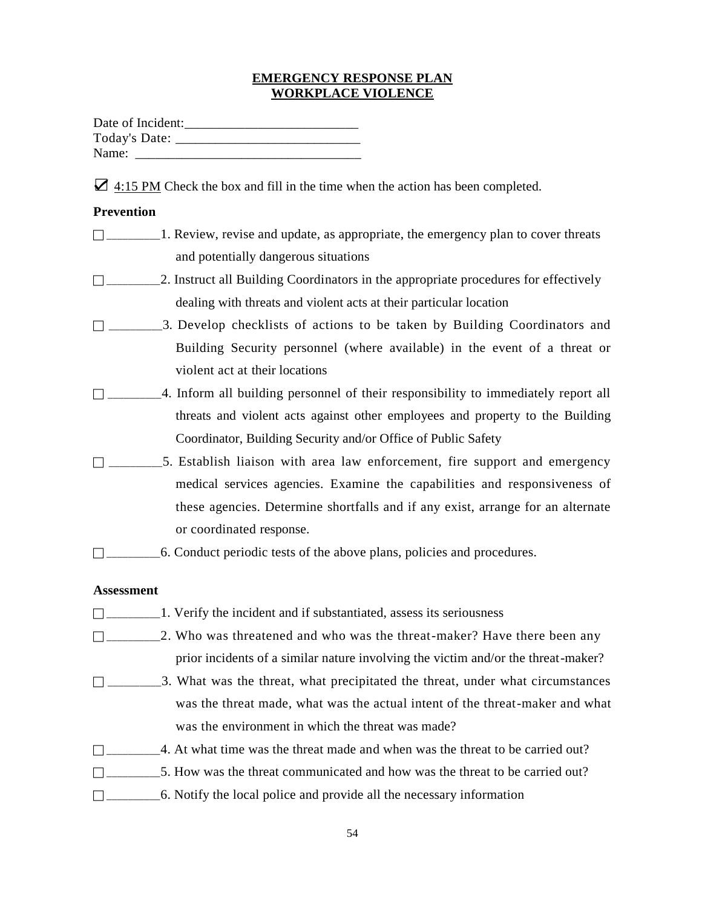**EMERGENCY RESPONSE PLAN**
**WORKPLACE VIOLENCE**

Date of Incident:_________________________
Today's Date: ___________________________
Name: _________________________________

☑ 4:15 PM Check the box and fill in the time when the action has been completed.

**Prevention**

☐ ________1. Review, revise and update, as appropriate, the emergency plan to cover threats and potentially dangerous situations

☐ ________2. Instruct all Building Coordinators in the appropriate procedures for effectively dealing with threats and violent acts at their particular location

☐ ________3. Develop checklists of actions to be taken by Building Coordinators and Building Security personnel (where available) in the event of a threat or violent act at their locations

☐ ________4. Inform all building personnel of their responsibility to immediately report all threats and violent acts against other employees and property to the Building Coordinator, Building Security and/or Office of Public Safety

☐ ________5. Establish liaison with area law enforcement, fire support and emergency medical services agencies. Examine the capabilities and responsiveness of these agencies. Determine shortfalls and if any exist, arrange for an alternate or coordinated response.

☐ ________6. Conduct periodic tests of the above plans, policies and procedures.

**Assessment**

☐ ________1. Verify the incident and if substantiated, assess its seriousness

☐ ________2. Who was threatened and who was the threat-maker? Have there been any prior incidents of a similar nature involving the victim and/or the threat-maker?

☐ ________3. What was the threat, what precipitated the threat, under what circumstances was the threat made, what was the actual intent of the threat-maker and what was the environment in which the threat was made?

☐ ________4. At what time was the threat made and when was the threat to be carried out?

☐ ________5. How was the threat communicated and how was the threat to be carried out?

☐ ________6. Notify the local police and provide all the necessary information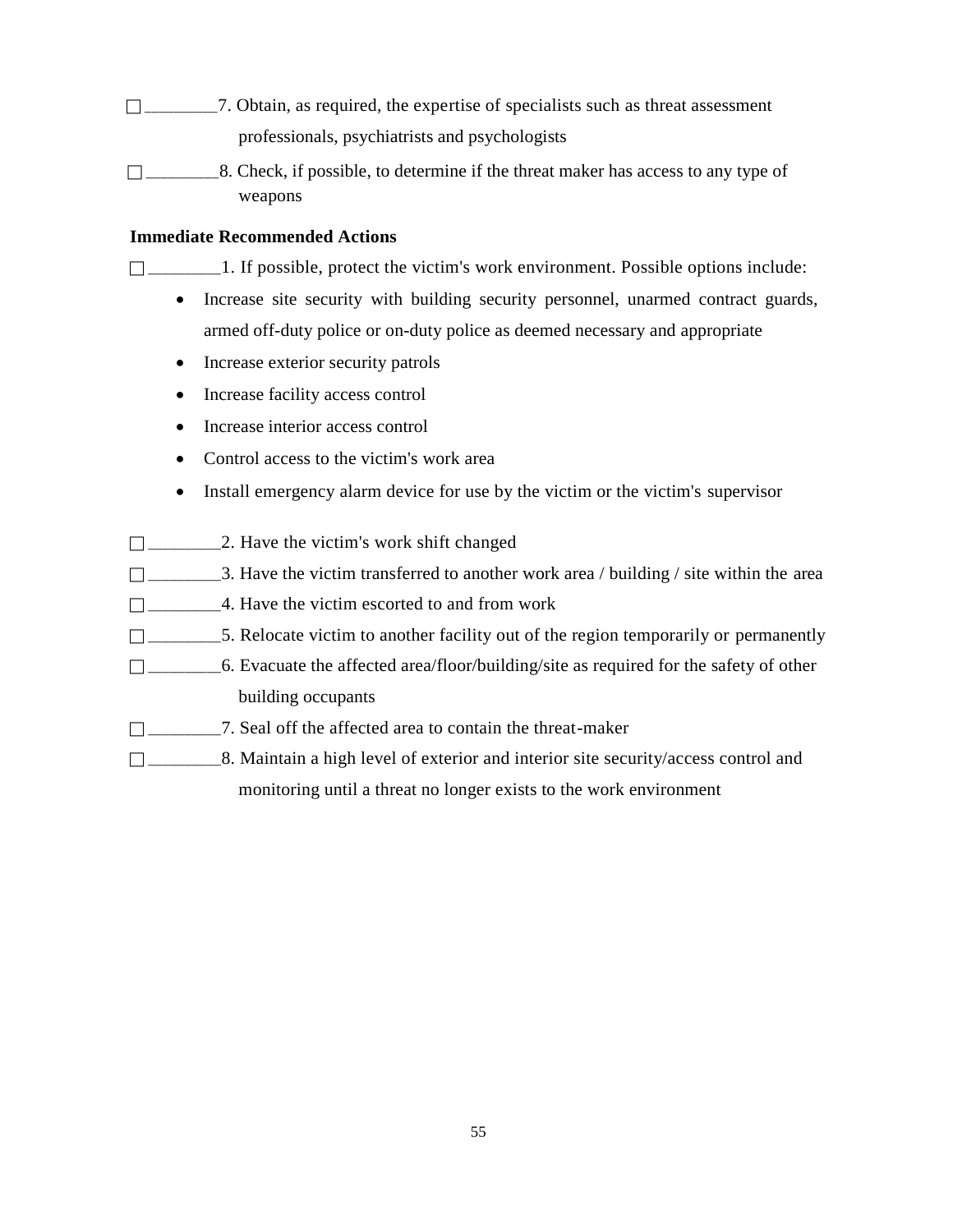☐ ________7. Obtain, as required, the expertise of specialists such as threat assessment professionals, psychiatrists and psychologists

☐ ________8. Check, if possible, to determine if the threat maker has access to any type of weapons

**Immediate Recommended Actions**

☐ ________1. If possible, protect the victim's work environment. Possible options include:

- Increase site security with building security personnel, unarmed contract guards, armed off-duty police or on-duty police as deemed necessary and appropriate
- Increase exterior security patrols
- Increase facility access control
- Increase interior access control
- Control access to the victim's work area
- Install emergency alarm device for use by the victim or the victim's supervisor

☐ ________2. Have the victim's work shift changed

☐ ________3. Have the victim transferred to another work area / building / site within the area

☐ ________4. Have the victim escorted to and from work

☐ ________5. Relocate victim to another facility out of the region temporarily or permanently

☐ ________6. Evacuate the affected area/floor/building/site as required for the safety of other building occupants

☐ ________7. Seal off the affected area to contain the threat-maker

☐ ________8. Maintain a high level of exterior and interior site security/access control and monitoring until a threat no longer exists to the work environment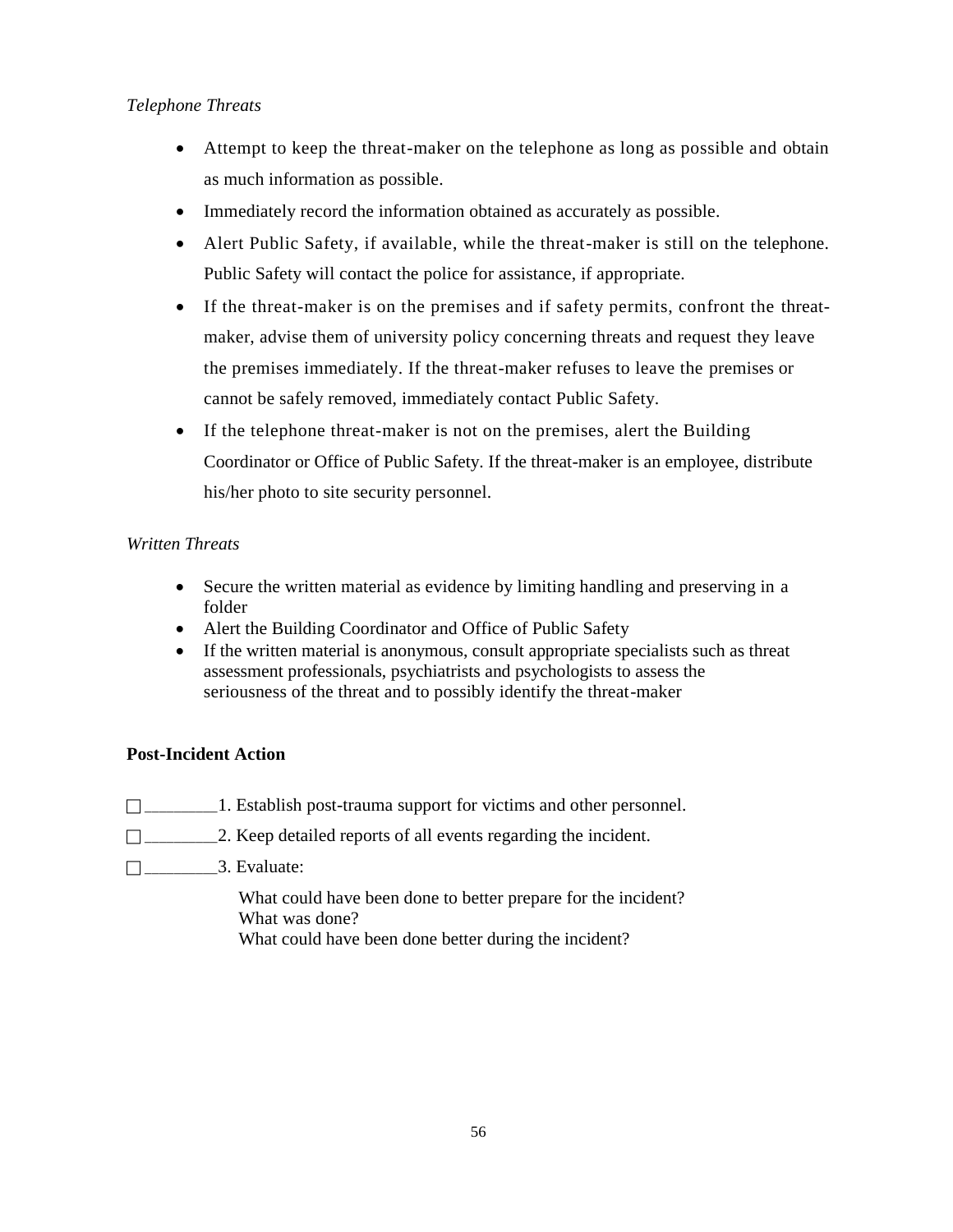*Telephone Threats*

- Attempt to keep the threat-maker on the telephone as long as possible and obtain as much information as possible.
- Immediately record the information obtained as accurately as possible.
- Alert Public Safety, if available, while the threat-maker is still on the telephone. Public Safety will contact the police for assistance, if appropriate.
- If the threat-maker is on the premises and if safety permits, confront the threat-maker, advise them of university policy concerning threats and request they leave the premises immediately. If the threat-maker refuses to leave the premises or cannot be safely removed, immediately contact Public Safety.
- If the telephone threat-maker is not on the premises, alert the Building Coordinator or Office of Public Safety. If the threat-maker is an employee, distribute his/her photo to site security personnel.

*Written Threats*

- Secure the written material as evidence by limiting handling and preserving in a folder
- Alert the Building Coordinator and Office of Public Safety
- If the written material is anonymous, consult appropriate specialists such as threat assessment professionals, psychiatrists and psychologists to assess the seriousness of the threat and to possibly identify the threat-maker

**Post-Incident Action**

☐ ________1. Establish post-trauma support for victims and other personnel.

☐ ________2. Keep detailed reports of all events regarding the incident.

☐ ________3. Evaluate:

What could have been done to better prepare for the incident?
What was done?
What could have been done better during the incident?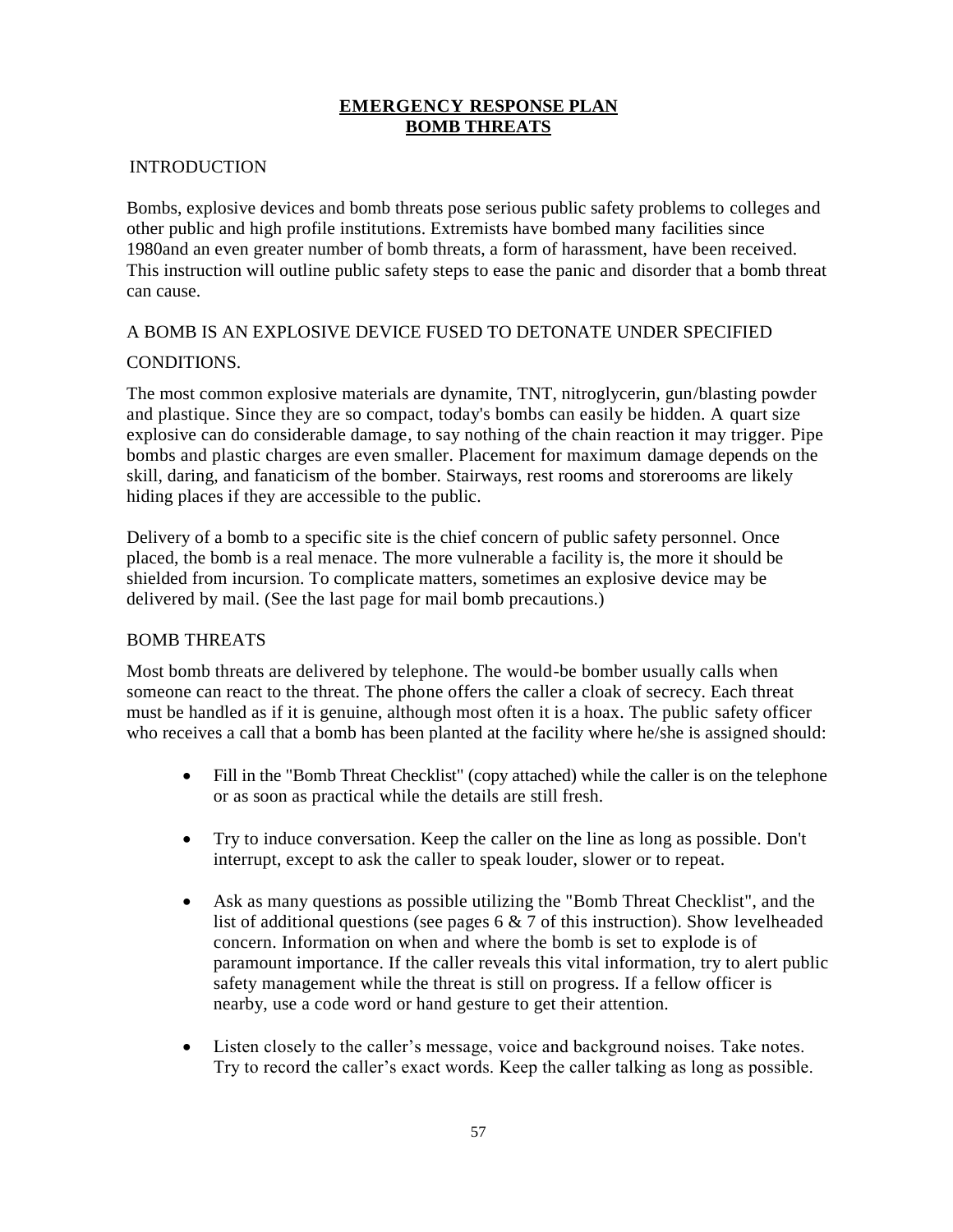# EMERGENCY RESPONSE PLAN
# BOMB THREATS

INTRODUCTION

Bombs, explosive devices and bomb threats pose serious public safety problems to colleges and other public and high profile institutions. Extremists have bombed many facilities since 1980and an even greater number of bomb threats, a form of harassment, have been received. This instruction will outline public safety steps to ease the panic and disorder that a bomb threat can cause.

A BOMB IS AN EXPLOSIVE DEVICE FUSED TO DETONATE UNDER SPECIFIED CONDITIONS.

The most common explosive materials are dynamite, TNT, nitroglycerin, gun/blasting powder and plastique. Since they are so compact, today's bombs can easily be hidden. A quart size explosive can do considerable damage, to say nothing of the chain reaction it may trigger. Pipe bombs and plastic charges are even smaller. Placement for maximum damage depends on the skill, daring, and fanaticism of the bomber. Stairways, rest rooms and storerooms are likely hiding places if they are accessible to the public.

Delivery of a bomb to a specific site is the chief concern of public safety personnel. Once placed, the bomb is a real menace. The more vulnerable a facility is, the more it should be shielded from incursion. To complicate matters, sometimes an explosive device may be delivered by mail. (See the last page for mail bomb precautions.)

BOMB THREATS

Most bomb threats are delivered by telephone. The would-be bomber usually calls when someone can react to the threat. The phone offers the caller a cloak of secrecy. Each threat must be handled as if it is genuine, although most often it is a hoax. The public safety officer who receives a call that a bomb has been planted at the facility where he/she is assigned should:

- Fill in the "Bomb Threat Checklist" (copy attached) while the caller is on the telephone or as soon as practical while the details are still fresh.
- Try to induce conversation. Keep the caller on the line as long as possible. Don't interrupt, except to ask the caller to speak louder, slower or to repeat.
- Ask as many questions as possible utilizing the "Bomb Threat Checklist", and the list of additional questions (see pages 6 & 7 of this instruction). Show levelheaded concern. Information on when and where the bomb is set to explode is of paramount importance. If the caller reveals this vital information, try to alert public safety management while the threat is still on progress. If a fellow officer is nearby, use a code word or hand gesture to get their attention.
- Listen closely to the caller's message, voice and background noises. Take notes. Try to record the caller's exact words. Keep the caller talking as long as possible.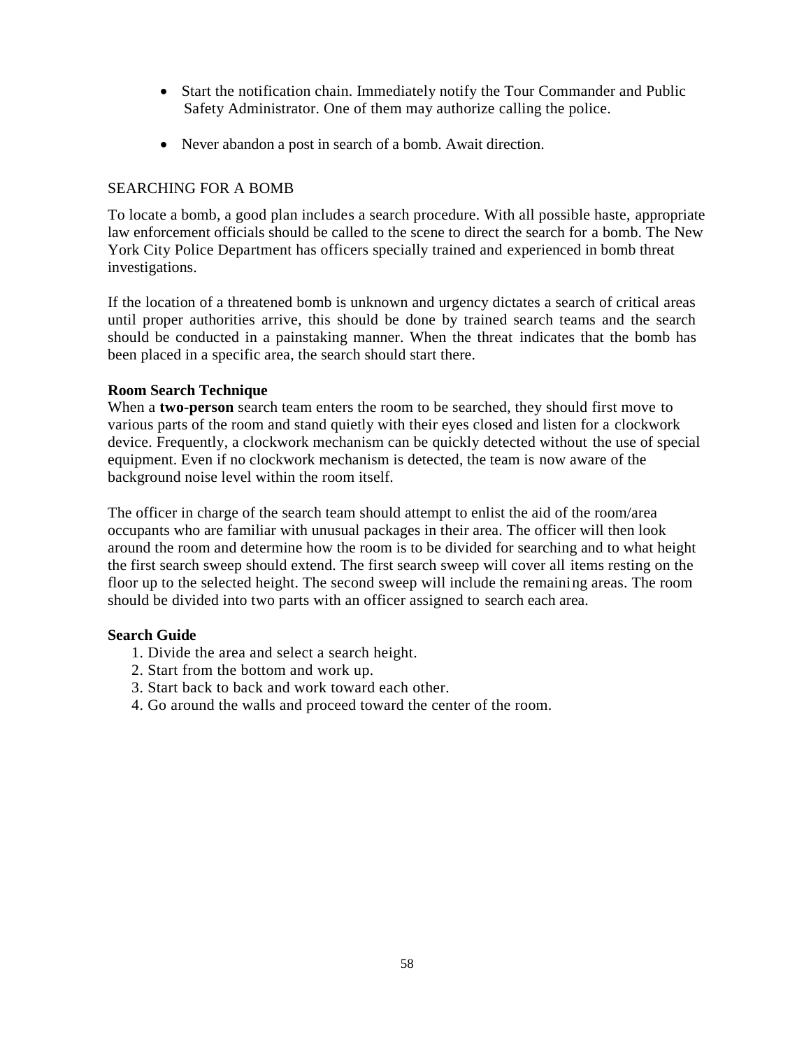- Start the notification chain. Immediately notify the Tour Commander and Public Safety Administrator. One of them may authorize calling the police.
- Never abandon a post in search of a bomb. Await direction.

## SEARCHING FOR A BOMB

To locate a bomb, a good plan includes a search procedure. With all possible haste, appropriate law enforcement officials should be called to the scene to direct the search for a bomb. The New York City Police Department has officers specially trained and experienced in bomb threat investigations.

If the location of a threatened bomb is unknown and urgency dictates a search of critical areas until proper authorities arrive, this should be done by trained search teams and the search should be conducted in a painstaking manner. When the threat indicates that the bomb has been placed in a specific area, the search should start there.

### Room Search Technique

When a **two-person** search team enters the room to be searched, they should first move to various parts of the room and stand quietly with their eyes closed and listen for a clockwork device. Frequently, a clockwork mechanism can be quickly detected without the use of special equipment. Even if no clockwork mechanism is detected, the team is now aware of the background noise level within the room itself.

The officer in charge of the search team should attempt to enlist the aid of the room/area occupants who are familiar with unusual packages in their area. The officer will then look around the room and determine how the room is to be divided for searching and to what height the first search sweep should extend. The first search sweep will cover all items resting on the floor up to the selected height. The second sweep will include the remaining areas. The room should be divided into two parts with an officer assigned to search each area.

### Search Guide

1. Divide the area and select a search height.
2. Start from the bottom and work up.
3. Start back to back and work toward each other.
4. Go around the walls and proceed toward the center of the room.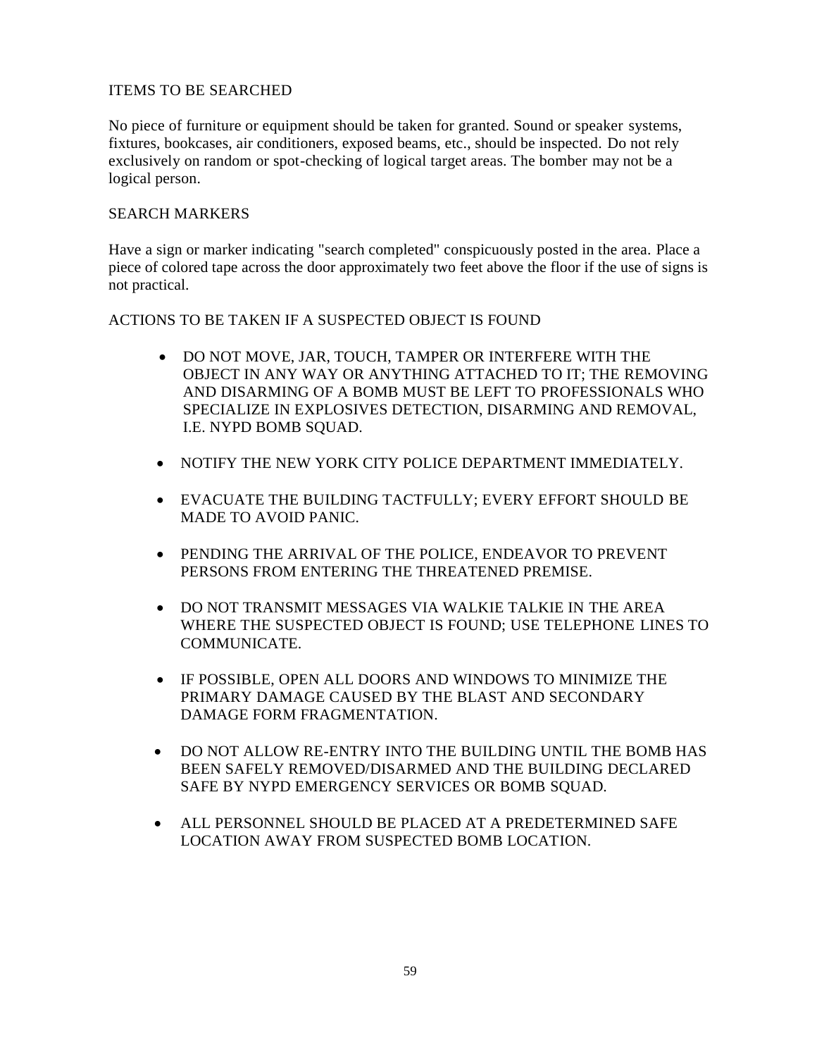## ITEMS TO BE SEARCHED

No piece of furniture or equipment should be taken for granted. Sound or speaker systems, fixtures, bookcases, air conditioners, exposed beams, etc., should be inspected. Do not rely exclusively on random or spot-checking of logical target areas. The bomber may not be a logical person.

## SEARCH MARKERS

Have a sign or marker indicating "search completed" conspicuously posted in the area. Place a piece of colored tape across the door approximately two feet above the floor if the use of signs is not practical.

## ACTIONS TO BE TAKEN IF A SUSPECTED OBJECT IS FOUND

- DO NOT MOVE, JAR, TOUCH, TAMPER OR INTERFERE WITH THE OBJECT IN ANY WAY OR ANYTHING ATTACHED TO IT; THE REMOVING AND DISARMING OF A BOMB MUST BE LEFT TO PROFESSIONALS WHO SPECIALIZE IN EXPLOSIVES DETECTION, DISARMING AND REMOVAL, I.E. NYPD BOMB SQUAD.
- NOTIFY THE NEW YORK CITY POLICE DEPARTMENT IMMEDIATELY.
- EVACUATE THE BUILDING TACTFULLY; EVERY EFFORT SHOULD BE MADE TO AVOID PANIC.
- PENDING THE ARRIVAL OF THE POLICE, ENDEAVOR TO PREVENT PERSONS FROM ENTERING THE THREATENED PREMISE.
- DO NOT TRANSMIT MESSAGES VIA WALKIE TALKIE IN THE AREA WHERE THE SUSPECTED OBJECT IS FOUND; USE TELEPHONE LINES TO COMMUNICATE.
- IF POSSIBLE, OPEN ALL DOORS AND WINDOWS TO MINIMIZE THE PRIMARY DAMAGE CAUSED BY THE BLAST AND SECONDARY DAMAGE FORM FRAGMENTATION.
- DO NOT ALLOW RE-ENTRY INTO THE BUILDING UNTIL THE BOMB HAS BEEN SAFELY REMOVED/DISARMED AND THE BUILDING DECLARED SAFE BY NYPD EMERGENCY SERVICES OR BOMB SQUAD.
- ALL PERSONNEL SHOULD BE PLACED AT A PREDETERMINED SAFE LOCATION AWAY FROM SUSPECTED BOMB LOCATION.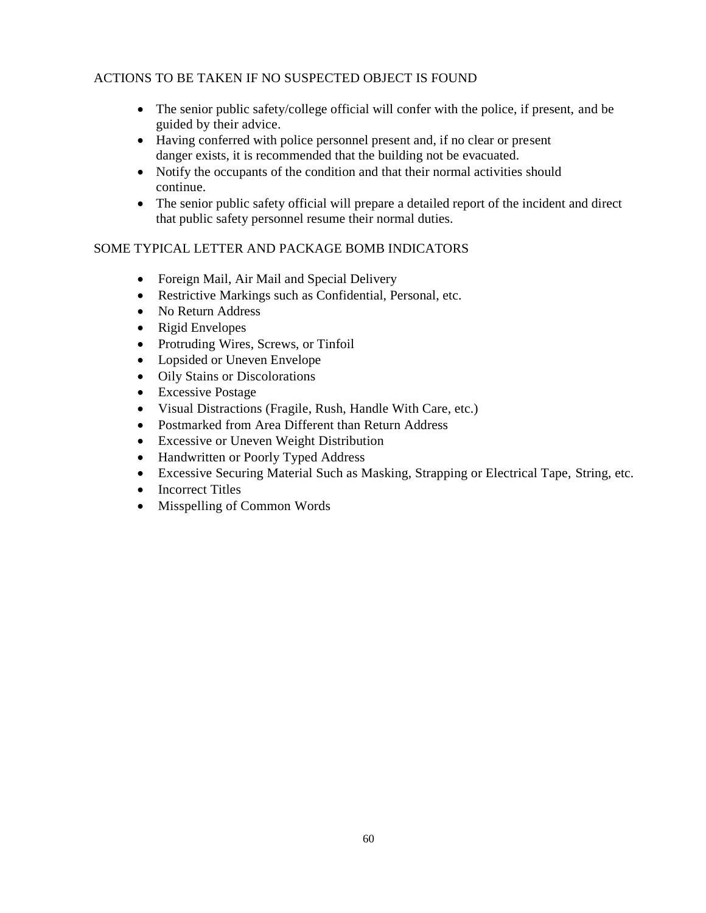## ACTIONS TO BE TAKEN IF NO SUSPECTED OBJECT IS FOUND

- The senior public safety/college official will confer with the police, if present, and be guided by their advice.
- Having conferred with police personnel present and, if no clear or present danger exists, it is recommended that the building not be evacuated.
- Notify the occupants of the condition and that their normal activities should continue.
- The senior public safety official will prepare a detailed report of the incident and direct that public safety personnel resume their normal duties.

## SOME TYPICAL LETTER AND PACKAGE BOMB INDICATORS

- Foreign Mail, Air Mail and Special Delivery
- Restrictive Markings such as Confidential, Personal, etc.
- No Return Address
- Rigid Envelopes
- Protruding Wires, Screws, or Tinfoil
- Lopsided or Uneven Envelope
- Oily Stains or Discolorations
- Excessive Postage
- Visual Distractions (Fragile, Rush, Handle With Care, etc.)
- Postmarked from Area Different than Return Address
- Excessive or Uneven Weight Distribution
- Handwritten or Poorly Typed Address
- Excessive Securing Material Such as Masking, Strapping or Electrical Tape, String, etc.
- Incorrect Titles
- Misspelling of Common Words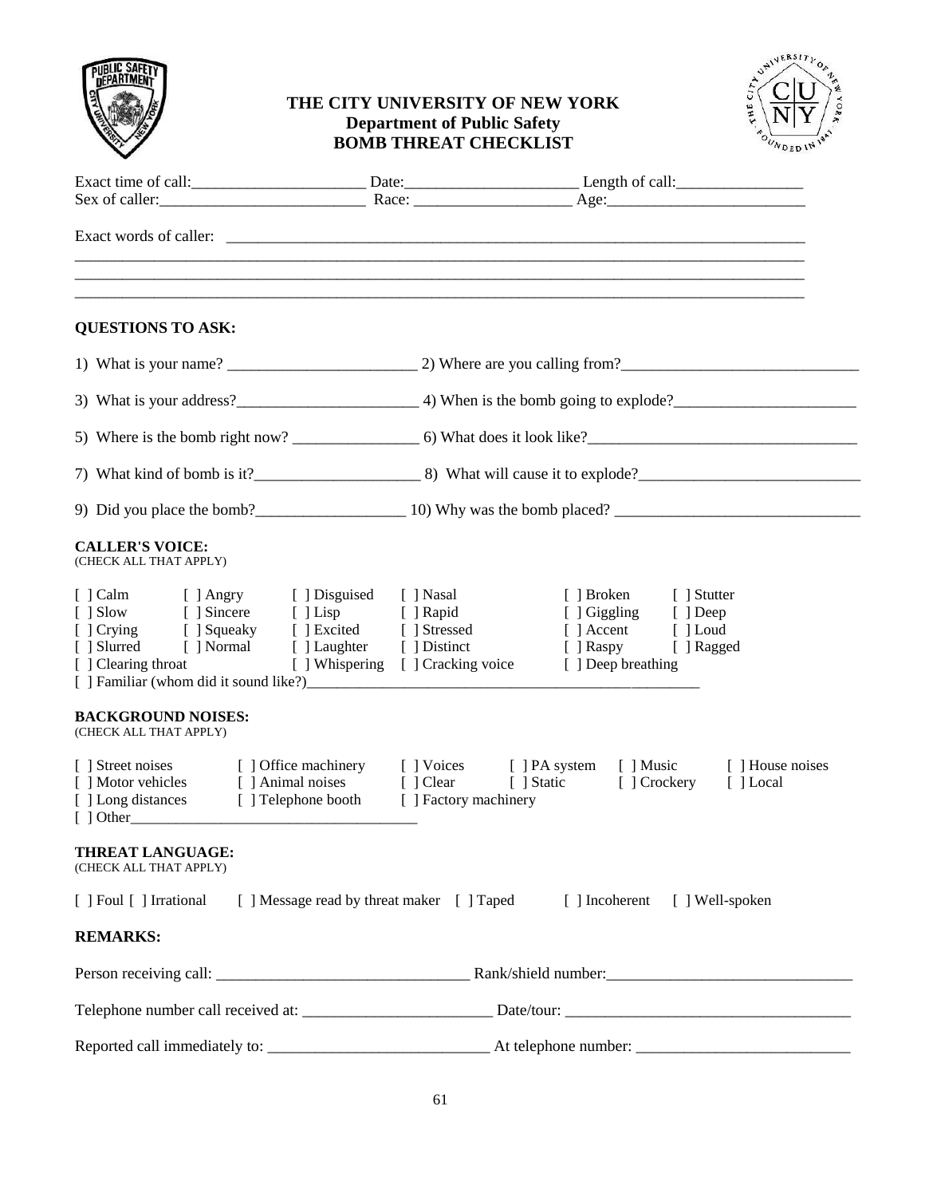# THE CITY UNIVERSITY OF NEW YORK
## Department of Public Safety
## BOMB THREAT CHECKLIST

Exact time of call:_____________________ Date:_____________________ Length of call:________________
Sex of caller:_________________________ Race: ___________________ Age:________________________

Exact words of caller: ___________________________________________________________________________
________________________________________________________________________________________________
________________________________________________________________________________________________
________________________________________________________________________________________________

**QUESTIONS TO ASK:**

1) What is your name? ________________________ 2) Where are you calling from?______________________________

3) What is your address?_______________________ 4) When is the bomb going to explode?______________________

5) Where is the bomb right now? ________________ 6) What does it look like?_________________________________

7) What kind of bomb is it?_____________________ 8) What will cause it to explode?___________________________

9) Did you place the bomb?___________________ 10) Why was the bomb placed? _______________________________

**CALLER'S VOICE:**
(CHECK ALL THAT APPLY)

[ ] Calm [ ] Angry [ ] Disguised [ ] Nasal [ ] Broken [ ] Stutter
[ ] Slow [ ] Sincere [ ] Lisp [ ] Rapid [ ] Giggling [ ] Deep
[ ] Crying [ ] Squeaky [ ] Excited [ ] Stressed [ ] Accent [ ] Loud
[ ] Slurred [ ] Normal [ ] Laughter [ ] Distinct [ ] Raspy [ ] Ragged
[ ] Clearing throat [ ] Whispering [ ] Cracking voice [ ] Deep breathing
[ ] Familiar (whom did it sound like?)_____________________________________________________

**BACKGROUND NOISES:**
(CHECK ALL THAT APPLY)

[ ] Street noises [ ] Office machinery [ ] Voices [ ] PA system [ ] Music [ ] House noises
[ ] Motor vehicles [ ] Animal noises [ ] Clear [ ] Static [ ] Crockery [ ] Local
[ ] Long distances [ ] Telephone booth [ ] Factory machinery
[ ] Other_____________________________________

**THREAT LANGUAGE:**
(CHECK ALL THAT APPLY)

[ ] Foul [ ] Irrational [ ] Message read by threat maker [ ] Taped [ ] Incoherent [ ] Well-spoken

**REMARKS:**

Person receiving call: _______________________________ Rank/shield number:______________________________

Telephone number call received at: ________________________ Date/tour: ___________________________________

Reported call immediately to: ____________________________ At telephone number: ___________________________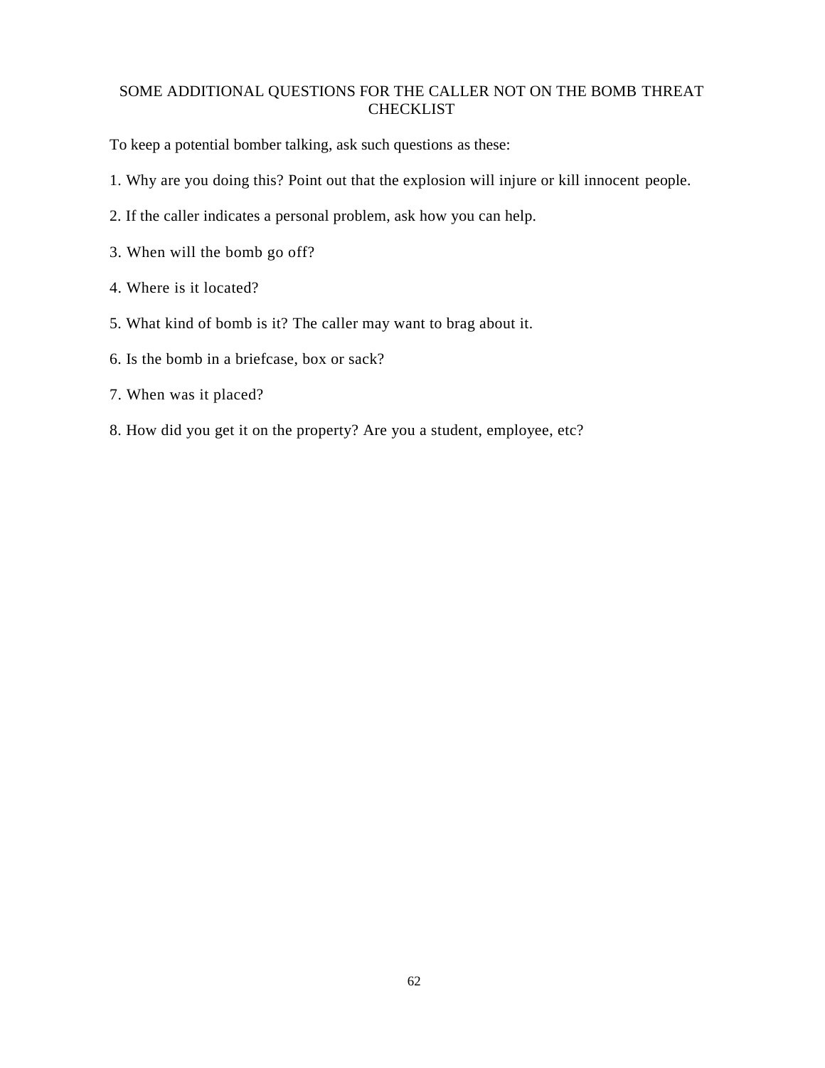## SOME ADDITIONAL QUESTIONS FOR THE CALLER NOT ON THE BOMB THREAT CHECKLIST

To keep a potential bomber talking, ask such questions as these:

1. Why are you doing this? Point out that the explosion will injure or kill innocent people.
2. If the caller indicates a personal problem, ask how you can help.
3. When will the bomb go off?
4. Where is it located?
5. What kind of bomb is it? The caller may want to brag about it.
6. Is the bomb in a briefcase, box or sack?
7. When was it placed?
8. How did you get it on the property? Are you a student, employee, etc?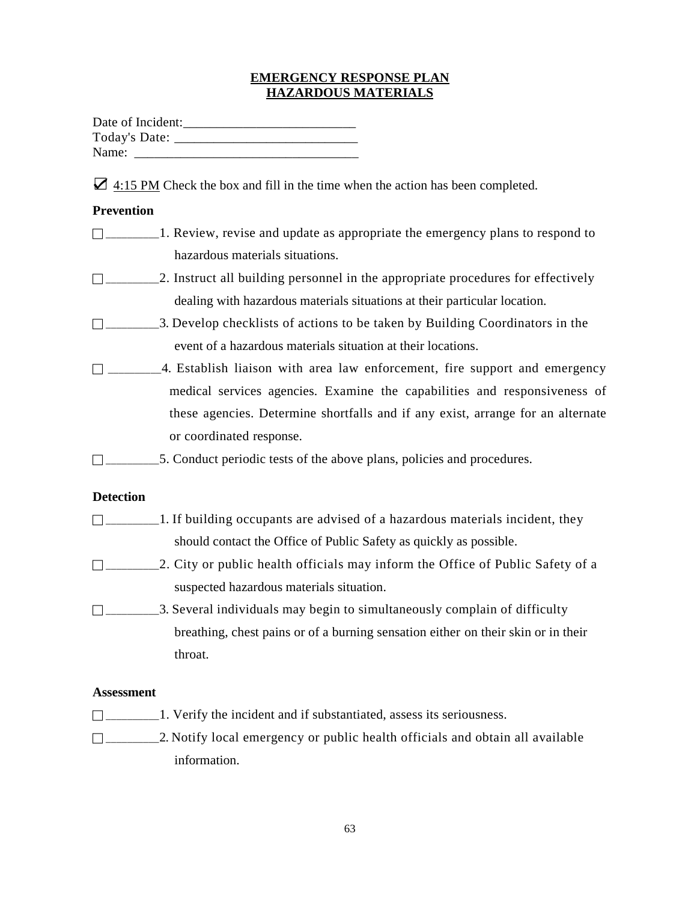**EMERGENCY RESPONSE PLAN**
**HAZARDOUS MATERIALS**

Date of Incident:__________________________
Today's Date: ____________________________
Name: __________________________________

☑ 4:15 PM Check the box and fill in the time when the action has been completed.

**Prevention**

☐ ________1. Review, revise and update as appropriate the emergency plans to respond to hazardous materials situations.

☐ ________2. Instruct all building personnel in the appropriate procedures for effectively dealing with hazardous materials situations at their particular location.

☐ ________3. Develop checklists of actions to be taken by Building Coordinators in the event of a hazardous materials situation at their locations.

☐ ________4. Establish liaison with area law enforcement, fire support and emergency medical services agencies. Examine the capabilities and responsiveness of these agencies. Determine shortfalls and if any exist, arrange for an alternate or coordinated response.

☐ ________5. Conduct periodic tests of the above plans, policies and procedures.

**Detection**

☐ ________1. If building occupants are advised of a hazardous materials incident, they should contact the Office of Public Safety as quickly as possible.

☐ ________2. City or public health officials may inform the Office of Public Safety of a suspected hazardous materials situation.

☐ ________3. Several individuals may begin to simultaneously complain of difficulty breathing, chest pains or of a burning sensation either on their skin or in their throat.

**Assessment**

☐ ________1. Verify the incident and if substantiated, assess its seriousness.

☐ ________2. Notify local emergency or public health officials and obtain all available information.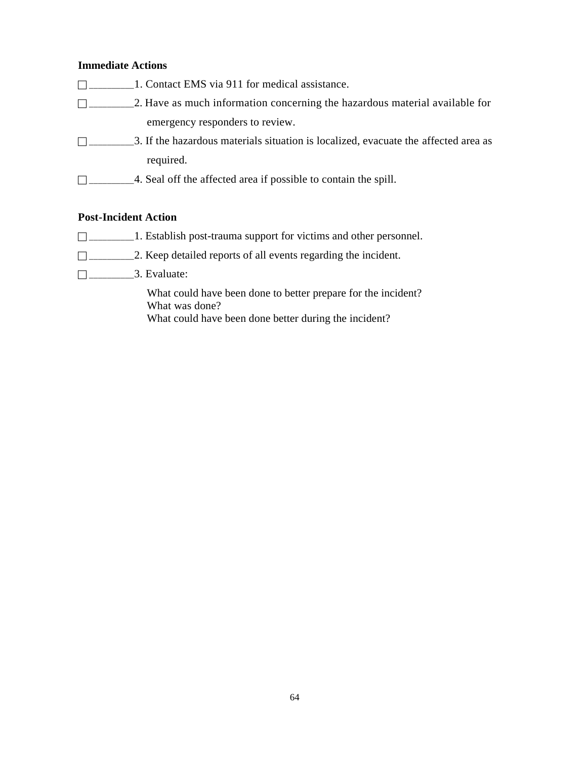**Immediate Actions**

☐ ________1. Contact EMS via 911 for medical assistance.

☐ ________2. Have as much information concerning the hazardous material available for emergency responders to review.

☐ ________3. If the hazardous materials situation is localized, evacuate the affected area as required.

☐ ________4. Seal off the affected area if possible to contain the spill.

**Post-Incident Action**

☐ ________1. Establish post-trauma support for victims and other personnel.

☐ ________2. Keep detailed reports of all events regarding the incident.

☐ ________3. Evaluate:

What could have been done to better prepare for the incident?
What was done?
What could have been done better during the incident?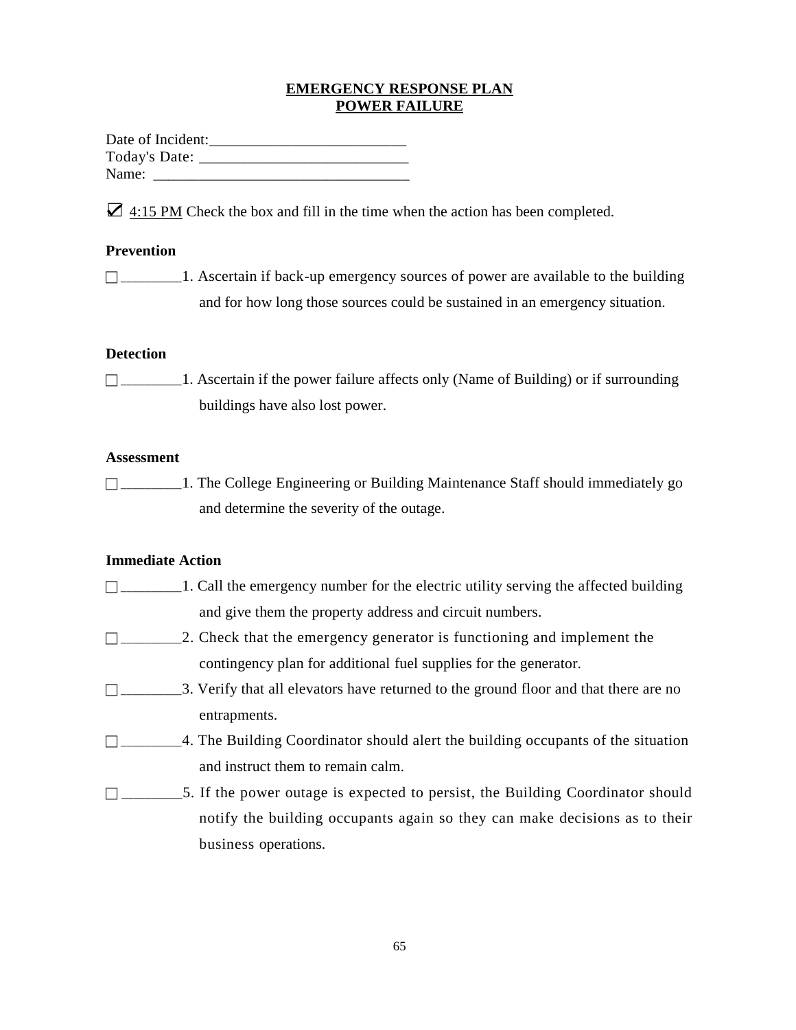# EMERGENCY RESPONSE PLAN
# POWER FAILURE

Date of Incident:__________________________
Today's Date: ___________________________
Name: _________________________________

☑ 4:15 PM Check the box and fill in the time when the action has been completed.

**Prevention**

☐ ________1. Ascertain if back-up emergency sources of power are available to the building and for how long those sources could be sustained in an emergency situation.

**Detection**

☐ ________1. Ascertain if the power failure affects only (Name of Building) or if surrounding buildings have also lost power.

**Assessment**

☐ ________1. The College Engineering or Building Maintenance Staff should immediately go and determine the severity of the outage.

**Immediate Action**

☐ ________1. Call the emergency number for the electric utility serving the affected building and give them the property address and circuit numbers.

☐ ________2. Check that the emergency generator is functioning and implement the contingency plan for additional fuel supplies for the generator.

☐ ________3. Verify that all elevators have returned to the ground floor and that there are no entrapments.

☐ ________4. The Building Coordinator should alert the building occupants of the situation and instruct them to remain calm.

☐ ________5. If the power outage is expected to persist, the Building Coordinator should notify the building occupants again so they can make decisions as to their business operations.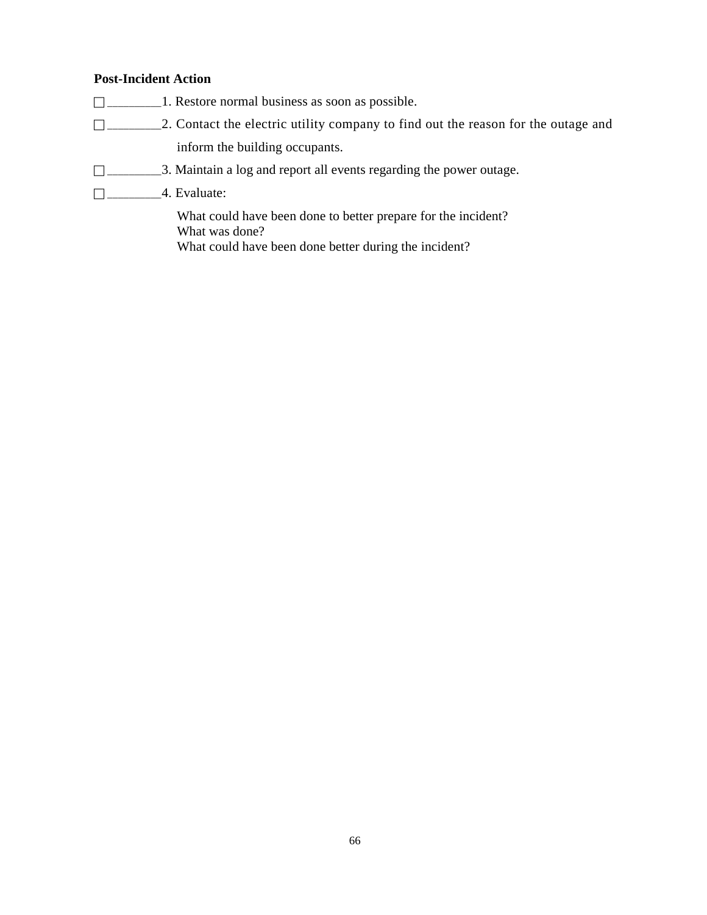**Post-Incident Action**

☐ ________1. Restore normal business as soon as possible.

☐ ________2. Contact the electric utility company to find out the reason for the outage and inform the building occupants.

☐ ________3. Maintain a log and report all events regarding the power outage.

☐ ________4. Evaluate:

What could have been done to better prepare for the incident?
What was done?
What could have been done better during the incident?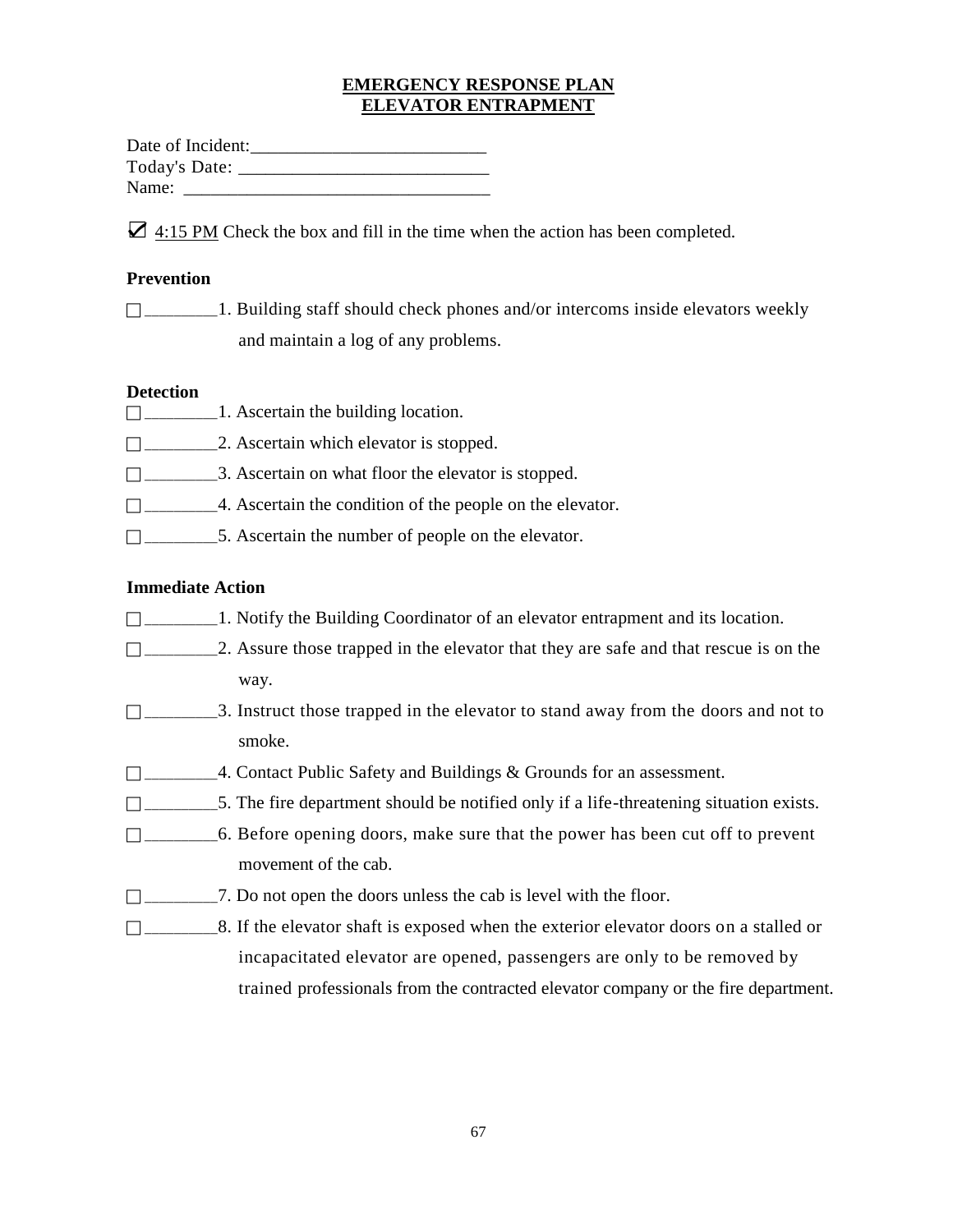# EMERGENCY RESPONSE PLAN
# ELEVATOR ENTRAPMENT

Date of Incident:__________________________
Today's Date: ____________________________
Name: ___________________________________

☑ 4:15 PM Check the box and fill in the time when the action has been completed.

**Prevention**

☐ ________1. Building staff should check phones and/or intercoms inside elevators weekly and maintain a log of any problems.

**Detection**

☐ ________1. Ascertain the building location.

☐ ________2. Ascertain which elevator is stopped.

☐ ________3. Ascertain on what floor the elevator is stopped.

☐ ________4. Ascertain the condition of the people on the elevator.

☐ ________5. Ascertain the number of people on the elevator.

**Immediate Action**

☐ ________1. Notify the Building Coordinator of an elevator entrapment and its location.

☐ ________2. Assure those trapped in the elevator that they are safe and that rescue is on the way.

☐ ________3. Instruct those trapped in the elevator to stand away from the doors and not to smoke.

☐ ________4. Contact Public Safety and Buildings & Grounds for an assessment.

☐ ________5. The fire department should be notified only if a life-threatening situation exists.

☐ ________6. Before opening doors, make sure that the power has been cut off to prevent movement of the cab.

☐ ________7. Do not open the doors unless the cab is level with the floor.

☐ ________8. If the elevator shaft is exposed when the exterior elevator doors on a stalled or incapacitated elevator are opened, passengers are only to be removed by trained professionals from the contracted elevator company or the fire department.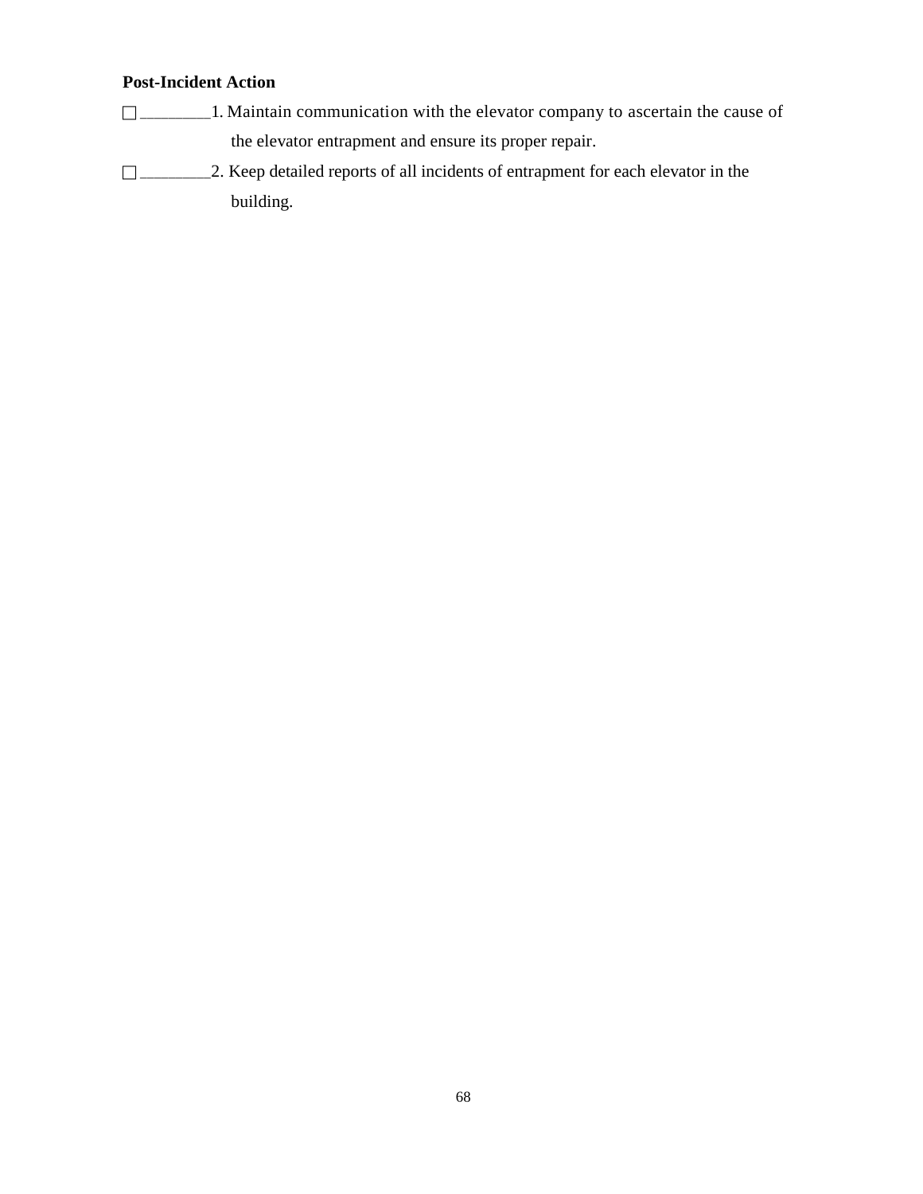**Post-Incident Action**

☐ ________1. Maintain communication with the elevator company to ascertain the cause of the elevator entrapment and ensure its proper repair.

☐ ________2. Keep detailed reports of all incidents of entrapment for each elevator in the building.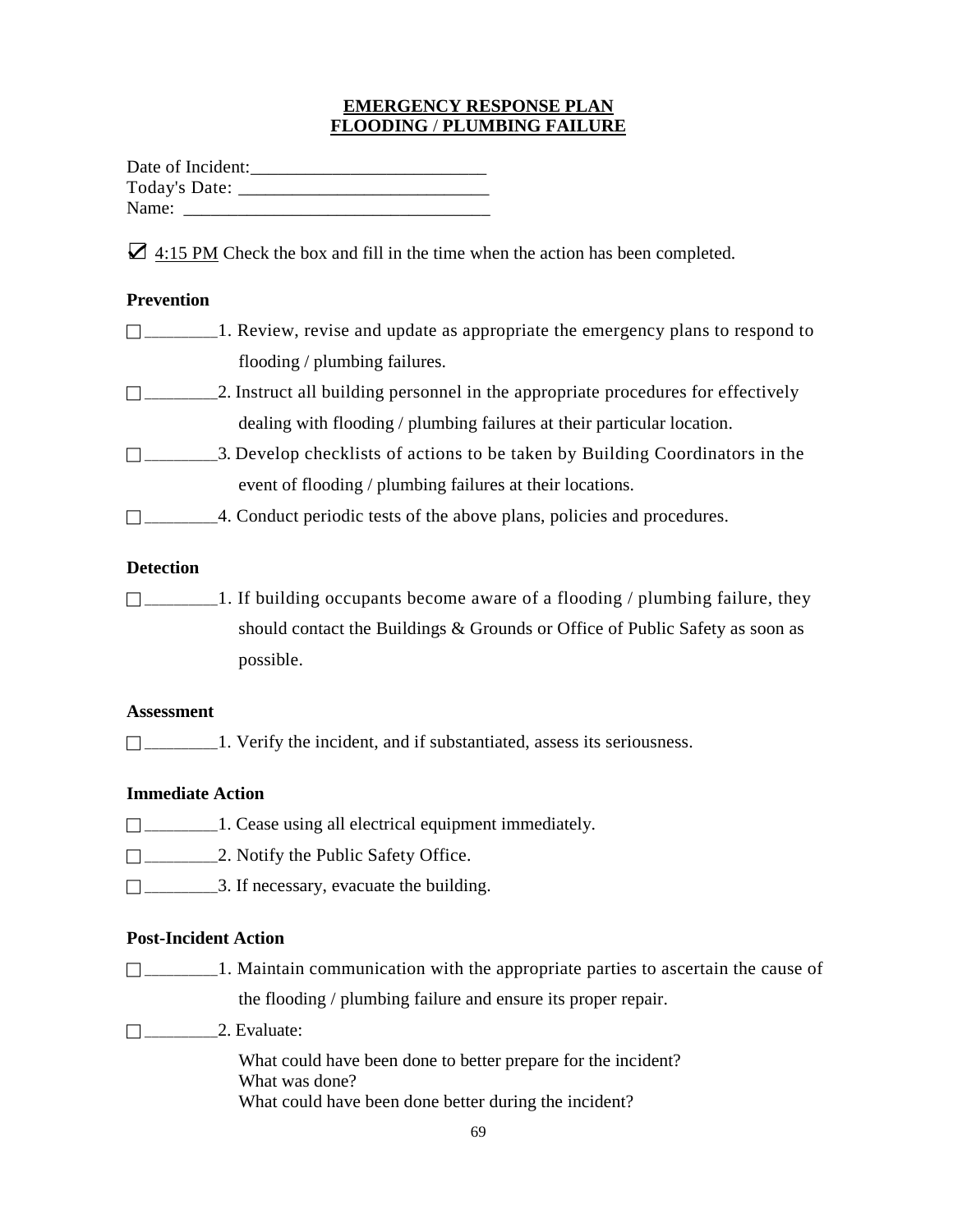**EMERGENCY RESPONSE PLAN**
**FLOODING / PLUMBING FAILURE**

Date of Incident:__________________________
Today's Date: ___________________________
Name: _________________________________

☑ 4:15 PM Check the box and fill in the time when the action has been completed.

**Prevention**

☐ ________1. Review, revise and update as appropriate the emergency plans to respond to flooding / plumbing failures.

☐ ________2. Instruct all building personnel in the appropriate procedures for effectively dealing with flooding / plumbing failures at their particular location.

☐ ________3. Develop checklists of actions to be taken by Building Coordinators in the event of flooding / plumbing failures at their locations.

☐ ________4. Conduct periodic tests of the above plans, policies and procedures.

**Detection**

☐ ________1. If building occupants become aware of a flooding / plumbing failure, they should contact the Buildings & Grounds or Office of Public Safety as soon as possible.

**Assessment**

☐ ________1. Verify the incident, and if substantiated, assess its seriousness.

**Immediate Action**

☐ ________1. Cease using all electrical equipment immediately.

☐ ________2. Notify the Public Safety Office.

☐ ________3. If necessary, evacuate the building.

**Post-Incident Action**

☐ ________1. Maintain communication with the appropriate parties to ascertain the cause of the flooding / plumbing failure and ensure its proper repair.

☐ ________2. Evaluate:

What could have been done to better prepare for the incident?
What was done?
What could have been done better during the incident?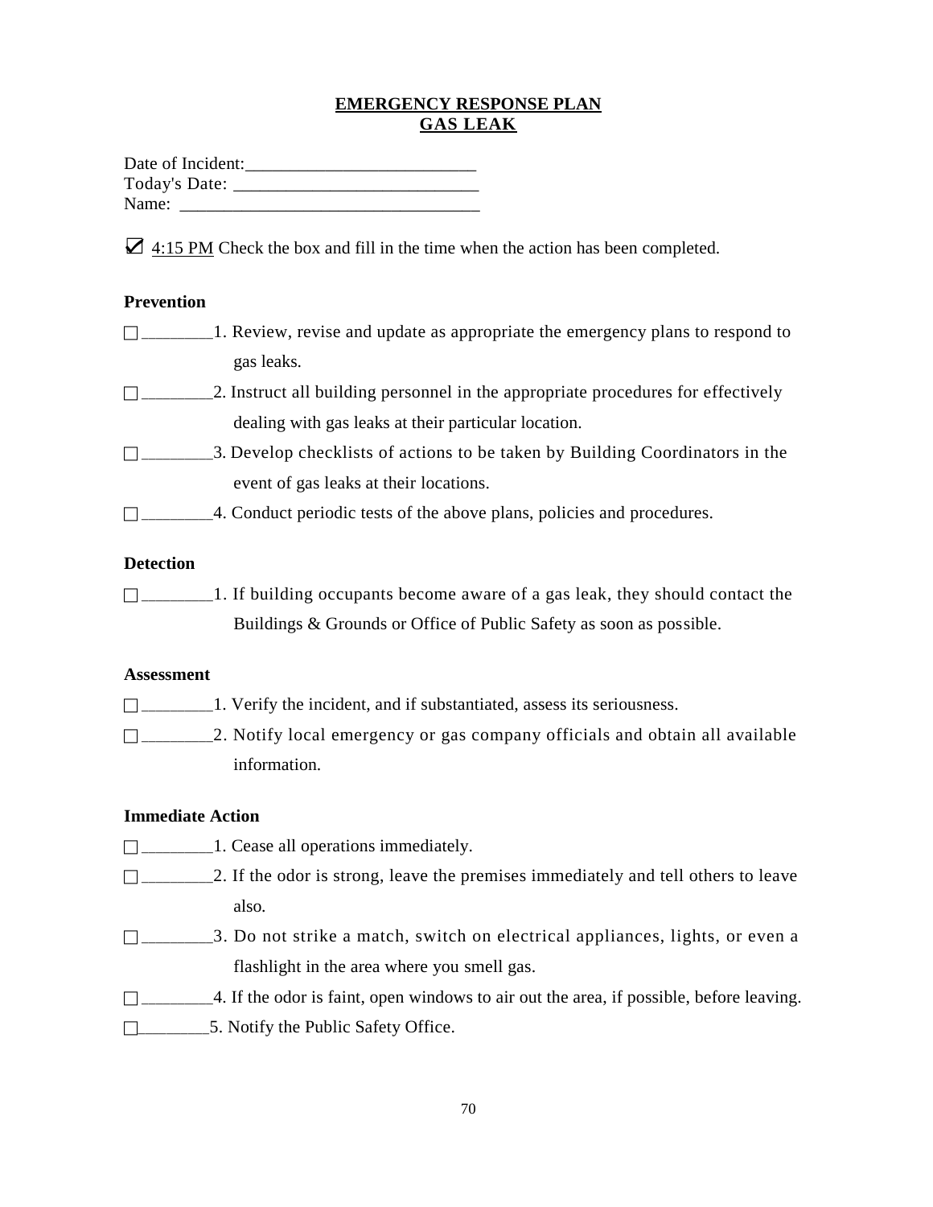# EMERGENCY RESPONSE PLAN
# GAS LEAK

Date of Incident:__________________________
Today's Date: ____________________________
Name: _________________________________

☑ 4:15 PM Check the box and fill in the time when the action has been completed.

**Prevention**

☐ ________1. Review, revise and update as appropriate the emergency plans to respond to gas leaks.

☐ ________2. Instruct all building personnel in the appropriate procedures for effectively dealing with gas leaks at their particular location.

☐ ________3. Develop checklists of actions to be taken by Building Coordinators in the event of gas leaks at their locations.

☐ ________4. Conduct periodic tests of the above plans, policies and procedures.

**Detection**

☐ ________1. If building occupants become aware of a gas leak, they should contact the Buildings & Grounds or Office of Public Safety as soon as possible.

**Assessment**

☐ ________1. Verify the incident, and if substantiated, assess its seriousness.

☐ ________2. Notify local emergency or gas company officials and obtain all available information.

**Immediate Action**

☐ ________1. Cease all operations immediately.

☐ ________2. If the odor is strong, leave the premises immediately and tell others to leave also.

☐ ________3. Do not strike a match, switch on electrical appliances, lights, or even a flashlight in the area where you smell gas.

☐ ________4. If the odor is faint, open windows to air out the area, if possible, before leaving.

☐ ________5. Notify the Public Safety Office.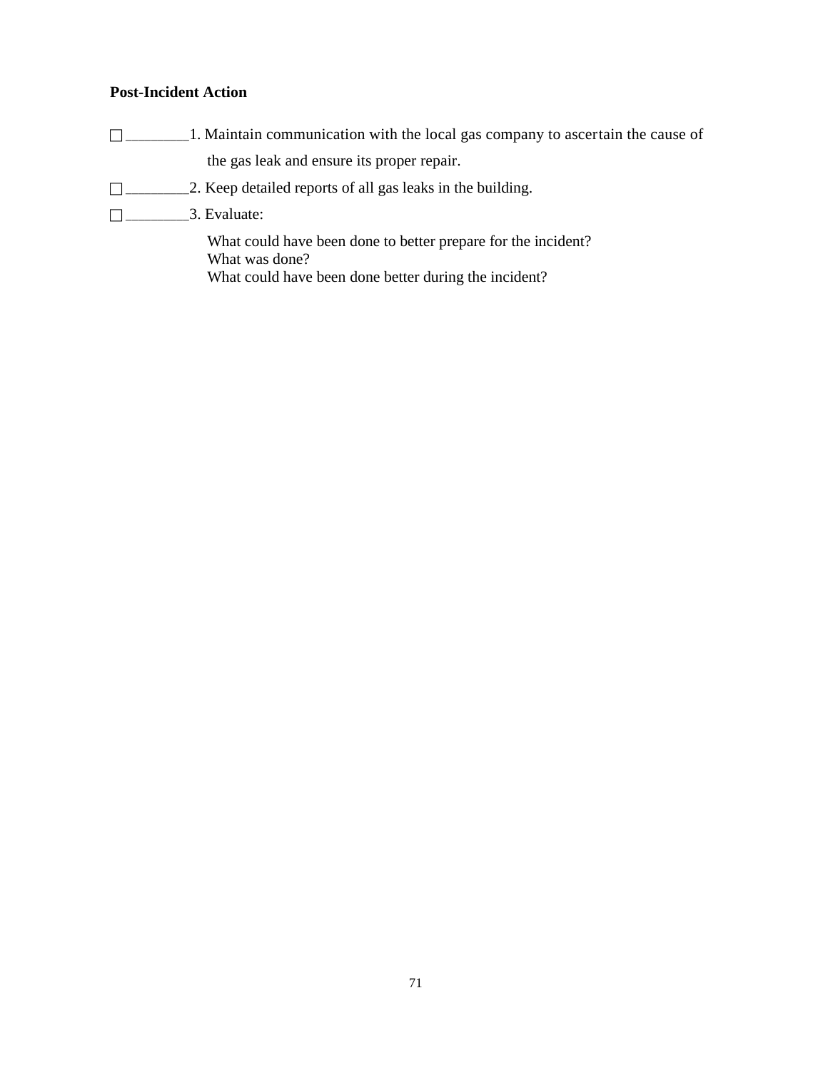**Post-Incident Action**

☐ ________1. Maintain communication with the local gas company to ascertain the cause of the gas leak and ensure its proper repair.

☐ ________2. Keep detailed reports of all gas leaks in the building.

☐ ________3. Evaluate:

What could have been done to better prepare for the incident?
What was done?
What could have been done better during the incident?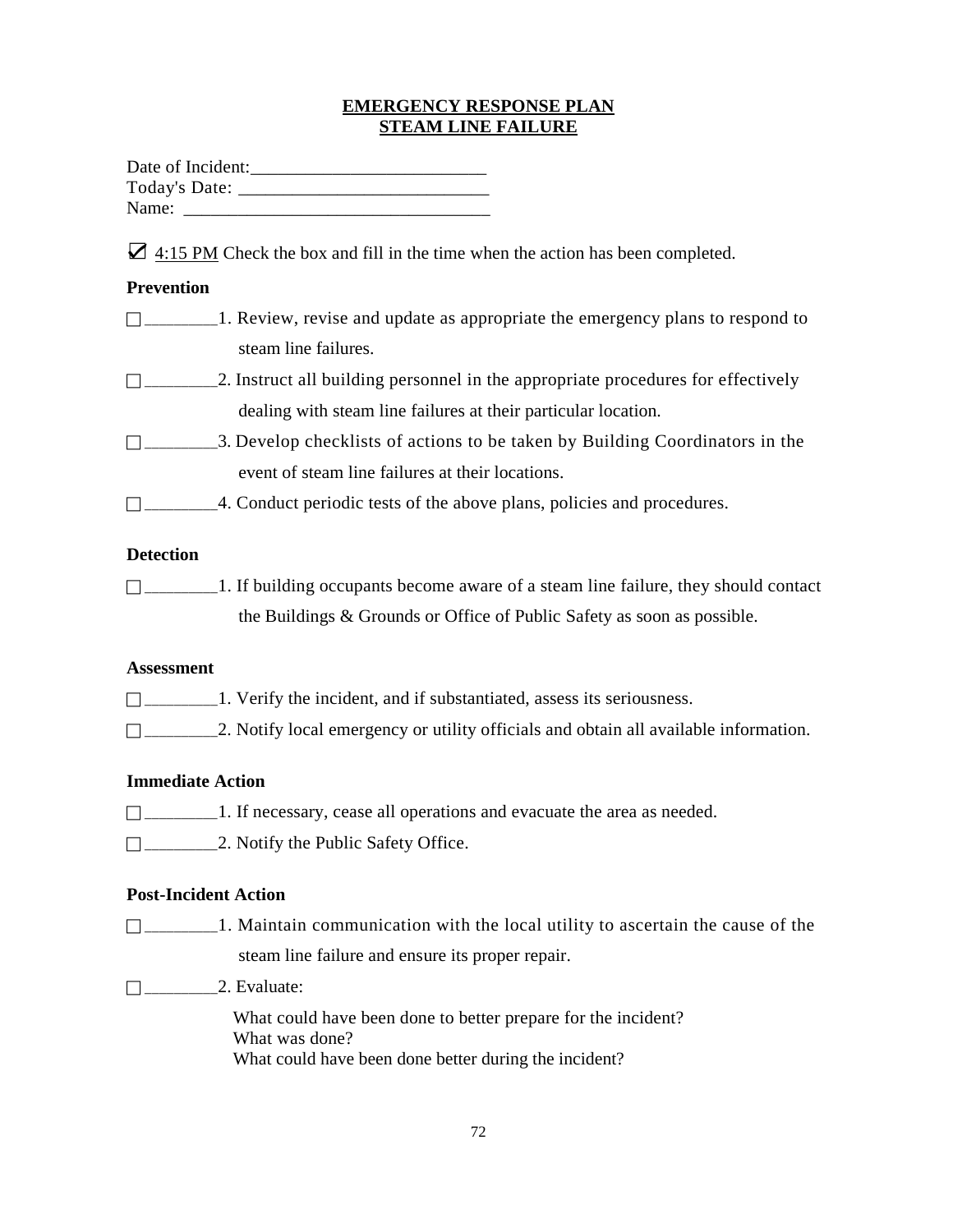**EMERGENCY RESPONSE PLAN**
**STEAM LINE FAILURE**

Date of Incident:__________________________
Today's Date: ___________________________
Name: _________________________________

☑ 4:15 PM Check the box and fill in the time when the action has been completed.

**Prevention**

☐ ________1. Review, revise and update as appropriate the emergency plans to respond to steam line failures.

☐ ________2. Instruct all building personnel in the appropriate procedures for effectively dealing with steam line failures at their particular location.

☐ ________3. Develop checklists of actions to be taken by Building Coordinators in the event of steam line failures at their locations.

☐ ________4. Conduct periodic tests of the above plans, policies and procedures.

**Detection**

☐ ________1. If building occupants become aware of a steam line failure, they should contact the Buildings & Grounds or Office of Public Safety as soon as possible.

**Assessment**

☐ ________1. Verify the incident, and if substantiated, assess its seriousness.

☐ ________2. Notify local emergency or utility officials and obtain all available information.

**Immediate Action**

☐ ________1. If necessary, cease all operations and evacuate the area as needed.

☐ ________2. Notify the Public Safety Office.

**Post-Incident Action**

☐ ________1. Maintain communication with the local utility to ascertain the cause of the steam line failure and ensure its proper repair.

☐ ________2. Evaluate:

What could have been done to better prepare for the incident?
What was done?
What could have been done better during the incident?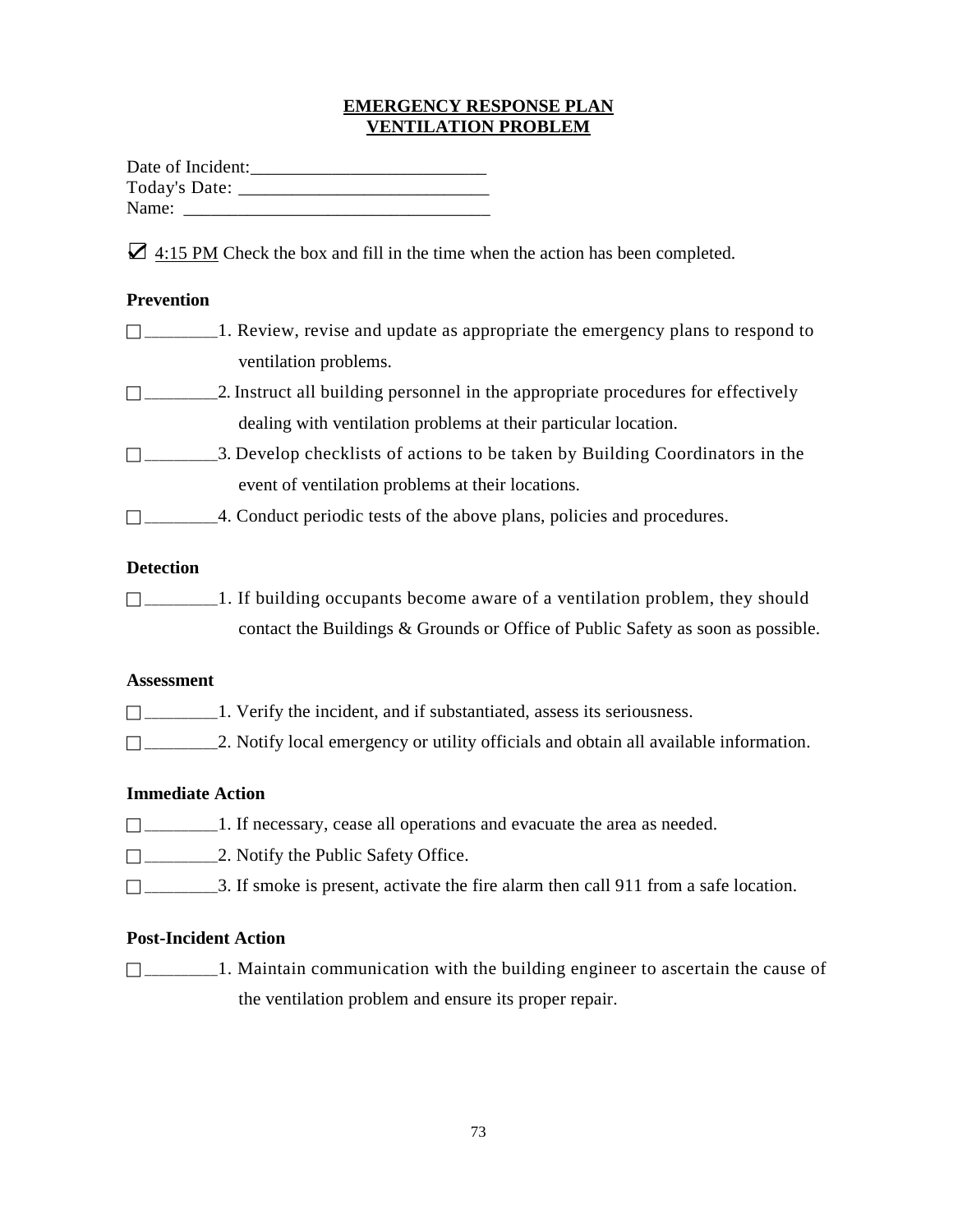# EMERGENCY RESPONSE PLAN
# VENTILATION PROBLEM

Date of Incident:__________________________

Today's Date: ___________________________

Name: _________________________________

☑ 4:15 PM Check the box and fill in the time when the action has been completed.

**Prevention**

☐ ________1. Review, revise and update as appropriate the emergency plans to respond to ventilation problems.

☐ ________2. Instruct all building personnel in the appropriate procedures for effectively dealing with ventilation problems at their particular location.

☐ ________3. Develop checklists of actions to be taken by Building Coordinators in the event of ventilation problems at their locations.

☐ ________4. Conduct periodic tests of the above plans, policies and procedures.

**Detection**

☐ ________1. If building occupants become aware of a ventilation problem, they should contact the Buildings & Grounds or Office of Public Safety as soon as possible.

**Assessment**

☐ ________1. Verify the incident, and if substantiated, assess its seriousness.

☐ ________2. Notify local emergency or utility officials and obtain all available information.

**Immediate Action**

☐ ________1. If necessary, cease all operations and evacuate the area as needed.

☐ ________2. Notify the Public Safety Office.

☐ ________3. If smoke is present, activate the fire alarm then call 911 from a safe location.

**Post-Incident Action**

☐ ________1. Maintain communication with the building engineer to ascertain the cause of the ventilation problem and ensure its proper repair.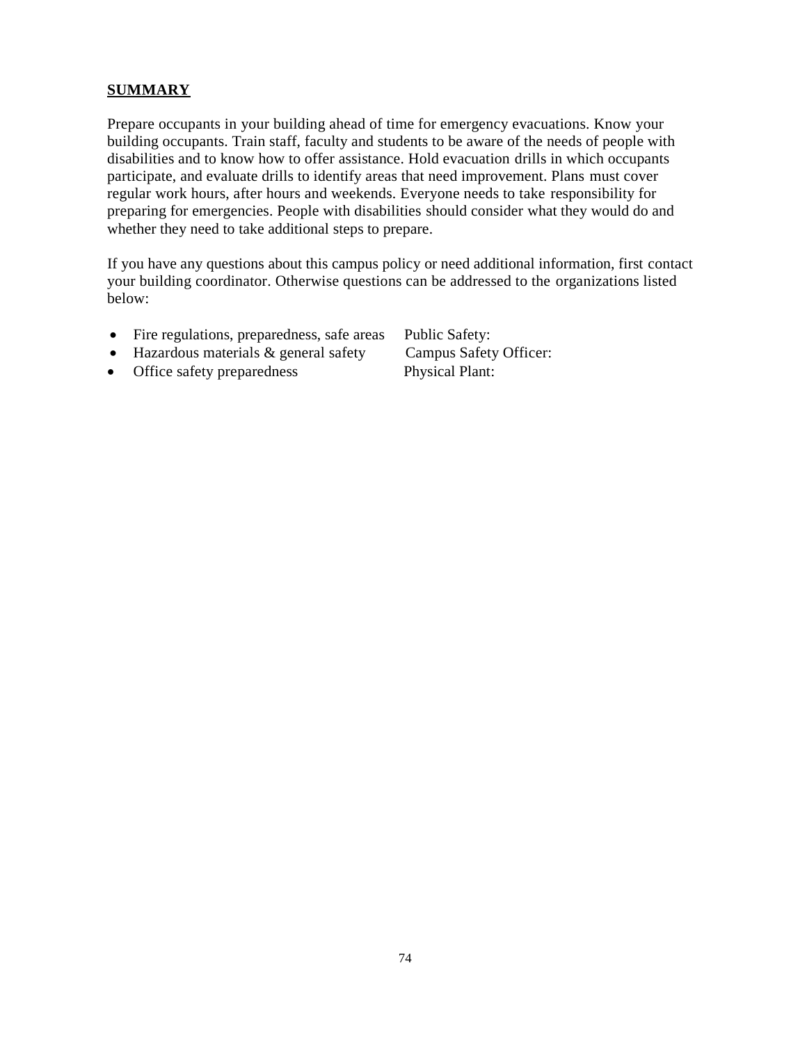## SUMMARY

Prepare occupants in your building ahead of time for emergency evacuations. Know your building occupants. Train staff, faculty and students to be aware of the needs of people with disabilities and to know how to offer assistance. Hold evacuation drills in which occupants participate, and evaluate drills to identify areas that need improvement. Plans must cover regular work hours, after hours and weekends. Everyone needs to take responsibility for preparing for emergencies. People with disabilities should consider what they would do and whether they need to take additional steps to prepare.

If you have any questions about this campus policy or need additional information, first contact your building coordinator. Otherwise questions can be addressed to the organizations listed below:

- Fire regulations, preparedness, safe areas    Public Safety:
- Hazardous materials & general safety    Campus Safety Officer:
- Office safety preparedness    Physical Plant: